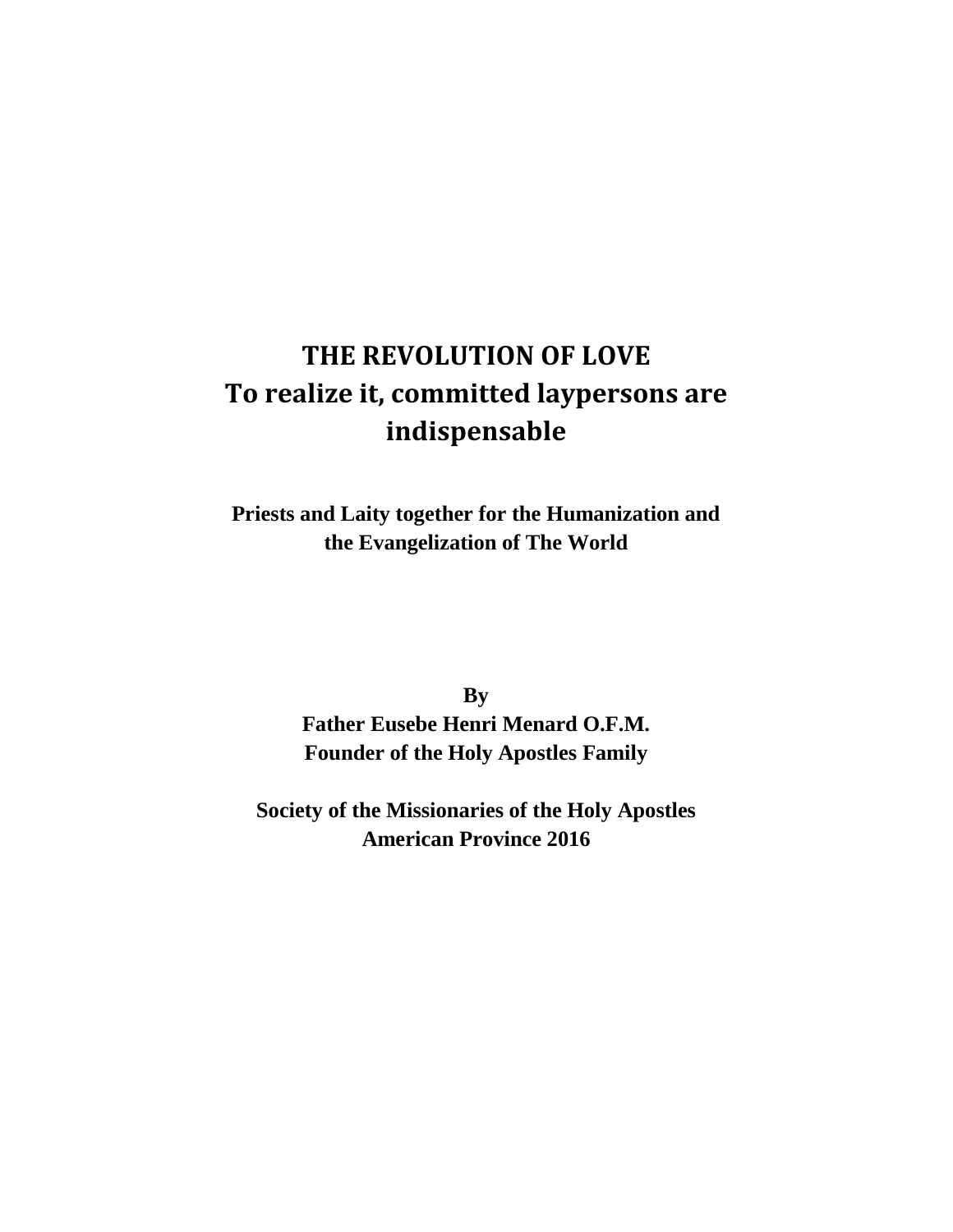# THE REVOLUTION OF LOVE
# To realize it, committed laypersons are indispensable

**Priests and Laity together for the Humanization and the Evangelization of The World**

**By**
**Father Eusebe Henri Menard O.F.M.**
**Founder of the Holy Apostles Family**

**Society of the Missionaries of the Holy Apostles**
**American Province 2016**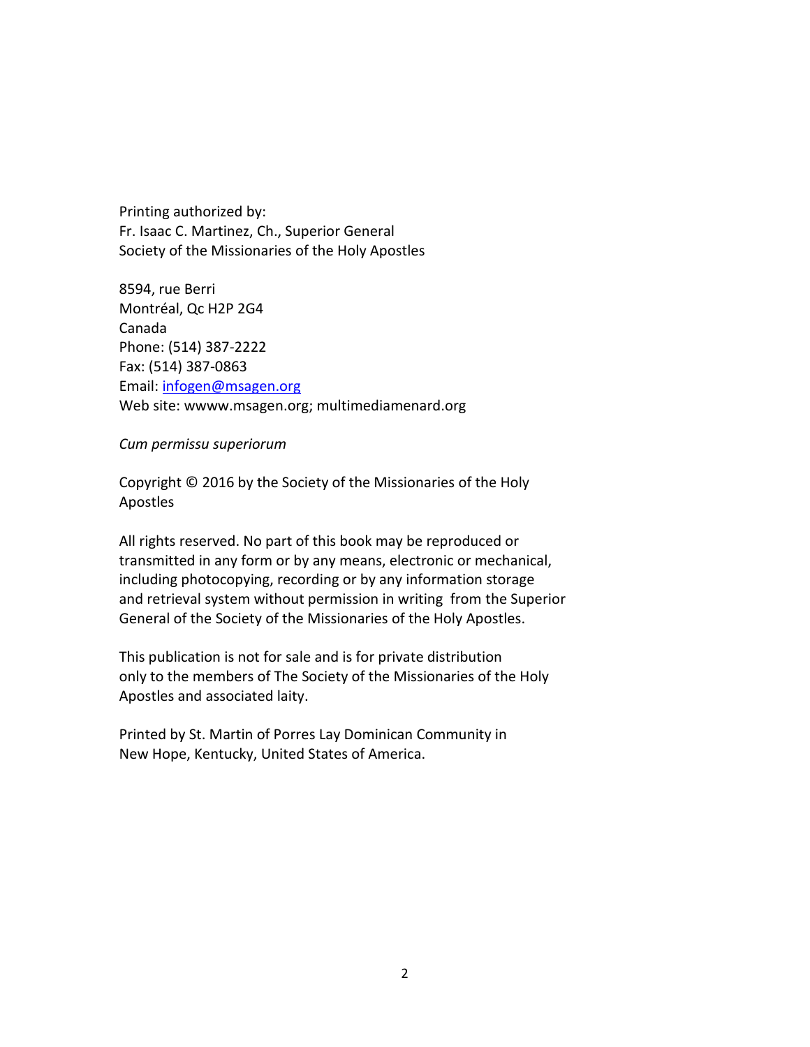Printing authorized by:
Fr. Isaac C. Martinez, Ch., Superior General
Society of the Missionaries of the Holy Apostles

8594, rue Berri
Montréal, Qc H2P 2G4
Canada
Phone: (514) 387-2222
Fax: (514) 387-0863
Email: [infogen@msagen.org](mailto:infogen@msagen.org)
Web site: wwww.msagen.org; multimediamenard.org

*Cum permissu superiorum*

Copyright © 2016 by the Society of the Missionaries of the Holy Apostles

All rights reserved. No part of this book may be reproduced or transmitted in any form or by any means, electronic or mechanical, including photocopying, recording or by any information storage and retrieval system without permission in writing from the Superior General of the Society of the Missionaries of the Holy Apostles.

This publication is not for sale and is for private distribution only to the members of The Society of the Missionaries of the Holy Apostles and associated laity.

Printed by St. Martin of Porres Lay Dominican Community in New Hope, Kentucky, United States of America.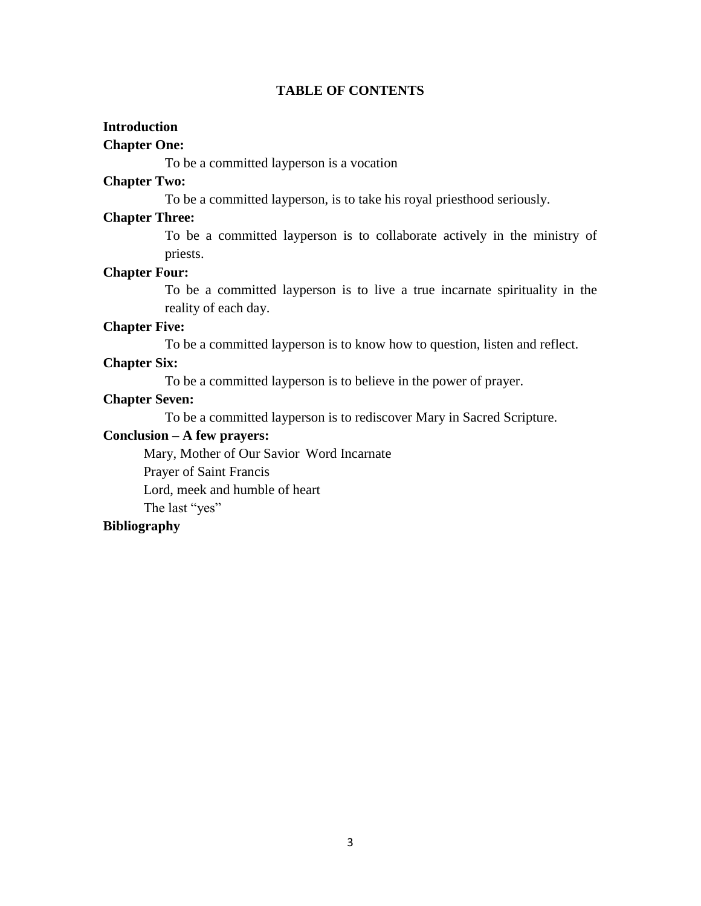# TABLE OF CONTENTS

**Introduction**

**Chapter One:**

To be a committed layperson is a vocation

**Chapter Two:**

To be a committed layperson, is to take his royal priesthood seriously.

**Chapter Three:**

To be a committed layperson is to collaborate actively in the ministry of priests.

**Chapter Four:**

To be a committed layperson is to live a true incarnate spirituality in the reality of each day.

**Chapter Five:**

To be a committed layperson is to know how to question, listen and reflect.

**Chapter Six:**

To be a committed layperson is to believe in the power of prayer.

**Chapter Seven:**

To be a committed layperson is to rediscover Mary in Sacred Scripture.

**Conclusion – A few prayers:**

Mary, Mother of Our Savior Word Incarnate

Prayer of Saint Francis

Lord, meek and humble of heart

The last "yes"

**Bibliography**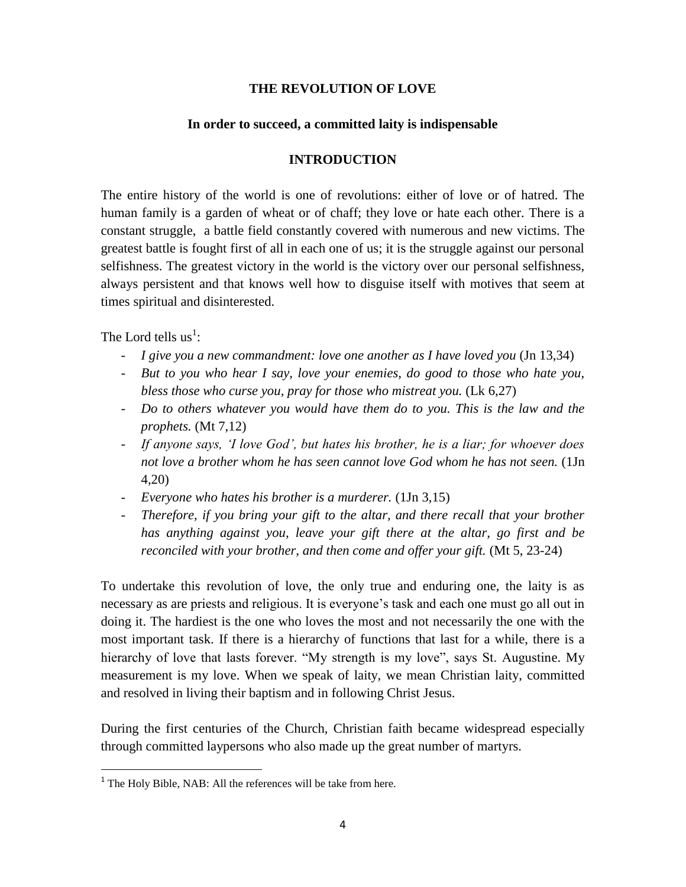# THE REVOLUTION OF LOVE

## In order to succeed, a committed laity is indispensable

## INTRODUCTION

The entire history of the world is one of revolutions: either of love or of hatred. The human family is a garden of wheat or of chaff; they love or hate each other. There is a constant struggle, a battle field constantly covered with numerous and new victims. The greatest battle is fought first of all in each one of us; it is the struggle against our personal selfishness. The greatest victory in the world is the victory over our personal selfishness, always persistent and that knows well how to disguise itself with motives that seem at times spiritual and disinterested.

The Lord tells us[1]:

- *I give you a new commandment: love one another as I have loved you* (Jn 13,34)
- *But to you who hear I say, love your enemies, do good to those who hate you, bless those who curse you, pray for those who mistreat you.* (Lk 6,27)
- *Do to others whatever you would have them do to you. This is the law and the prophets.* (Mt 7,12)
- *If anyone says, 'I love God', but hates his brother, he is a liar; for whoever does not love a brother whom he has seen cannot love God whom he has not seen.* (1Jn 4,20)
- *Everyone who hates his brother is a murderer.* (1Jn 3,15)
- *Therefore, if you bring your gift to the altar, and there recall that your brother has anything against you, leave your gift there at the altar, go first and be reconciled with your brother, and then come and offer your gift.* (Mt 5, 23-24)

To undertake this revolution of love, the only true and enduring one, the laity is as necessary as are priests and religious. It is everyone's task and each one must go all out in doing it. The hardiest is the one who loves the most and not necessarily the one with the most important task. If there is a hierarchy of functions that last for a while, there is a hierarchy of love that lasts forever. "My strength is my love", says St. Augustine. My measurement is my love. When we speak of laity, we mean Christian laity, committed and resolved in living their baptism and in following Christ Jesus.

During the first centuries of the Church, Christian faith became widespread especially through committed laypersons who also made up the great number of martyrs.

---

[1] The Holy Bible, NAB: All the references will be take from here.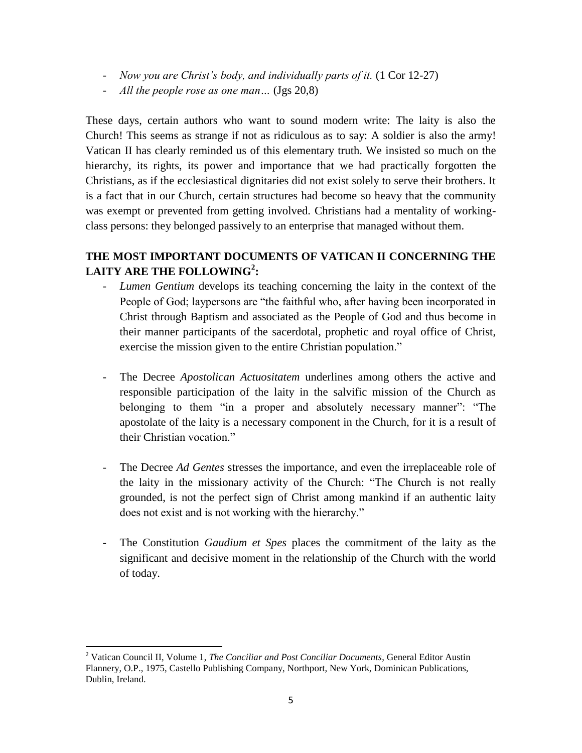- *Now you are Christ's body, and individually parts of it.* (1 Cor 12-27)
- *All the people rose as one man…* (Jgs 20,8)

These days, certain authors who want to sound modern write: The laity is also the Church! This seems as strange if not as ridiculous as to say: A soldier is also the army! Vatican II has clearly reminded us of this elementary truth. We insisted so much on the hierarchy, its rights, its power and importance that we had practically forgotten the Christians, as if the ecclesiastical dignitaries did not exist solely to serve their brothers. It is a fact that in our Church, certain structures had become so heavy that the community was exempt or prevented from getting involved. Christians had a mentality of working-class persons: they belonged passively to an enterprise that managed without them.

**THE MOST IMPORTANT DOCUMENTS OF VATICAN II CONCERNING THE LAITY ARE THE FOLLOWING[2]:**

- *Lumen Gentium* develops its teaching concerning the laity in the context of the People of God; laypersons are "the faithful who, after having been incorporated in Christ through Baptism and associated as the People of God and thus become in their manner participants of the sacerdotal, prophetic and royal office of Christ, exercise the mission given to the entire Christian population."

- The Decree *Apostolican Actuositatem* underlines among others the active and responsible participation of the laity in the salvific mission of the Church as belonging to them "in a proper and absolutely necessary manner": "The apostolate of the laity is a necessary component in the Church, for it is a result of their Christian vocation."

- The Decree *Ad Gentes* stresses the importance, and even the irreplaceable role of the laity in the missionary activity of the Church: "The Church is not really grounded, is not the perfect sign of Christ among mankind if an authentic laity does not exist and is not working with the hierarchy."

- The Constitution *Gaudium et Spes* places the commitment of the laity as the significant and decisive moment in the relationship of the Church with the world of today.

---

[2] Vatican Council II, Volume 1, *The Conciliar and Post Conciliar Documents*, General Editor Austin Flannery, O.P., 1975, Castello Publishing Company, Northport, New York, Dominican Publications, Dublin, Ireland.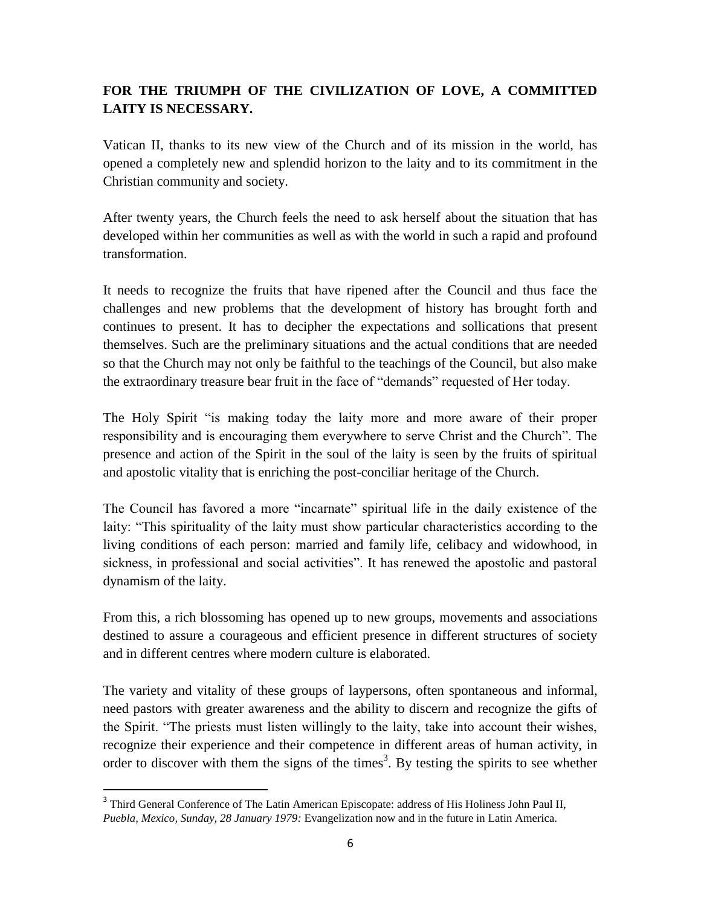**FOR THE TRIUMPH OF THE CIVILIZATION OF LOVE, A COMMITTED LAITY IS NECESSARY.**

Vatican II, thanks to its new view of the Church and of its mission in the world, has opened a completely new and splendid horizon to the laity and to its commitment in the Christian community and society.

After twenty years, the Church feels the need to ask herself about the situation that has developed within her communities as well as with the world in such a rapid and profound transformation.

It needs to recognize the fruits that have ripened after the Council and thus face the challenges and new problems that the development of history has brought forth and continues to present. It has to decipher the expectations and sollications that present themselves. Such are the preliminary situations and the actual conditions that are needed so that the Church may not only be faithful to the teachings of the Council, but also make the extraordinary treasure bear fruit in the face of "demands" requested of Her today.

The Holy Spirit "is making today the laity more and more aware of their proper responsibility and is encouraging them everywhere to serve Christ and the Church". The presence and action of the Spirit in the soul of the laity is seen by the fruits of spiritual and apostolic vitality that is enriching the post-conciliar heritage of the Church.

The Council has favored a more "incarnate" spiritual life in the daily existence of the laity: "This spirituality of the laity must show particular characteristics according to the living conditions of each person: married and family life, celibacy and widowhood, in sickness, in professional and social activities". It has renewed the apostolic and pastoral dynamism of the laity.

From this, a rich blossoming has opened up to new groups, movements and associations destined to assure a courageous and efficient presence in different structures of society and in different centres where modern culture is elaborated.

The variety and vitality of these groups of laypersons, often spontaneous and informal, need pastors with greater awareness and the ability to discern and recognize the gifts of the Spirit. "The priests must listen willingly to the laity, take into account their wishes, recognize their experience and their competence in different areas of human activity, in order to discover with them the signs of the times[3]. By testing the spirits to see whether

[3] Third General Conference of The Latin American Episcopate: address of His Holiness John Paul II, *Puebla, Mexico, Sunday, 28 January 1979:* Evangelization now and in the future in Latin America.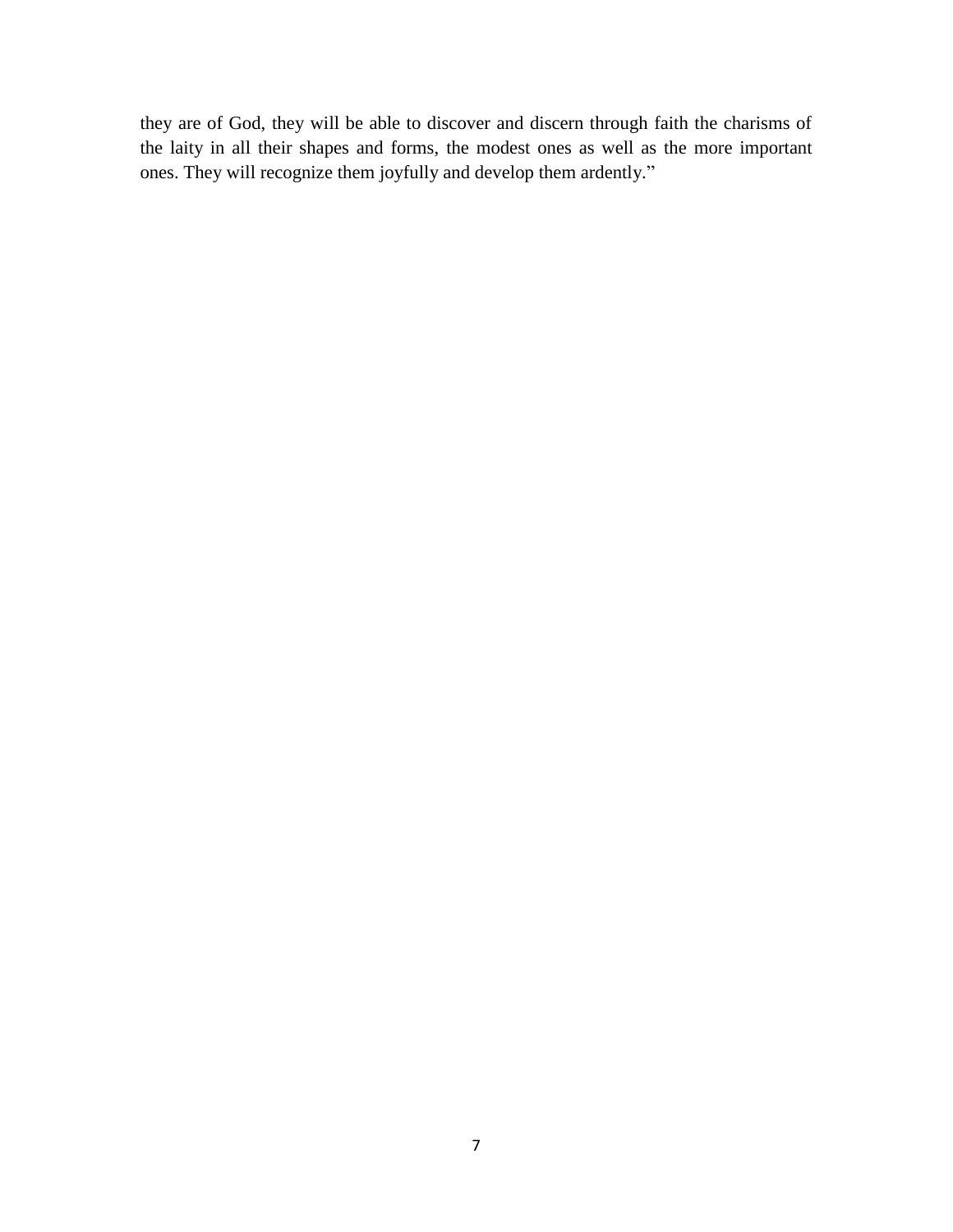they are of God, they will be able to discover and discern through faith the charisms of the laity in all their shapes and forms, the modest ones as well as the more important ones. They will recognize them joyfully and develop them ardently."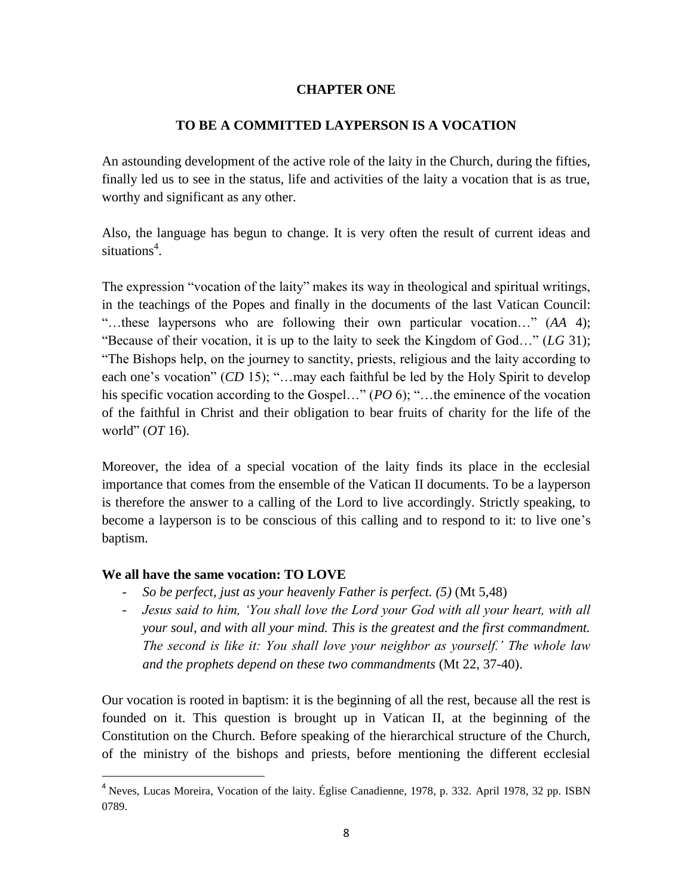# CHAPTER ONE

## TO BE A COMMITTED LAYPERSON IS A VOCATION

An astounding development of the active role of the laity in the Church, during the fifties, finally led us to see in the status, life and activities of the laity a vocation that is as true, worthy and significant as any other.

Also, the language has begun to change. It is very often the result of current ideas and situations[4].

The expression "vocation of the laity" makes its way in theological and spiritual writings, in the teachings of the Popes and finally in the documents of the last Vatican Council: "…these laypersons who are following their own particular vocation…" (*AA* 4); "Because of their vocation, it is up to the laity to seek the Kingdom of God…" (*LG* 31); "The Bishops help, on the journey to sanctity, priests, religious and the laity according to each one's vocation" (*CD* 15); "…may each faithful be led by the Holy Spirit to develop his specific vocation according to the Gospel…" (*PO* 6); "…the eminence of the vocation of the faithful in Christ and their obligation to bear fruits of charity for the life of the world" (*OT* 16).

Moreover, the idea of a special vocation of the laity finds its place in the ecclesial importance that comes from the ensemble of the Vatican II documents. To be a layperson is therefore the answer to a calling of the Lord to live accordingly. Strictly speaking, to become a layperson is to be conscious of this calling and to respond to it: to live one's baptism.

**We all have the same vocation: TO LOVE**

- *So be perfect, just as your heavenly Father is perfect. (5)* (Mt 5,48)
- *Jesus said to him, 'You shall love the Lord your God with all your heart, with all your soul, and with all your mind. This is the greatest and the first commandment. The second is like it: You shall love your neighbor as yourself.' The whole law and the prophets depend on these two commandments* (Mt 22, 37-40).

Our vocation is rooted in baptism: it is the beginning of all the rest, because all the rest is founded on it. This question is brought up in Vatican II, at the beginning of the Constitution on the Church. Before speaking of the hierarchical structure of the Church, of the ministry of the bishops and priests, before mentioning the different ecclesial

---

[4] Neves, Lucas Moreira, Vocation of the laity. Église Canadienne, 1978, p. 332. April 1978, 32 pp. ISBN 0789.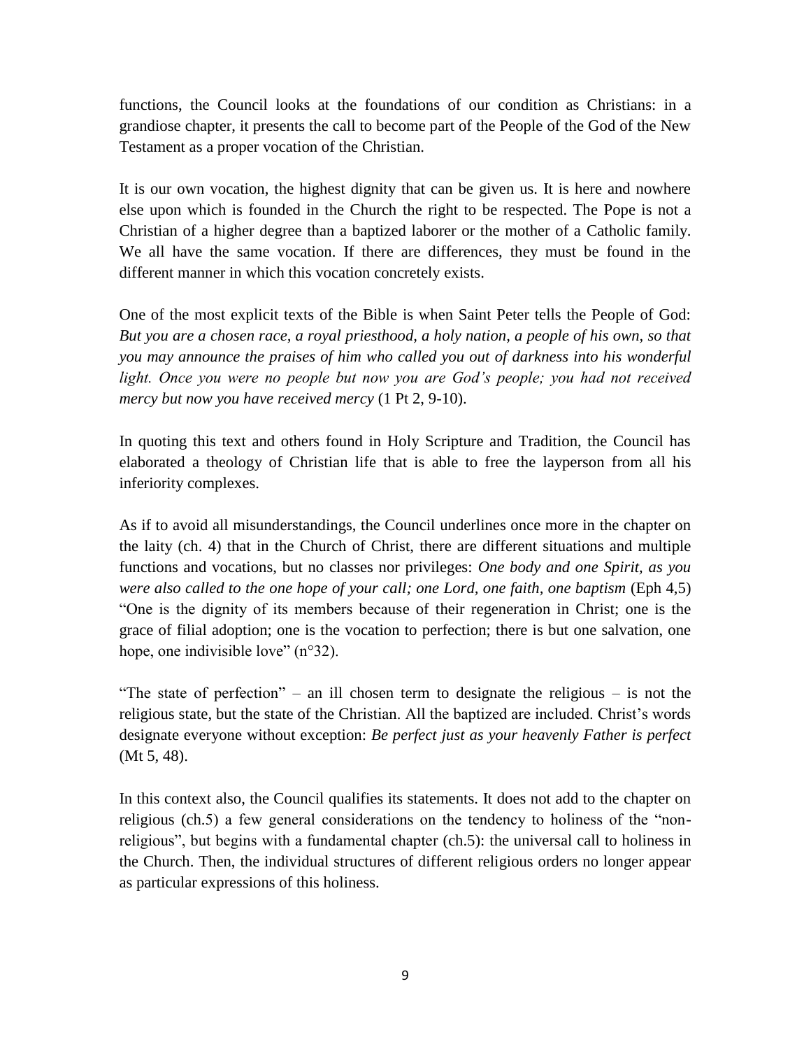functions, the Council looks at the foundations of our condition as Christians: in a grandiose chapter, it presents the call to become part of the People of the God of the New Testament as a proper vocation of the Christian.

It is our own vocation, the highest dignity that can be given us. It is here and nowhere else upon which is founded in the Church the right to be respected. The Pope is not a Christian of a higher degree than a baptized laborer or the mother of a Catholic family. We all have the same vocation. If there are differences, they must be found in the different manner in which this vocation concretely exists.

One of the most explicit texts of the Bible is when Saint Peter tells the People of God: *But you are a chosen race, a royal priesthood, a holy nation, a people of his own, so that you may announce the praises of him who called you out of darkness into his wonderful light. Once you were no people but now you are God's people; you had not received mercy but now you have received mercy* (1 Pt 2, 9-10).

In quoting this text and others found in Holy Scripture and Tradition, the Council has elaborated a theology of Christian life that is able to free the layperson from all his inferiority complexes.

As if to avoid all misunderstandings, the Council underlines once more in the chapter on the laity (ch. 4) that in the Church of Christ, there are different situations and multiple functions and vocations, but no classes nor privileges: *One body and one Spirit, as you were also called to the one hope of your call; one Lord, one faith, one baptism* (Eph 4,5) "One is the dignity of its members because of their regeneration in Christ; one is the grace of filial adoption; one is the vocation to perfection; there is but one salvation, one hope, one indivisible love" (n°32).

"The state of perfection" – an ill chosen term to designate the religious – is not the religious state, but the state of the Christian. All the baptized are included. Christ's words designate everyone without exception: *Be perfect just as your heavenly Father is perfect* (Mt 5, 48).

In this context also, the Council qualifies its statements. It does not add to the chapter on religious (ch.5) a few general considerations on the tendency to holiness of the "non-religious", but begins with a fundamental chapter (ch.5): the universal call to holiness in the Church. Then, the individual structures of different religious orders no longer appear as particular expressions of this holiness.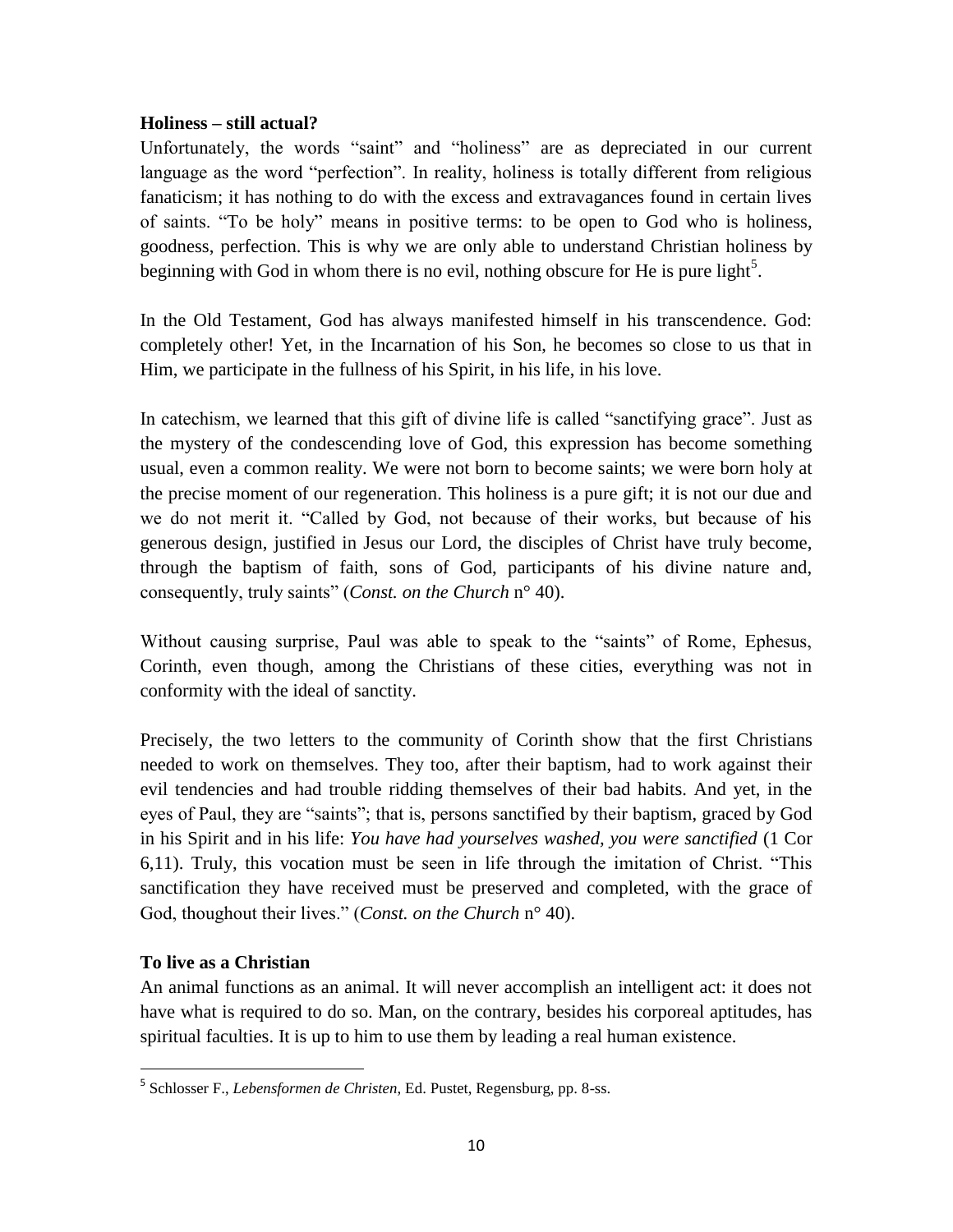**Holiness – still actual?**

Unfortunately, the words "saint" and "holiness" are as depreciated in our current language as the word "perfection". In reality, holiness is totally different from religious fanaticism; it has nothing to do with the excess and extravagances found in certain lives of saints. "To be holy" means in positive terms: to be open to God who is holiness, goodness, perfection. This is why we are only able to understand Christian holiness by beginning with God in whom there is no evil, nothing obscure for He is pure light[5].

In the Old Testament, God has always manifested himself in his transcendence. God: completely other! Yet, in the Incarnation of his Son, he becomes so close to us that in Him, we participate in the fullness of his Spirit, in his life, in his love.

In catechism, we learned that this gift of divine life is called "sanctifying grace". Just as the mystery of the condescending love of God, this expression has become something usual, even a common reality. We were not born to become saints; we were born holy at the precise moment of our regeneration. This holiness is a pure gift; it is not our due and we do not merit it. "Called by God, not because of their works, but because of his generous design, justified in Jesus our Lord, the disciples of Christ have truly become, through the baptism of faith, sons of God, participants of his divine nature and, consequently, truly saints" (*Const. on the Church* n° 40).

Without causing surprise, Paul was able to speak to the "saints" of Rome, Ephesus, Corinth, even though, among the Christians of these cities, everything was not in conformity with the ideal of sanctity.

Precisely, the two letters to the community of Corinth show that the first Christians needed to work on themselves. They too, after their baptism, had to work against their evil tendencies and had trouble ridding themselves of their bad habits. And yet, in the eyes of Paul, they are "saints"; that is, persons sanctified by their baptism, graced by God in his Spirit and in his life: *You have had yourselves washed, you were sanctified* (1 Cor 6,11). Truly, this vocation must be seen in life through the imitation of Christ. "This sanctification they have received must be preserved and completed, with the grace of God, thoughout their lives." (*Const. on the Church* n° 40).

**To live as a Christian**

An animal functions as an animal. It will never accomplish an intelligent act: it does not have what is required to do so. Man, on the contrary, besides his corporeal aptitudes, has spiritual faculties. It is up to him to use them by leading a real human existence.

---

[5] Schlosser F., *Lebensformen de Christen*, Ed. Pustet, Regensburg, pp. 8-ss.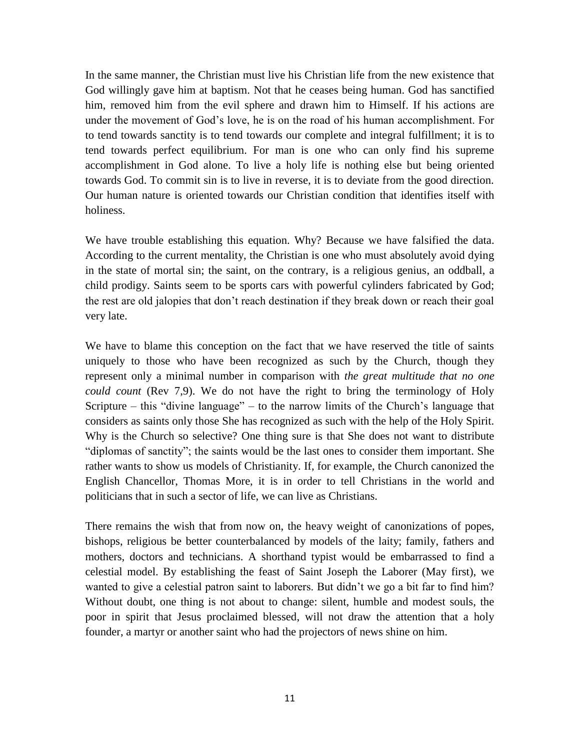In the same manner, the Christian must live his Christian life from the new existence that God willingly gave him at baptism. Not that he ceases being human. God has sanctified him, removed him from the evil sphere and drawn him to Himself. If his actions are under the movement of God's love, he is on the road of his human accomplishment. For to tend towards sanctity is to tend towards our complete and integral fulfillment; it is to tend towards perfect equilibrium. For man is one who can only find his supreme accomplishment in God alone. To live a holy life is nothing else but being oriented towards God. To commit sin is to live in reverse, it is to deviate from the good direction. Our human nature is oriented towards our Christian condition that identifies itself with holiness.

We have trouble establishing this equation. Why? Because we have falsified the data. According to the current mentality, the Christian is one who must absolutely avoid dying in the state of mortal sin; the saint, on the contrary, is a religious genius, an oddball, a child prodigy. Saints seem to be sports cars with powerful cylinders fabricated by God; the rest are old jalopies that don't reach destination if they break down or reach their goal very late.

We have to blame this conception on the fact that we have reserved the title of saints uniquely to those who have been recognized as such by the Church, though they represent only a minimal number in comparison with *the great multitude that no one could count* (Rev 7,9). We do not have the right to bring the terminology of Holy Scripture – this "divine language" – to the narrow limits of the Church's language that considers as saints only those She has recognized as such with the help of the Holy Spirit. Why is the Church so selective? One thing sure is that She does not want to distribute "diplomas of sanctity"; the saints would be the last ones to consider them important. She rather wants to show us models of Christianity. If, for example, the Church canonized the English Chancellor, Thomas More, it is in order to tell Christians in the world and politicians that in such a sector of life, we can live as Christians.

There remains the wish that from now on, the heavy weight of canonizations of popes, bishops, religious be better counterbalanced by models of the laity; family, fathers and mothers, doctors and technicians. A shorthand typist would be embarrassed to find a celestial model. By establishing the feast of Saint Joseph the Laborer (May first), we wanted to give a celestial patron saint to laborers. But didn't we go a bit far to find him? Without doubt, one thing is not about to change: silent, humble and modest souls, the poor in spirit that Jesus proclaimed blessed, will not draw the attention that a holy founder, a martyr or another saint who had the projectors of news shine on him.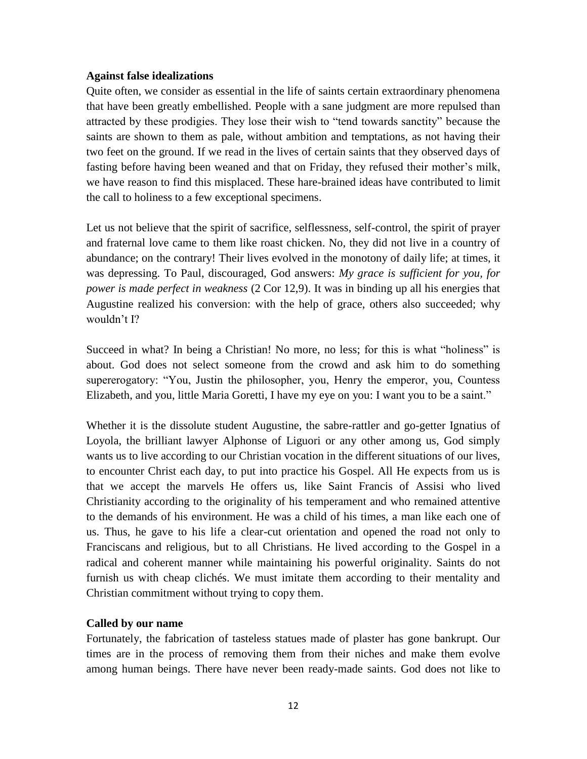**Against false idealizations**

Quite often, we consider as essential in the life of saints certain extraordinary phenomena that have been greatly embellished. People with a sane judgment are more repulsed than attracted by these prodigies. They lose their wish to "tend towards sanctity" because the saints are shown to them as pale, without ambition and temptations, as not having their two feet on the ground. If we read in the lives of certain saints that they observed days of fasting before having been weaned and that on Friday, they refused their mother's milk, we have reason to find this misplaced. These hare-brained ideas have contributed to limit the call to holiness to a few exceptional specimens.

Let us not believe that the spirit of sacrifice, selflessness, self-control, the spirit of prayer and fraternal love came to them like roast chicken. No, they did not live in a country of abundance; on the contrary! Their lives evolved in the monotony of daily life; at times, it was depressing. To Paul, discouraged, God answers: *My grace is sufficient for you, for power is made perfect in weakness* (2 Cor 12,9). It was in binding up all his energies that Augustine realized his conversion: with the help of grace, others also succeeded; why wouldn't I?

Succeed in what? In being a Christian! No more, no less; for this is what "holiness" is about. God does not select someone from the crowd and ask him to do something supererogatory: "You, Justin the philosopher, you, Henry the emperor, you, Countess Elizabeth, and you, little Maria Goretti, I have my eye on you: I want you to be a saint."

Whether it is the dissolute student Augustine, the sabre-rattler and go-getter Ignatius of Loyola, the brilliant lawyer Alphonse of Liguori or any other among us, God simply wants us to live according to our Christian vocation in the different situations of our lives, to encounter Christ each day, to put into practice his Gospel. All He expects from us is that we accept the marvels He offers us, like Saint Francis of Assisi who lived Christianity according to the originality of his temperament and who remained attentive to the demands of his environment. He was a child of his times, a man like each one of us. Thus, he gave to his life a clear-cut orientation and opened the road not only to Franciscans and religious, but to all Christians. He lived according to the Gospel in a radical and coherent manner while maintaining his powerful originality. Saints do not furnish us with cheap clichés. We must imitate them according to their mentality and Christian commitment without trying to copy them.

**Called by our name**

Fortunately, the fabrication of tasteless statues made of plaster has gone bankrupt. Our times are in the process of removing them from their niches and make them evolve among human beings. There have never been ready-made saints. God does not like to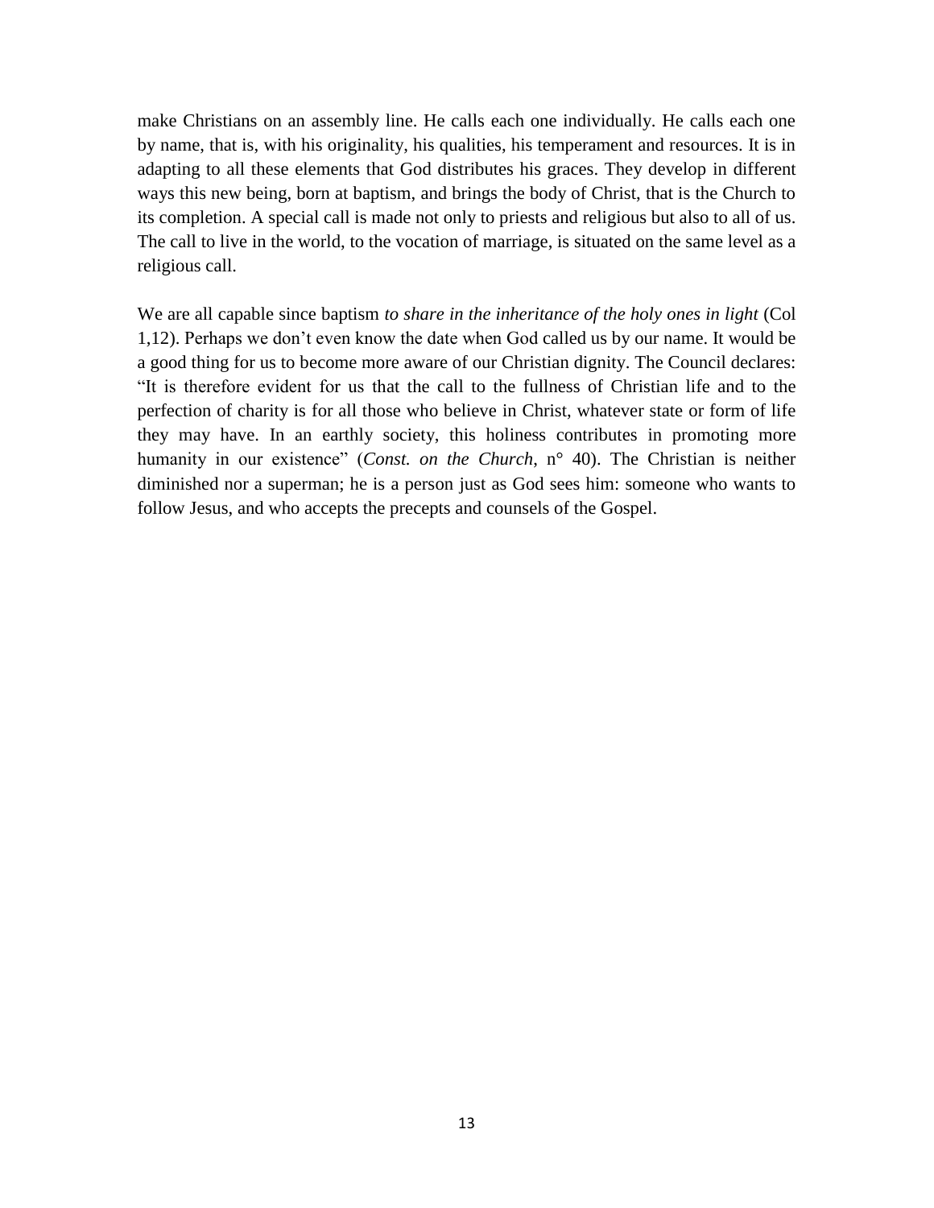make Christians on an assembly line. He calls each one individually. He calls each one by name, that is, with his originality, his qualities, his temperament and resources. It is in adapting to all these elements that God distributes his graces. They develop in different ways this new being, born at baptism, and brings the body of Christ, that is the Church to its completion. A special call is made not only to priests and religious but also to all of us. The call to live in the world, to the vocation of marriage, is situated on the same level as a religious call.

We are all capable since baptism *to share in the inheritance of the holy ones in light* (Col 1,12). Perhaps we don't even know the date when God called us by our name. It would be a good thing for us to become more aware of our Christian dignity. The Council declares: "It is therefore evident for us that the call to the fullness of Christian life and to the perfection of charity is for all those who believe in Christ, whatever state or form of life they may have. In an earthly society, this holiness contributes in promoting more humanity in our existence" (*Const. on the Church*, n° 40). The Christian is neither diminished nor a superman; he is a person just as God sees him: someone who wants to follow Jesus, and who accepts the precepts and counsels of the Gospel.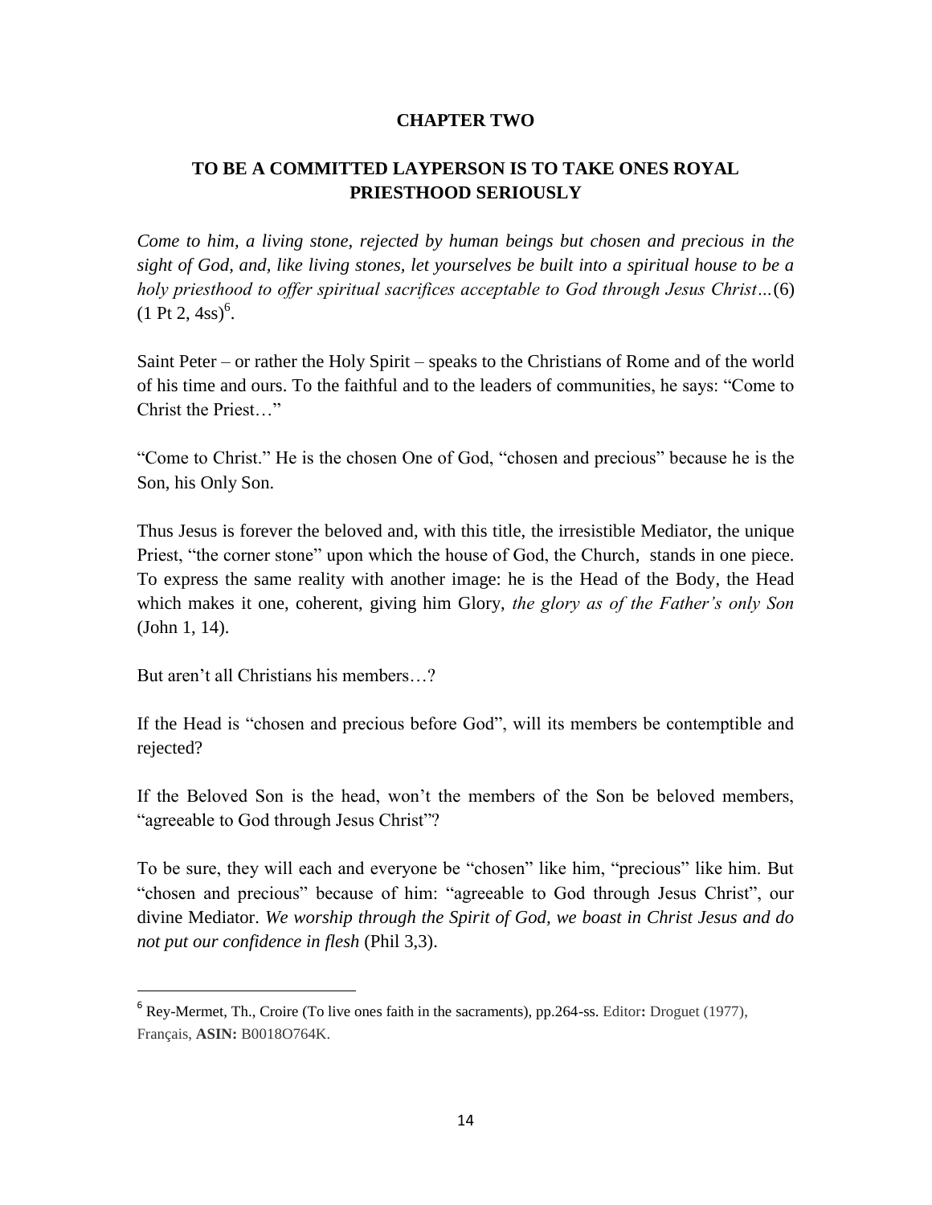# CHAPTER TWO

## TO BE A COMMITTED LAYPERSON IS TO TAKE ONES ROYAL PRIESTHOOD SERIOUSLY

*Come to him, a living stone, rejected by human beings but chosen and precious in the sight of God, and, like living stones, let yourselves be built into a spiritual house to be a holy priesthood to offer spiritual sacrifices acceptable to God through Jesus Christ…*(6) (1 Pt 2, 4ss)[6].

Saint Peter – or rather the Holy Spirit – speaks to the Christians of Rome and of the world of his time and ours. To the faithful and to the leaders of communities, he says: "Come to Christ the Priest…"

"Come to Christ." He is the chosen One of God, "chosen and precious" because he is the Son, his Only Son.

Thus Jesus is forever the beloved and, with this title, the irresistible Mediator, the unique Priest, "the corner stone" upon which the house of God, the Church, stands in one piece. To express the same reality with another image: he is the Head of the Body, the Head which makes it one, coherent, giving him Glory, *the glory as of the Father's only Son* (John 1, 14).

But aren't all Christians his members…?

If the Head is "chosen and precious before God", will its members be contemptible and rejected?

If the Beloved Son is the head, won't the members of the Son be beloved members, "agreeable to God through Jesus Christ"?

To be sure, they will each and everyone be "chosen" like him, "precious" like him. But "chosen and precious" because of him: "agreeable to God through Jesus Christ", our divine Mediator. *We worship through the Spirit of God, we boast in Christ Jesus and do not put our confidence in flesh* (Phil 3,3).

---

[6] Rey-Mermet, Th., Croire (To live ones faith in the sacraments), pp.264-ss. Editor**:** Droguet (1977), Français, **ASIN:** B0018O764K.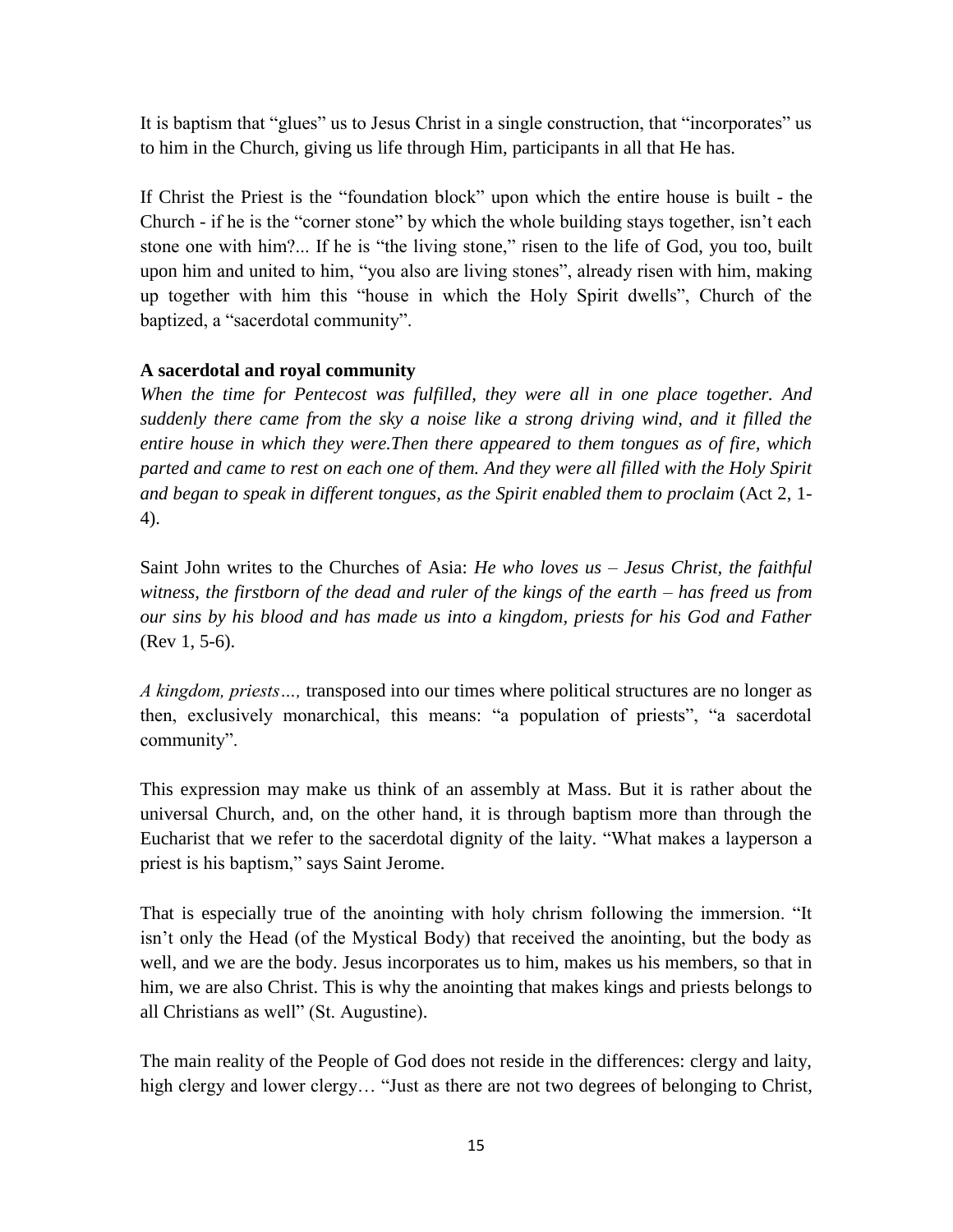It is baptism that "glues" us to Jesus Christ in a single construction, that "incorporates" us to him in the Church, giving us life through Him, participants in all that He has.

If Christ the Priest is the "foundation block" upon which the entire house is built - the Church - if he is the "corner stone" by which the whole building stays together, isn't each stone one with him?... If he is "the living stone," risen to the life of God, you too, built upon him and united to him, "you also are living stones", already risen with him, making up together with him this "house in which the Holy Spirit dwells", Church of the baptized, a "sacerdotal community".

**A sacerdotal and royal community**

*When the time for Pentecost was fulfilled, they were all in one place together. And suddenly there came from the sky a noise like a strong driving wind, and it filled the entire house in which they were.Then there appeared to them tongues as of fire, which parted and came to rest on each one of them. And they were all filled with the Holy Spirit and began to speak in different tongues, as the Spirit enabled them to proclaim* (Act 2, 1-4).

Saint John writes to the Churches of Asia: *He who loves us – Jesus Christ, the faithful witness, the firstborn of the dead and ruler of the kings of the earth – has freed us from our sins by his blood and has made us into a kingdom, priests for his God and Father* (Rev 1, 5-6).

*A kingdom, priests…,* transposed into our times where political structures are no longer as then, exclusively monarchical, this means: "a population of priests", "a sacerdotal community".

This expression may make us think of an assembly at Mass. But it is rather about the universal Church, and, on the other hand, it is through baptism more than through the Eucharist that we refer to the sacerdotal dignity of the laity. "What makes a layperson a priest is his baptism," says Saint Jerome.

That is especially true of the anointing with holy chrism following the immersion. "It isn't only the Head (of the Mystical Body) that received the anointing, but the body as well, and we are the body. Jesus incorporates us to him, makes us his members, so that in him, we are also Christ. This is why the anointing that makes kings and priests belongs to all Christians as well" (St. Augustine).

The main reality of the People of God does not reside in the differences: clergy and laity, high clergy and lower clergy… "Just as there are not two degrees of belonging to Christ,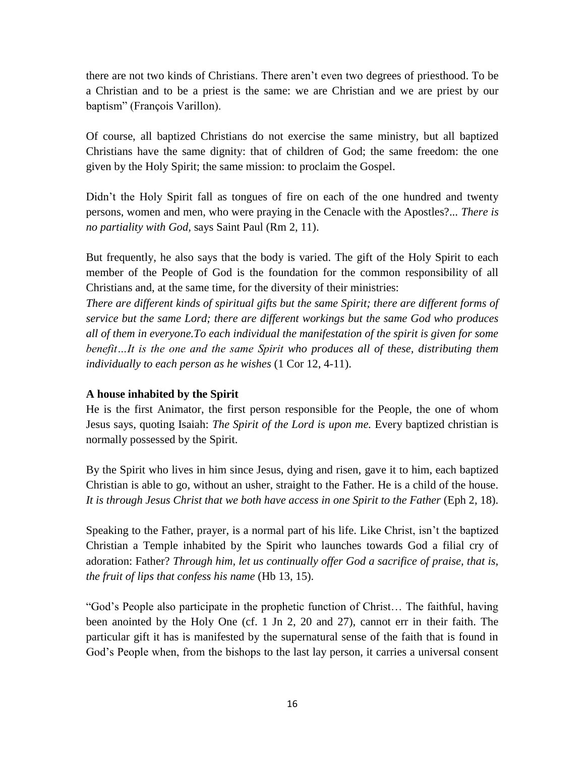there are not two kinds of Christians. There aren't even two degrees of priesthood. To be a Christian and to be a priest is the same: we are Christian and we are priest by our baptism" (François Varillon).

Of course, all baptized Christians do not exercise the same ministry, but all baptized Christians have the same dignity: that of children of God; the same freedom: the one given by the Holy Spirit; the same mission: to proclaim the Gospel.

Didn't the Holy Spirit fall as tongues of fire on each of the one hundred and twenty persons, women and men, who were praying in the Cenacle with the Apostles?... *There is no partiality with God,* says Saint Paul (Rm 2, 11).

But frequently, he also says that the body is varied. The gift of the Holy Spirit to each member of the People of God is the foundation for the common responsibility of all Christians and, at the same time, for the diversity of their ministries:
*There are different kinds of spiritual gifts but the same Spirit; there are different forms of service but the same Lord; there are different workings but the same God who produces all of them in everyone.To each individual the manifestation of the spirit is given for some benefit…It is the one and the same Spirit who produces all of these, distributing them individually to each person as he wishes* (1 Cor 12, 4-11).

**A house inhabited by the Spirit**

He is the first Animator, the first person responsible for the People, the one of whom Jesus says, quoting Isaiah: *The Spirit of the Lord is upon me.* Every baptized christian is normally possessed by the Spirit.

By the Spirit who lives in him since Jesus, dying and risen, gave it to him, each baptized Christian is able to go, without an usher, straight to the Father. He is a child of the house. *It is through Jesus Christ that we both have access in one Spirit to the Father* (Eph 2, 18).

Speaking to the Father, prayer, is a normal part of his life. Like Christ, isn't the baptized Christian a Temple inhabited by the Spirit who launches towards God a filial cry of adoration: Father? *Through him, let us continually offer God a sacrifice of praise, that is, the fruit of lips that confess his name* (Hb 13, 15).

"God's People also participate in the prophetic function of Christ… The faithful, having been anointed by the Holy One (cf. 1 Jn 2, 20 and 27), cannot err in their faith. The particular gift it has is manifested by the supernatural sense of the faith that is found in God's People when, from the bishops to the last lay person, it carries a universal consent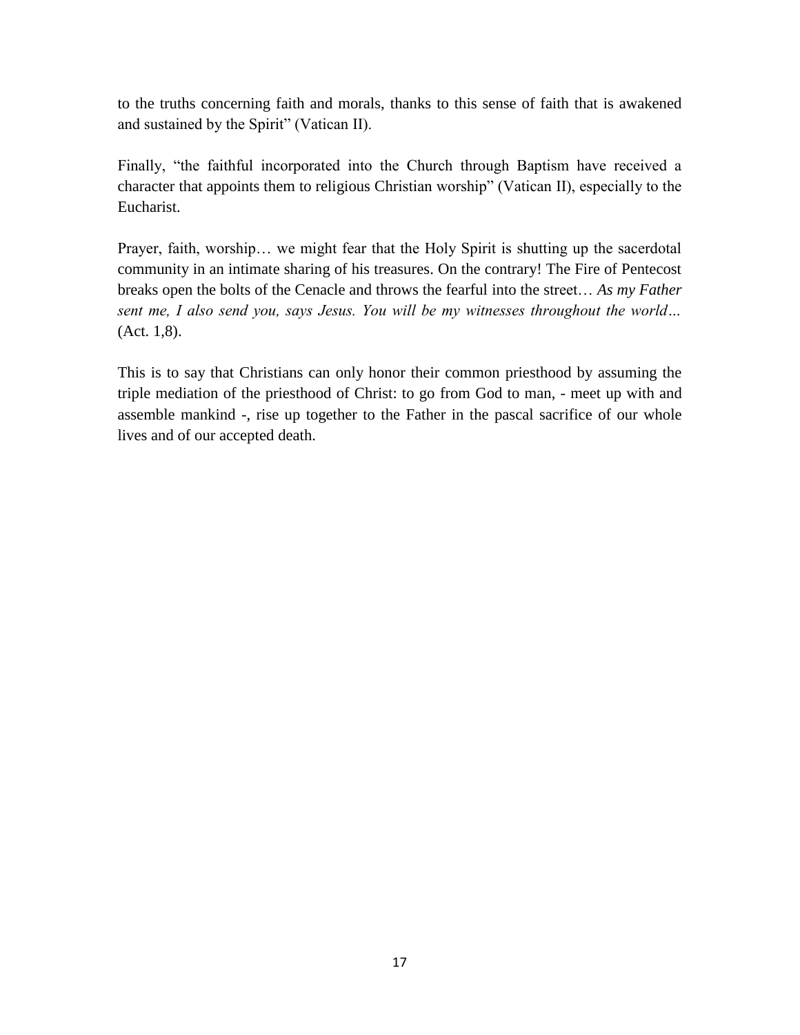to the truths concerning faith and morals, thanks to this sense of faith that is awakened and sustained by the Spirit" (Vatican II).

Finally, "the faithful incorporated into the Church through Baptism have received a character that appoints them to religious Christian worship" (Vatican II), especially to the Eucharist.

Prayer, faith, worship… we might fear that the Holy Spirit is shutting up the sacerdotal community in an intimate sharing of his treasures. On the contrary! The Fire of Pentecost breaks open the bolts of the Cenacle and throws the fearful into the street… *As my Father sent me, I also send you, says Jesus. You will be my witnesses throughout the world…* (Act. 1,8).

This is to say that Christians can only honor their common priesthood by assuming the triple mediation of the priesthood of Christ: to go from God to man, - meet up with and assemble mankind -, rise up together to the Father in the pascal sacrifice of our whole lives and of our accepted death.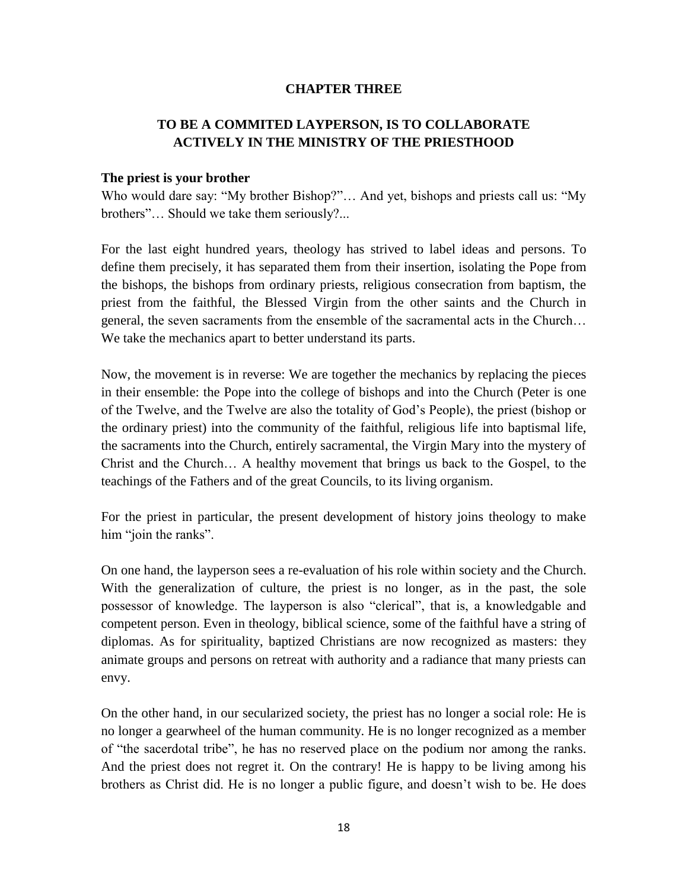## CHAPTER THREE

## TO BE A COMMITED LAYPERSON, IS TO COLLABORATE ACTIVELY IN THE MINISTRY OF THE PRIESTHOOD

### The priest is your brother

Who would dare say: "My brother Bishop?"… And yet, bishops and priests call us: "My brothers"… Should we take them seriously?...

For the last eight hundred years, theology has strived to label ideas and persons. To define them precisely, it has separated them from their insertion, isolating the Pope from the bishops, the bishops from ordinary priests, religious consecration from baptism, the priest from the faithful, the Blessed Virgin from the other saints and the Church in general, the seven sacraments from the ensemble of the sacramental acts in the Church… We take the mechanics apart to better understand its parts.

Now, the movement is in reverse: We are together the mechanics by replacing the pieces in their ensemble: the Pope into the college of bishops and into the Church (Peter is one of the Twelve, and the Twelve are also the totality of God's People), the priest (bishop or the ordinary priest) into the community of the faithful, religious life into baptismal life, the sacraments into the Church, entirely sacramental, the Virgin Mary into the mystery of Christ and the Church… A healthy movement that brings us back to the Gospel, to the teachings of the Fathers and of the great Councils, to its living organism.

For the priest in particular, the present development of history joins theology to make him "join the ranks".

On one hand, the layperson sees a re-evaluation of his role within society and the Church. With the generalization of culture, the priest is no longer, as in the past, the sole possessor of knowledge. The layperson is also "clerical", that is, a knowledgable and competent person. Even in theology, biblical science, some of the faithful have a string of diplomas. As for spirituality, baptized Christians are now recognized as masters: they animate groups and persons on retreat with authority and a radiance that many priests can envy.

On the other hand, in our secularized society, the priest has no longer a social role: He is no longer a gearwheel of the human community. He is no longer recognized as a member of "the sacerdotal tribe", he has no reserved place on the podium nor among the ranks. And the priest does not regret it. On the contrary! He is happy to be living among his brothers as Christ did. He is no longer a public figure, and doesn't wish to be. He does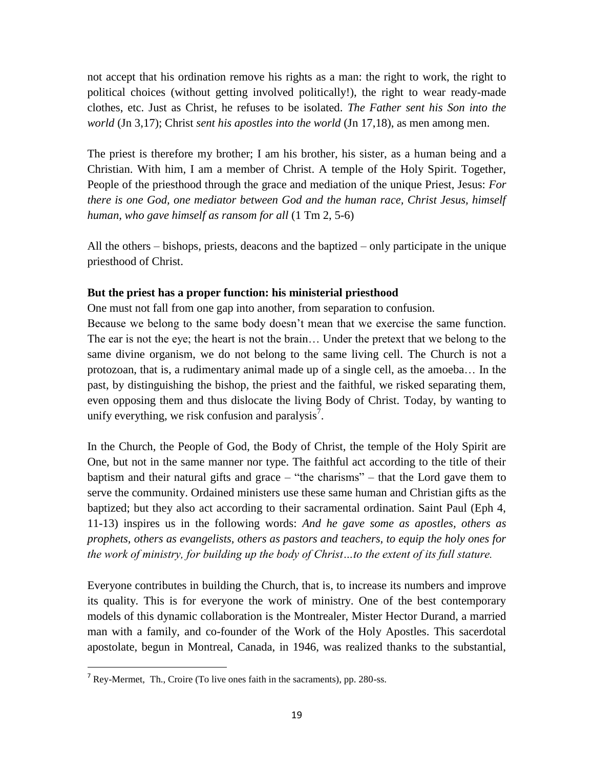not accept that his ordination remove his rights as a man: the right to work, the right to political choices (without getting involved politically!), the right to wear ready-made clothes, etc. Just as Christ, he refuses to be isolated. *The Father sent his Son into the world* (Jn 3,17); Christ *sent his apostles into the world* (Jn 17,18), as men among men.

The priest is therefore my brother; I am his brother, his sister, as a human being and a Christian. With him, I am a member of Christ. A temple of the Holy Spirit. Together, People of the priesthood through the grace and mediation of the unique Priest, Jesus: *For there is one God, one mediator between God and the human race, Christ Jesus, himself human, who gave himself as ransom for all* (1 Tm 2, 5-6)

All the others – bishops, priests, deacons and the baptized – only participate in the unique priesthood of Christ.

**But the priest has a proper function: his ministerial priesthood**

One must not fall from one gap into another, from separation to confusion.

Because we belong to the same body doesn't mean that we exercise the same function. The ear is not the eye; the heart is not the brain… Under the pretext that we belong to the same divine organism, we do not belong to the same living cell. The Church is not a protozoan, that is, a rudimentary animal made up of a single cell, as the amoeba… In the past, by distinguishing the bishop, the priest and the faithful, we risked separating them, even opposing them and thus dislocate the living Body of Christ. Today, by wanting to unify everything, we risk confusion and paralysis[7].

In the Church, the People of God, the Body of Christ, the temple of the Holy Spirit are One, but not in the same manner nor type. The faithful act according to the title of their baptism and their natural gifts and grace – "the charisms" – that the Lord gave them to serve the community. Ordained ministers use these same human and Christian gifts as the baptized; but they also act according to their sacramental ordination. Saint Paul (Eph 4, 11-13) inspires us in the following words: *And he gave some as apostles, others as prophets, others as evangelists, others as pastors and teachers, to equip the holy ones for the work of ministry, for building up the body of Christ…to the extent of its full stature.*

Everyone contributes in building the Church, that is, to increase its numbers and improve its quality. This is for everyone the work of ministry. One of the best contemporary models of this dynamic collaboration is the Montrealer, Mister Hector Durand, a married man with a family, and co-founder of the Work of the Holy Apostles. This sacerdotal apostolate, begun in Montreal, Canada, in 1946, was realized thanks to the substantial,

---

[7] Rey-Mermet, Th., Croire (To live ones faith in the sacraments), pp. 280-ss.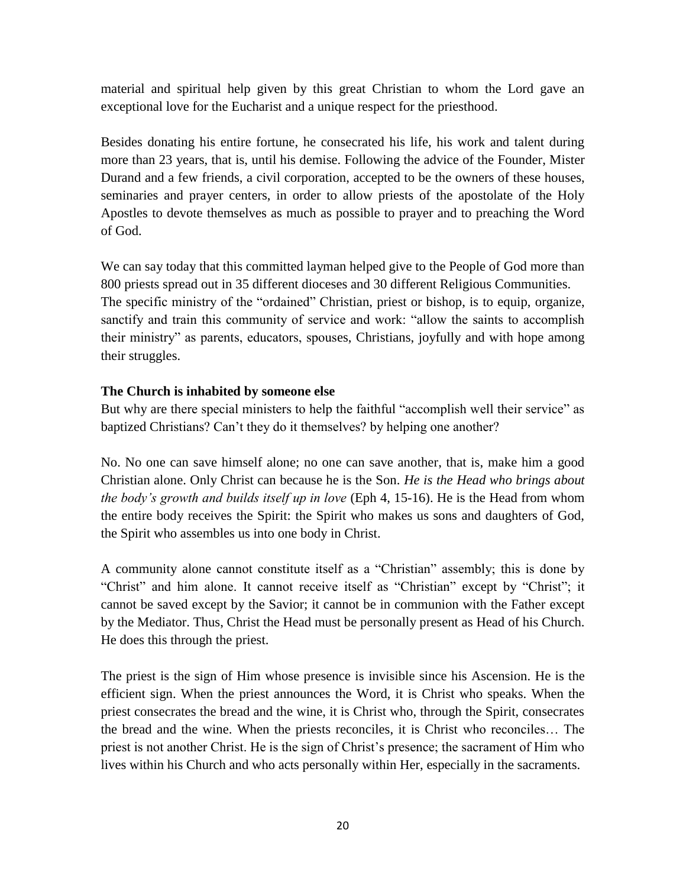material and spiritual help given by this great Christian to whom the Lord gave an exceptional love for the Eucharist and a unique respect for the priesthood.

Besides donating his entire fortune, he consecrated his life, his work and talent during more than 23 years, that is, until his demise. Following the advice of the Founder, Mister Durand and a few friends, a civil corporation, accepted to be the owners of these houses, seminaries and prayer centers, in order to allow priests of the apostolate of the Holy Apostles to devote themselves as much as possible to prayer and to preaching the Word of God.

We can say today that this committed layman helped give to the People of God more than 800 priests spread out in 35 different dioceses and 30 different Religious Communities.
The specific ministry of the "ordained" Christian, priest or bishop, is to equip, organize, sanctify and train this community of service and work: "allow the saints to accomplish their ministry" as parents, educators, spouses, Christians, joyfully and with hope among their struggles.

**The Church is inhabited by someone else**

But why are there special ministers to help the faithful "accomplish well their service" as baptized Christians? Can't they do it themselves? by helping one another?

No. No one can save himself alone; no one can save another, that is, make him a good Christian alone. Only Christ can because he is the Son. *He is the Head who brings about the body's growth and builds itself up in love* (Eph 4, 15-16). He is the Head from whom the entire body receives the Spirit: the Spirit who makes us sons and daughters of God, the Spirit who assembles us into one body in Christ.

A community alone cannot constitute itself as a "Christian" assembly; this is done by "Christ" and him alone. It cannot receive itself as "Christian" except by "Christ"; it cannot be saved except by the Savior; it cannot be in communion with the Father except by the Mediator. Thus, Christ the Head must be personally present as Head of his Church. He does this through the priest.

The priest is the sign of Him whose presence is invisible since his Ascension. He is the efficient sign. When the priest announces the Word, it is Christ who speaks. When the priest consecrates the bread and the wine, it is Christ who, through the Spirit, consecrates the bread and the wine. When the priests reconciles, it is Christ who reconciles… The priest is not another Christ. He is the sign of Christ's presence; the sacrament of Him who lives within his Church and who acts personally within Her, especially in the sacraments.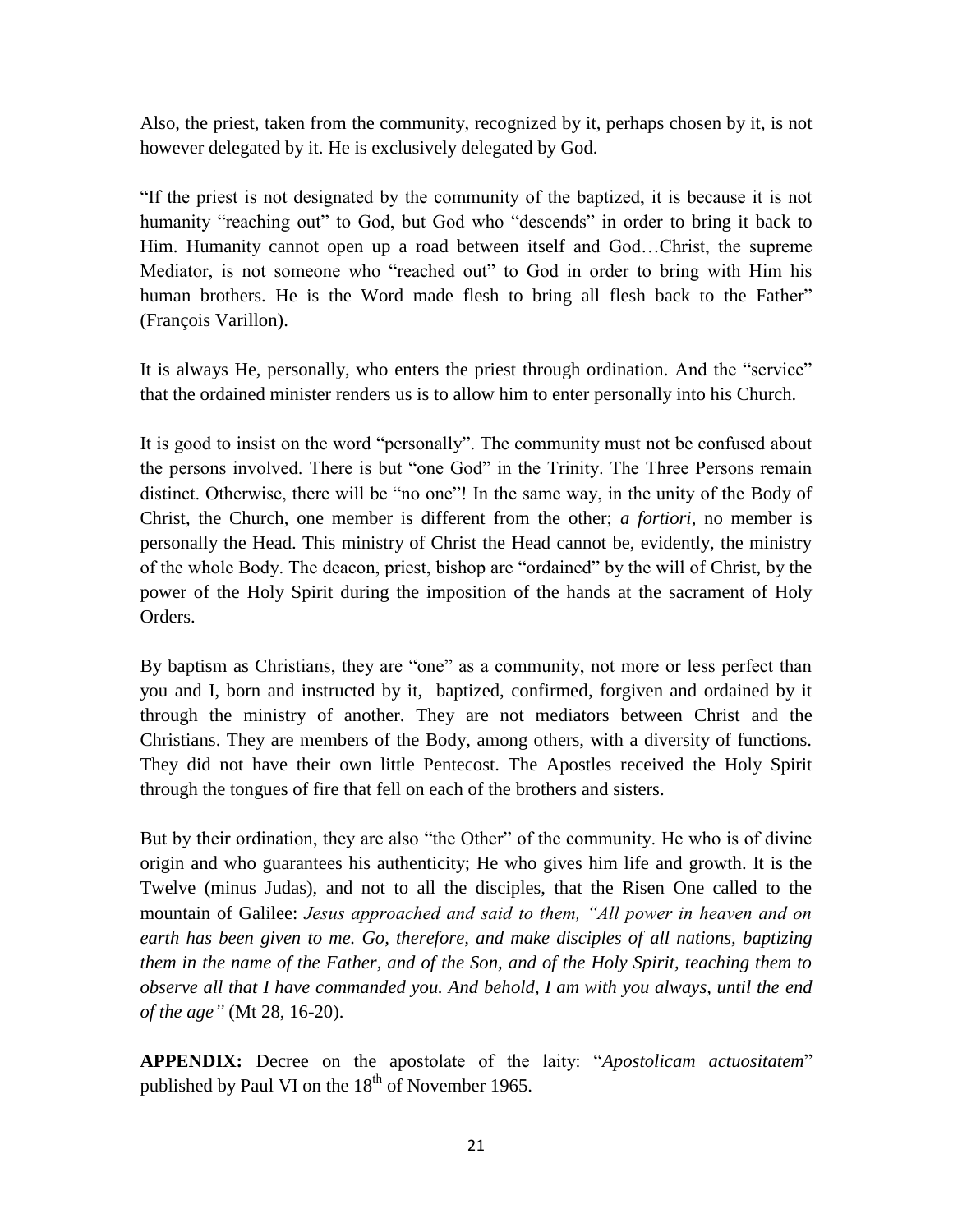Also, the priest, taken from the community, recognized by it, perhaps chosen by it, is not however delegated by it. He is exclusively delegated by God.

"If the priest is not designated by the community of the baptized, it is because it is not humanity "reaching out" to God, but God who "descends" in order to bring it back to Him. Humanity cannot open up a road between itself and God…Christ, the supreme Mediator, is not someone who "reached out" to God in order to bring with Him his human brothers. He is the Word made flesh to bring all flesh back to the Father" (François Varillon).

It is always He, personally, who enters the priest through ordination. And the "service" that the ordained minister renders us is to allow him to enter personally into his Church.

It is good to insist on the word "personally". The community must not be confused about the persons involved. There is but "one God" in the Trinity. The Three Persons remain distinct. Otherwise, there will be "no one"! In the same way, in the unity of the Body of Christ, the Church, one member is different from the other; *a fortiori*, no member is personally the Head. This ministry of Christ the Head cannot be, evidently, the ministry of the whole Body. The deacon, priest, bishop are "ordained" by the will of Christ, by the power of the Holy Spirit during the imposition of the hands at the sacrament of Holy Orders.

By baptism as Christians, they are "one" as a community, not more or less perfect than you and I, born and instructed by it, baptized, confirmed, forgiven and ordained by it through the ministry of another. They are not mediators between Christ and the Christians. They are members of the Body, among others, with a diversity of functions. They did not have their own little Pentecost. The Apostles received the Holy Spirit through the tongues of fire that fell on each of the brothers and sisters.

But by their ordination, they are also "the Other" of the community. He who is of divine origin and who guarantees his authenticity; He who gives him life and growth. It is the Twelve (minus Judas), and not to all the disciples, that the Risen One called to the mountain of Galilee: *Jesus approached and said to them, "All power in heaven and on earth has been given to me. Go, therefore, and make disciples of all nations, baptizing them in the name of the Father, and of the Son, and of the Holy Spirit, teaching them to observe all that I have commanded you. And behold, I am with you always, until the end of the age"* (Mt 28, 16-20).

**APPENDIX:** Decree on the apostolate of the laity: "*Apostolicam actuositatem*" published by Paul VI on the 18th of November 1965.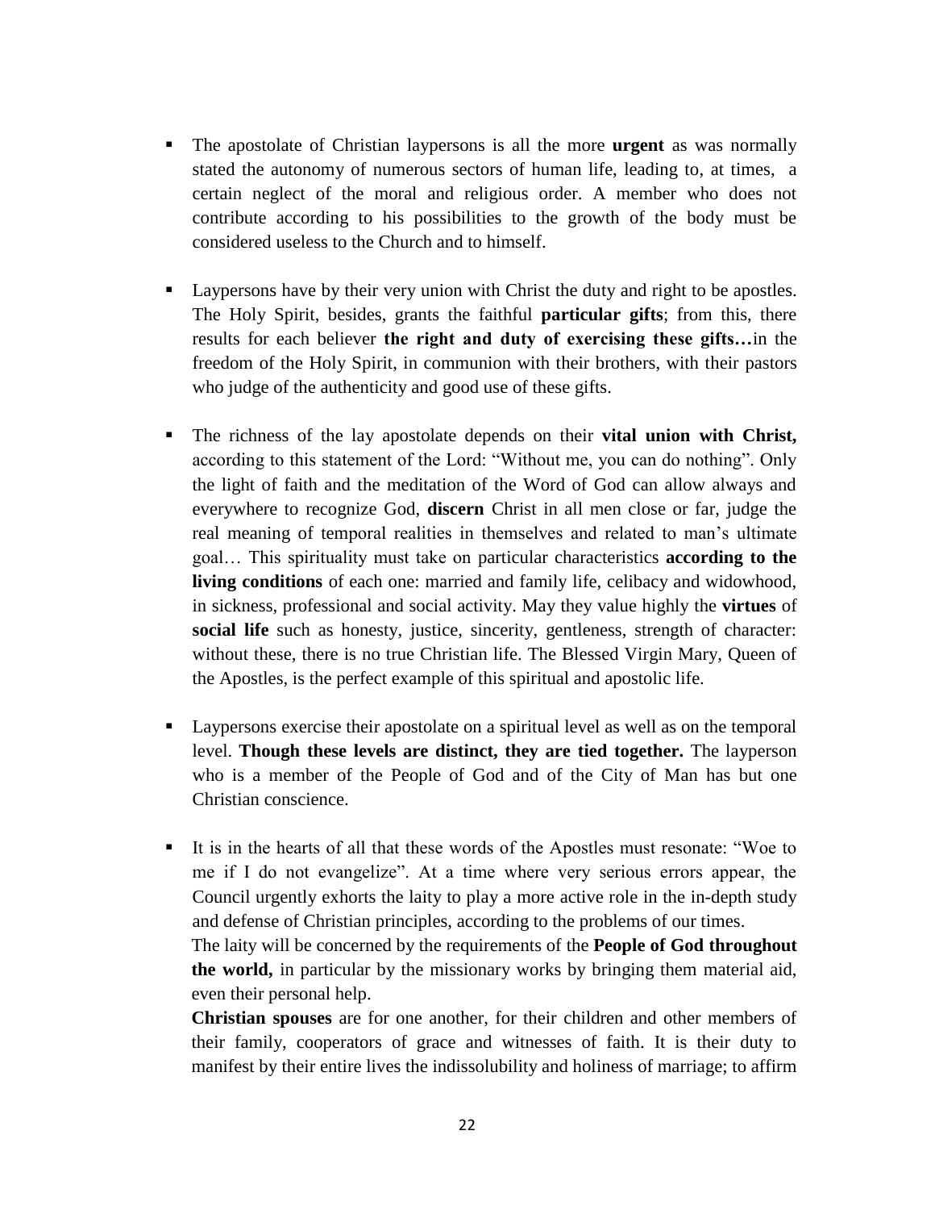- The apostolate of Christian laypersons is all the more **urgent** as was normally stated the autonomy of numerous sectors of human life, leading to, at times, a certain neglect of the moral and religious order. A member who does not contribute according to his possibilities to the growth of the body must be considered useless to the Church and to himself.

- Laypersons have by their very union with Christ the duty and right to be apostles. The Holy Spirit, besides, grants the faithful **particular gifts**; from this, there results for each believer **the right and duty of exercising these gifts…**in the freedom of the Holy Spirit, in communion with their brothers, with their pastors who judge of the authenticity and good use of these gifts.

- The richness of the lay apostolate depends on their **vital union with Christ,** according to this statement of the Lord: "Without me, you can do nothing". Only the light of faith and the meditation of the Word of God can allow always and everywhere to recognize God, **discern** Christ in all men close or far, judge the real meaning of temporal realities in themselves and related to man's ultimate goal… This spirituality must take on particular characteristics **according to the living conditions** of each one: married and family life, celibacy and widowhood, in sickness, professional and social activity. May they value highly the **virtues** of **social life** such as honesty, justice, sincerity, gentleness, strength of character: without these, there is no true Christian life. The Blessed Virgin Mary, Queen of the Apostles, is the perfect example of this spiritual and apostolic life.

- Laypersons exercise their apostolate on a spiritual level as well as on the temporal level. **Though these levels are distinct, they are tied together.** The layperson who is a member of the People of God and of the City of Man has but one Christian conscience.

- It is in the hearts of all that these words of the Apostles must resonate: "Woe to me if I do not evangelize". At a time where very serious errors appear, the Council urgently exhorts the laity to play a more active role in the in-depth study and defense of Christian principles, according to the problems of our times.
  The laity will be concerned by the requirements of the **People of God throughout the world,** in particular by the missionary works by bringing them material aid, even their personal help.
  **Christian spouses** are for one another, for their children and other members of their family, cooperators of grace and witnesses of faith. It is their duty to manifest by their entire lives the indissolubility and holiness of marriage; to affirm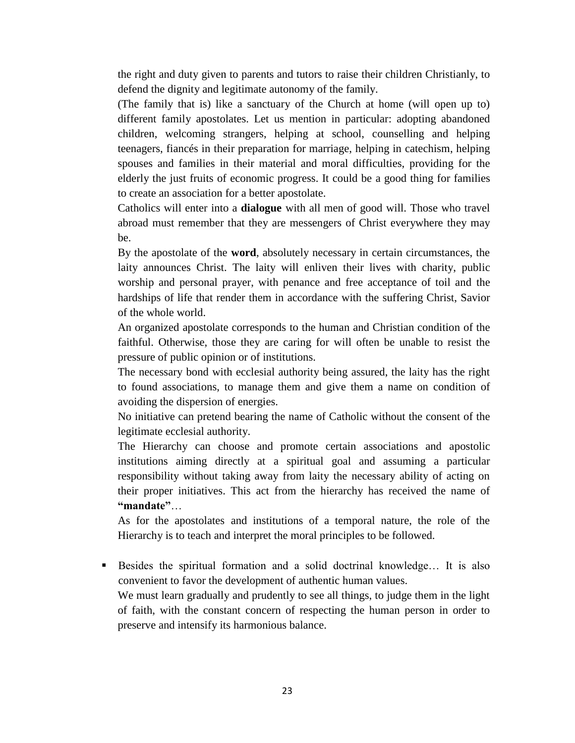the right and duty given to parents and tutors to raise their children Christianly, to defend the dignity and legitimate autonomy of the family.

(The family that is) like a sanctuary of the Church at home (will open up to) different family apostolates. Let us mention in particular: adopting abandoned children, welcoming strangers, helping at school, counselling and helping teenagers, fiancés in their preparation for marriage, helping in catechism, helping spouses and families in their material and moral difficulties, providing for the elderly the just fruits of economic progress. It could be a good thing for families to create an association for a better apostolate.

Catholics will enter into a **dialogue** with all men of good will. Those who travel abroad must remember that they are messengers of Christ everywhere they may be.

By the apostolate of the **word**, absolutely necessary in certain circumstances, the laity announces Christ. The laity will enliven their lives with charity, public worship and personal prayer, with penance and free acceptance of toil and the hardships of life that render them in accordance with the suffering Christ, Savior of the whole world.

An organized apostolate corresponds to the human and Christian condition of the faithful. Otherwise, those they are caring for will often be unable to resist the pressure of public opinion or of institutions.

The necessary bond with ecclesial authority being assured, the laity has the right to found associations, to manage them and give them a name on condition of avoiding the dispersion of energies.

No initiative can pretend bearing the name of Catholic without the consent of the legitimate ecclesial authority.

The Hierarchy can choose and promote certain associations and apostolic institutions aiming directly at a spiritual goal and assuming a particular responsibility without taking away from laity the necessary ability of acting on their proper initiatives. This act from the hierarchy has received the name of **"mandate"**…

As for the apostolates and institutions of a temporal nature, the role of the Hierarchy is to teach and interpret the moral principles to be followed.

- Besides the spiritual formation and a solid doctrinal knowledge… It is also convenient to favor the development of authentic human values.

  We must learn gradually and prudently to see all things, to judge them in the light of faith, with the constant concern of respecting the human person in order to preserve and intensify its harmonious balance.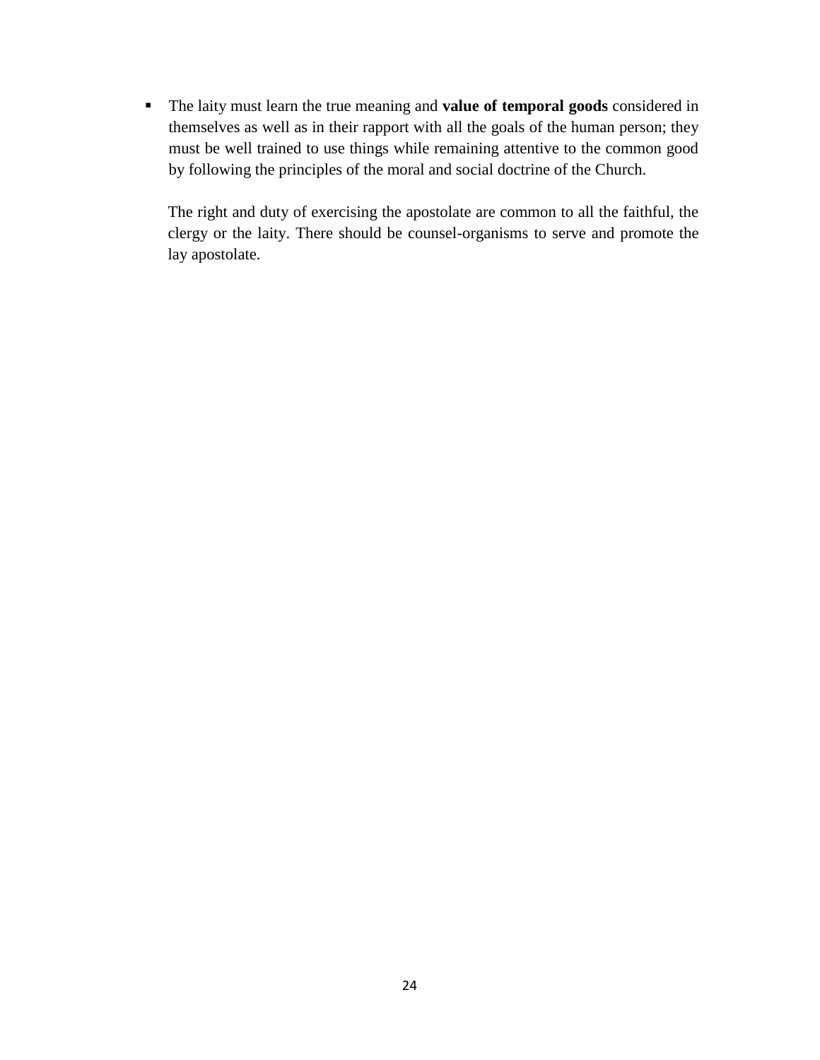- The laity must learn the true meaning and **value of temporal goods** considered in themselves as well as in their rapport with all the goals of the human person; they must be well trained to use things while remaining attentive to the common good by following the principles of the moral and social doctrine of the Church.

The right and duty of exercising the apostolate are common to all the faithful, the clergy or the laity. There should be counsel-organisms to serve and promote the lay apostolate.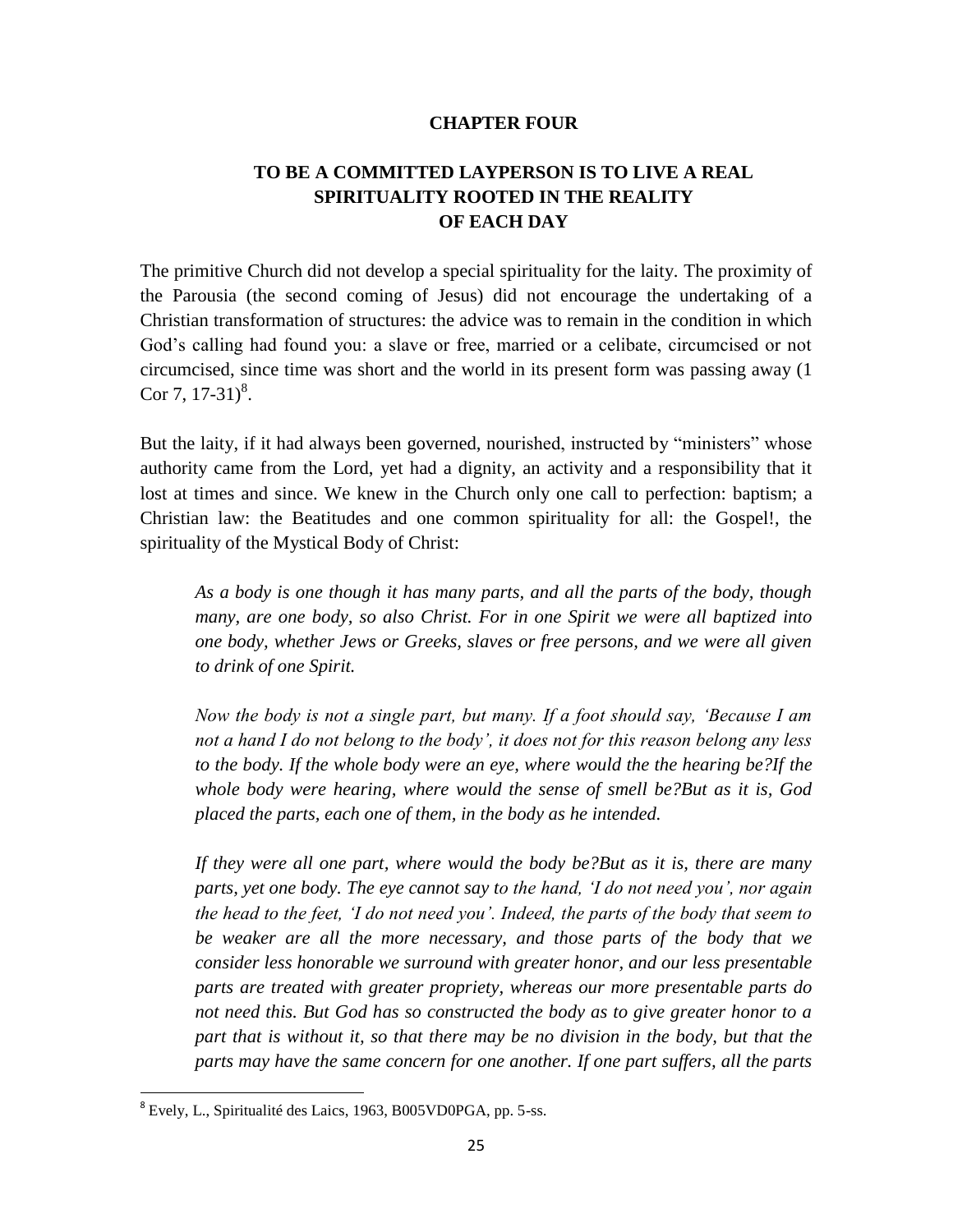# CHAPTER FOUR

## TO BE A COMMITTED LAYPERSON IS TO LIVE A REAL SPIRITUALITY ROOTED IN THE REALITY OF EACH DAY

The primitive Church did not develop a special spirituality for the laity. The proximity of the Parousia (the second coming of Jesus) did not encourage the undertaking of a Christian transformation of structures: the advice was to remain in the condition in which God's calling had found you: a slave or free, married or a celibate, circumcised or not circumcised, since time was short and the world in its present form was passing away (1 Cor 7, 17-31)[8].

But the laity, if it had always been governed, nourished, instructed by "ministers" whose authority came from the Lord, yet had a dignity, an activity and a responsibility that it lost at times and since. We knew in the Church only one call to perfection: baptism; a Christian law: the Beatitudes and one common spirituality for all: the Gospel!, the spirituality of the Mystical Body of Christ:

> *As a body is one though it has many parts, and all the parts of the body, though many, are one body, so also Christ. For in one Spirit we were all baptized into one body, whether Jews or Greeks, slaves or free persons, and we were all given to drink of one Spirit.*
>
> *Now the body is not a single part, but many. If a foot should say, 'Because I am not a hand I do not belong to the body', it does not for this reason belong any less to the body. If the whole body were an eye, where would the the hearing be?If the whole body were hearing, where would the sense of smell be?But as it is, God placed the parts, each one of them, in the body as he intended.*
>
> *If they were all one part, where would the body be?But as it is, there are many parts, yet one body. The eye cannot say to the hand, 'I do not need you', nor again the head to the feet, 'I do not need you'. Indeed, the parts of the body that seem to be weaker are all the more necessary, and those parts of the body that we consider less honorable we surround with greater honor, and our less presentable parts are treated with greater propriety, whereas our more presentable parts do not need this. But God has so constructed the body as to give greater honor to a part that is without it, so that there may be no division in the body, but that the parts may have the same concern for one another. If one part suffers, all the parts*

---

[8] Evely, L., Spiritualité des Laics, 1963, B005VD0PGA, pp. 5-ss.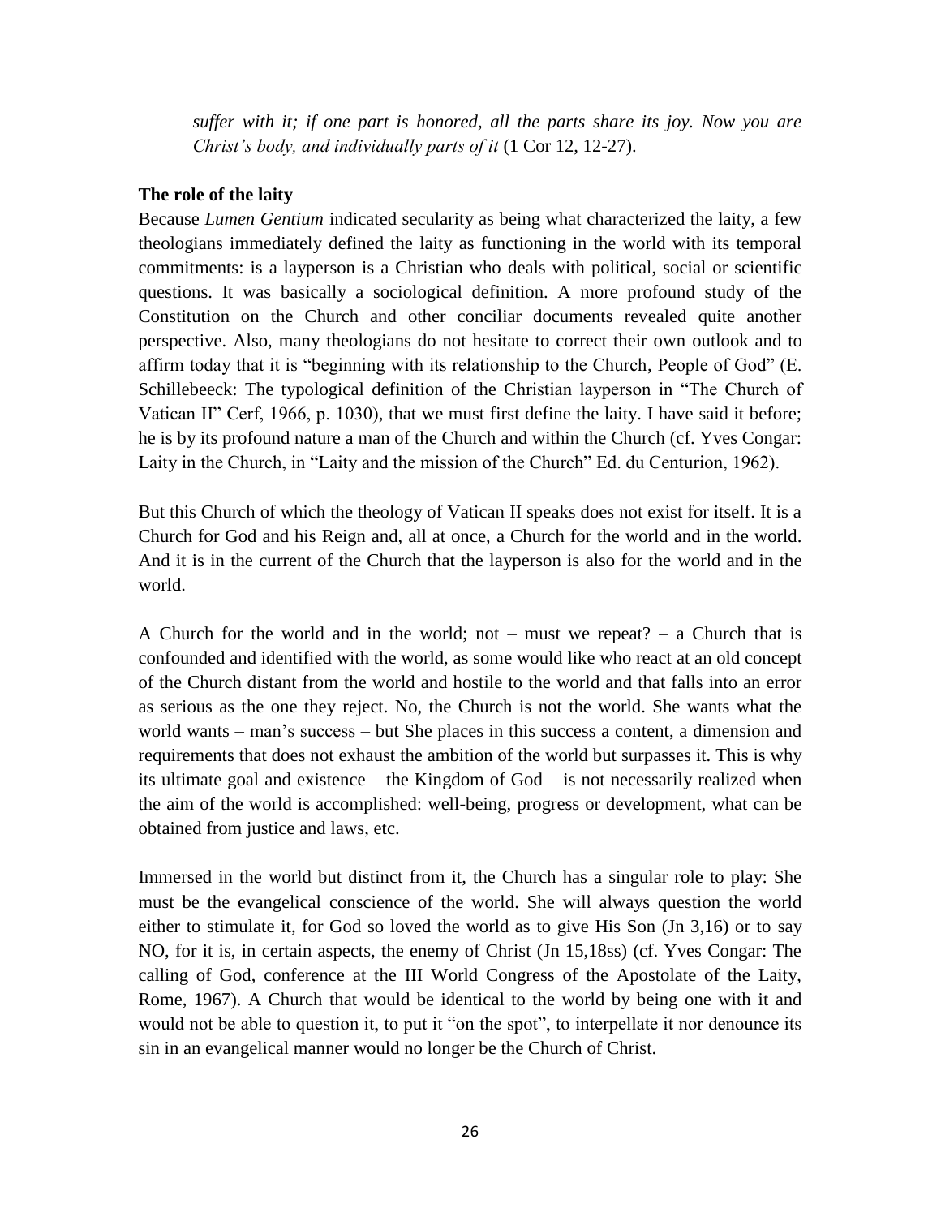*suffer with it; if one part is honored, all the parts share its joy. Now you are Christ's body, and individually parts of it* (1 Cor 12, 12-27).

**The role of the laity**

Because *Lumen Gentium* indicated secularity as being what characterized the laity, a few theologians immediately defined the laity as functioning in the world with its temporal commitments: is a layperson is a Christian who deals with political, social or scientific questions. It was basically a sociological definition. A more profound study of the Constitution on the Church and other conciliar documents revealed quite another perspective. Also, many theologians do not hesitate to correct their own outlook and to affirm today that it is "beginning with its relationship to the Church, People of God" (E. Schillebeeck: The typological definition of the Christian layperson in "The Church of Vatican II" Cerf, 1966, p. 1030), that we must first define the laity. I have said it before; he is by its profound nature a man of the Church and within the Church (cf. Yves Congar: Laity in the Church, in "Laity and the mission of the Church" Ed. du Centurion, 1962).

But this Church of which the theology of Vatican II speaks does not exist for itself. It is a Church for God and his Reign and, all at once, a Church for the world and in the world. And it is in the current of the Church that the layperson is also for the world and in the world.

A Church for the world and in the world; not – must we repeat? – a Church that is confounded and identified with the world, as some would like who react at an old concept of the Church distant from the world and hostile to the world and that falls into an error as serious as the one they reject. No, the Church is not the world. She wants what the world wants – man's success – but She places in this success a content, a dimension and requirements that does not exhaust the ambition of the world but surpasses it. This is why its ultimate goal and existence – the Kingdom of God – is not necessarily realized when the aim of the world is accomplished: well-being, progress or development, what can be obtained from justice and laws, etc.

Immersed in the world but distinct from it, the Church has a singular role to play: She must be the evangelical conscience of the world. She will always question the world either to stimulate it, for God so loved the world as to give His Son (Jn 3,16) or to say NO, for it is, in certain aspects, the enemy of Christ (Jn 15,18ss) (cf. Yves Congar: The calling of God, conference at the III World Congress of the Apostolate of the Laity, Rome, 1967). A Church that would be identical to the world by being one with it and would not be able to question it, to put it "on the spot", to interpellate it nor denounce its sin in an evangelical manner would no longer be the Church of Christ.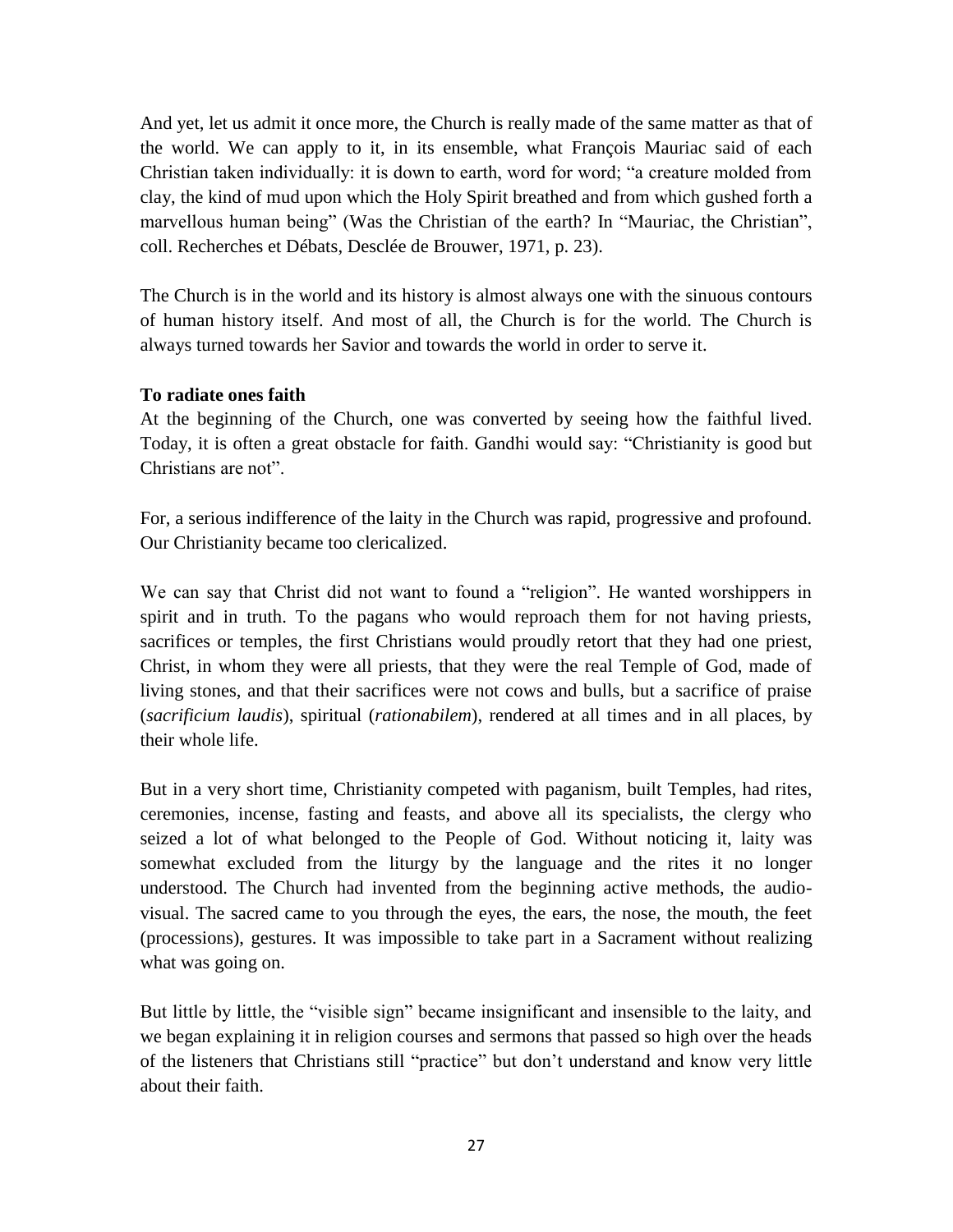And yet, let us admit it once more, the Church is really made of the same matter as that of the world. We can apply to it, in its ensemble, what François Mauriac said of each Christian taken individually: it is down to earth, word for word; “a creature molded from clay, the kind of mud upon which the Holy Spirit breathed and from which gushed forth a marvellous human being” (Was the Christian of the earth? In “Mauriac, the Christian”, coll. Recherches et Débats, Desclée de Brouwer, 1971, p. 23).

The Church is in the world and its history is almost always one with the sinuous contours of human history itself. And most of all, the Church is for the world. The Church is always turned towards her Savior and towards the world in order to serve it.

**To radiate ones faith**

At the beginning of the Church, one was converted by seeing how the faithful lived. Today, it is often a great obstacle for faith. Gandhi would say: “Christianity is good but Christians are not”.

For, a serious indifference of the laity in the Church was rapid, progressive and profound. Our Christianity became too clericalized.

We can say that Christ did not want to found a “religion”. He wanted worshippers in spirit and in truth. To the pagans who would reproach them for not having priests, sacrifices or temples, the first Christians would proudly retort that they had one priest, Christ, in whom they were all priests, that they were the real Temple of God, made of living stones, and that their sacrifices were not cows and bulls, but a sacrifice of praise (*sacrificium laudis*), spiritual (*rationabilem*), rendered at all times and in all places, by their whole life.

But in a very short time, Christianity competed with paganism, built Temples, had rites, ceremonies, incense, fasting and feasts, and above all its specialists, the clergy who seized a lot of what belonged to the People of God. Without noticing it, laity was somewhat excluded from the liturgy by the language and the rites it no longer understood. The Church had invented from the beginning active methods, the audio-visual. The sacred came to you through the eyes, the ears, the nose, the mouth, the feet (processions), gestures. It was impossible to take part in a Sacrament without realizing what was going on.

But little by little, the “visible sign” became insignificant and insensible to the laity, and we began explaining it in religion courses and sermons that passed so high over the heads of the listeners that Christians still “practice” but don’t understand and know very little about their faith.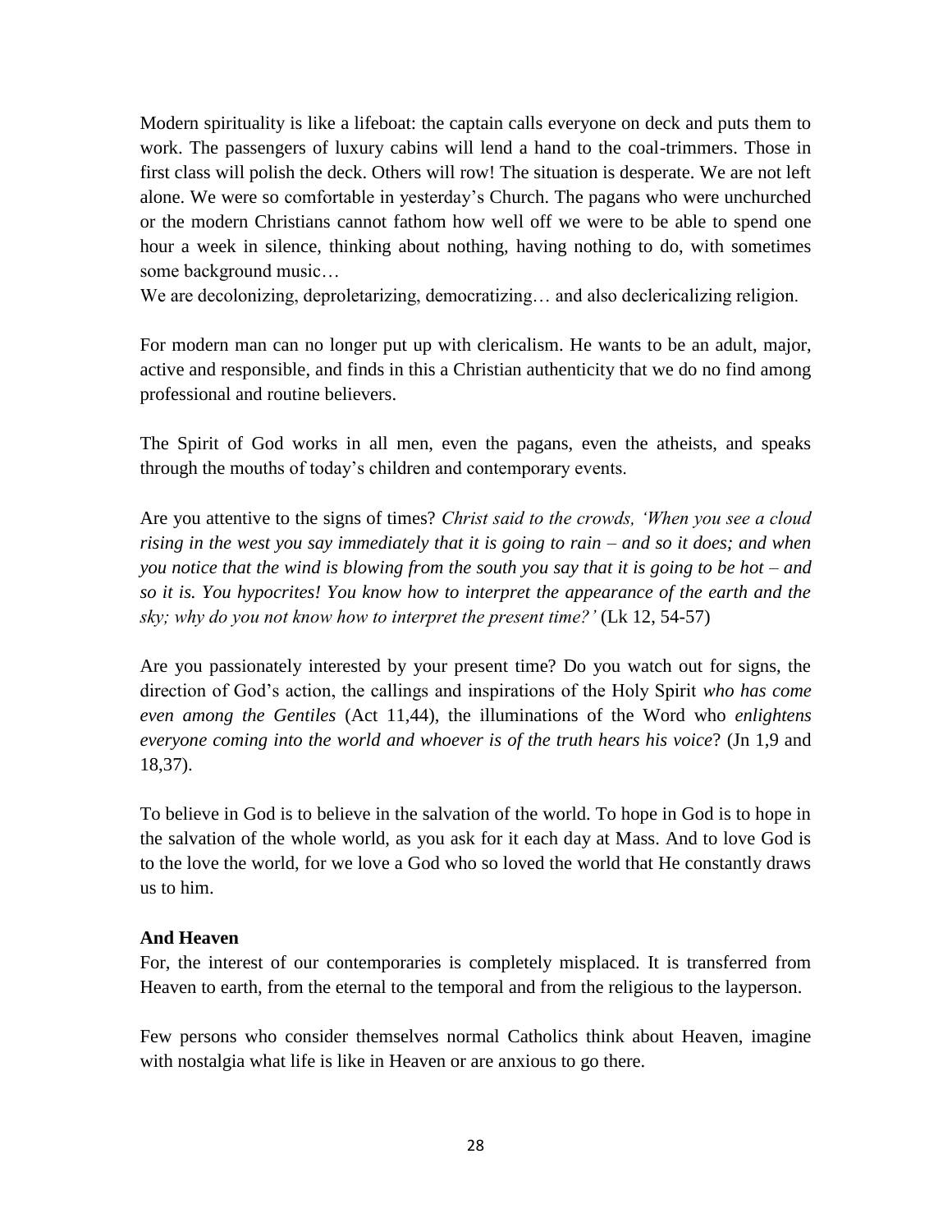Modern spirituality is like a lifeboat: the captain calls everyone on deck and puts them to work. The passengers of luxury cabins will lend a hand to the coal-trimmers. Those in first class will polish the deck. Others will row! The situation is desperate. We are not left alone. We were so comfortable in yesterday's Church. The pagans who were unchurched or the modern Christians cannot fathom how well off we were to be able to spend one hour a week in silence, thinking about nothing, having nothing to do, with sometimes some background music…
We are decolonizing, deproletarizing, democratizing… and also declericalizing religion.

For modern man can no longer put up with clericalism. He wants to be an adult, major, active and responsible, and finds in this a Christian authenticity that we do no find among professional and routine believers.

The Spirit of God works in all men, even the pagans, even the atheists, and speaks through the mouths of today's children and contemporary events.

Are you attentive to the signs of times? *Christ said to the crowds, 'When you see a cloud rising in the west you say immediately that it is going to rain – and so it does; and when you notice that the wind is blowing from the south you say that it is going to be hot – and so it is. You hypocrites! You know how to interpret the appearance of the earth and the sky; why do you not know how to interpret the present time?'* (Lk 12, 54-57)

Are you passionately interested by your present time? Do you watch out for signs, the direction of God's action, the callings and inspirations of the Holy Spirit *who has come even among the Gentiles* (Act 11,44), the illuminations of the Word who *enlightens everyone coming into the world and whoever is of the truth hears his voice*? (Jn 1,9 and 18,37).

To believe in God is to believe in the salvation of the world. To hope in God is to hope in the salvation of the whole world, as you ask for it each day at Mass. And to love God is to the love the world, for we love a God who so loved the world that He constantly draws us to him.

**And Heaven**

For, the interest of our contemporaries is completely misplaced. It is transferred from Heaven to earth, from the eternal to the temporal and from the religious to the layperson.

Few persons who consider themselves normal Catholics think about Heaven, imagine with nostalgia what life is like in Heaven or are anxious to go there.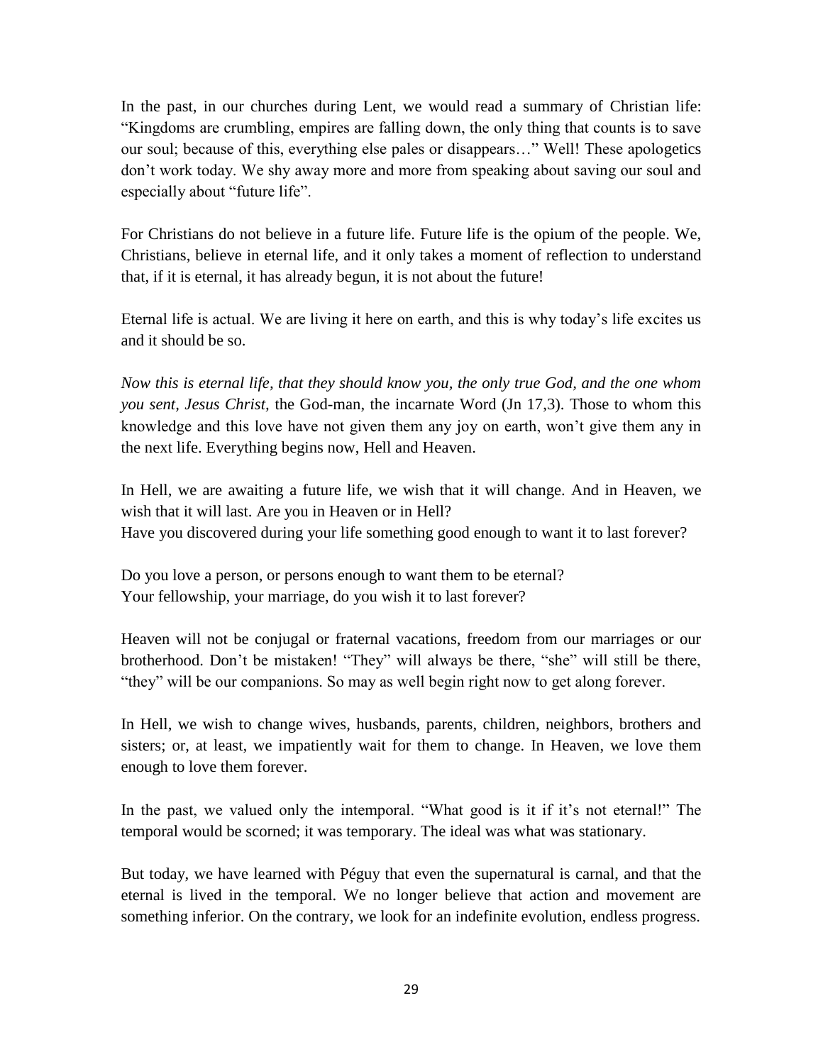In the past, in our churches during Lent, we would read a summary of Christian life: "Kingdoms are crumbling, empires are falling down, the only thing that counts is to save our soul; because of this, everything else pales or disappears…" Well! These apologetics don't work today. We shy away more and more from speaking about saving our soul and especially about "future life".

For Christians do not believe in a future life. Future life is the opium of the people. We, Christians, believe in eternal life, and it only takes a moment of reflection to understand that, if it is eternal, it has already begun, it is not about the future!

Eternal life is actual. We are living it here on earth, and this is why today's life excites us and it should be so.

*Now this is eternal life, that they should know you, the only true God, and the one whom you sent, Jesus Christ*, the God-man, the incarnate Word (Jn 17,3). Those to whom this knowledge and this love have not given them any joy on earth, won't give them any in the next life. Everything begins now, Hell and Heaven.

In Hell, we are awaiting a future life, we wish that it will change. And in Heaven, we wish that it will last. Are you in Heaven or in Hell?
Have you discovered during your life something good enough to want it to last forever?

Do you love a person, or persons enough to want them to be eternal?
Your fellowship, your marriage, do you wish it to last forever?

Heaven will not be conjugal or fraternal vacations, freedom from our marriages or our brotherhood. Don't be mistaken! "They" will always be there, "she" will still be there, "they" will be our companions. So may as well begin right now to get along forever.

In Hell, we wish to change wives, husbands, parents, children, neighbors, brothers and sisters; or, at least, we impatiently wait for them to change. In Heaven, we love them enough to love them forever.

In the past, we valued only the intemporal. "What good is it if it's not eternal!" The temporal would be scorned; it was temporary. The ideal was what was stationary.

But today, we have learned with Péguy that even the supernatural is carnal, and that the eternal is lived in the temporal. We no longer believe that action and movement are something inferior. On the contrary, we look for an indefinite evolution, endless progress.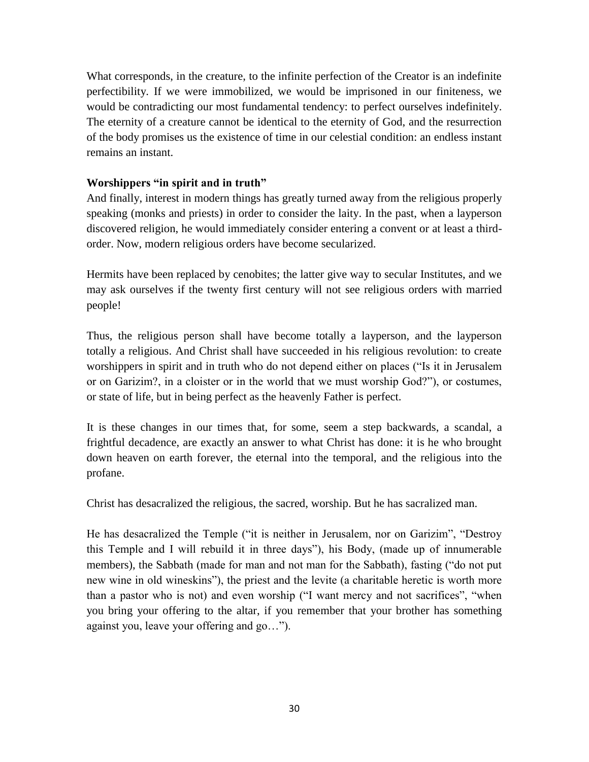What corresponds, in the creature, to the infinite perfection of the Creator is an indefinite perfectibility. If we were immobilized, we would be imprisoned in our finiteness, we would be contradicting our most fundamental tendency: to perfect ourselves indefinitely. The eternity of a creature cannot be identical to the eternity of God, and the resurrection of the body promises us the existence of time in our celestial condition: an endless instant remains an instant.

**Worshippers "in spirit and in truth"**

And finally, interest in modern things has greatly turned away from the religious properly speaking (monks and priests) in order to consider the laity. In the past, when a layperson discovered religion, he would immediately consider entering a convent or at least a third-order. Now, modern religious orders have become secularized.

Hermits have been replaced by cenobites; the latter give way to secular Institutes, and we may ask ourselves if the twenty first century will not see religious orders with married people!

Thus, the religious person shall have become totally a layperson, and the layperson totally a religious. And Christ shall have succeeded in his religious revolution: to create worshippers in spirit and in truth who do not depend either on places ("Is it in Jerusalem or on Garizim?, in a cloister or in the world that we must worship God?"), or costumes, or state of life, but in being perfect as the heavenly Father is perfect.

It is these changes in our times that, for some, seem a step backwards, a scandal, a frightful decadence, are exactly an answer to what Christ has done: it is he who brought down heaven on earth forever, the eternal into the temporal, and the religious into the profane.

Christ has desacralized the religious, the sacred, worship. But he has sacralized man.

He has desacralized the Temple ("it is neither in Jerusalem, nor on Garizim", "Destroy this Temple and I will rebuild it in three days"), his Body, (made up of innumerable members), the Sabbath (made for man and not man for the Sabbath), fasting ("do not put new wine in old wineskins"), the priest and the levite (a charitable heretic is worth more than a pastor who is not) and even worship ("I want mercy and not sacrifices", "when you bring your offering to the altar, if you remember that your brother has something against you, leave your offering and go…").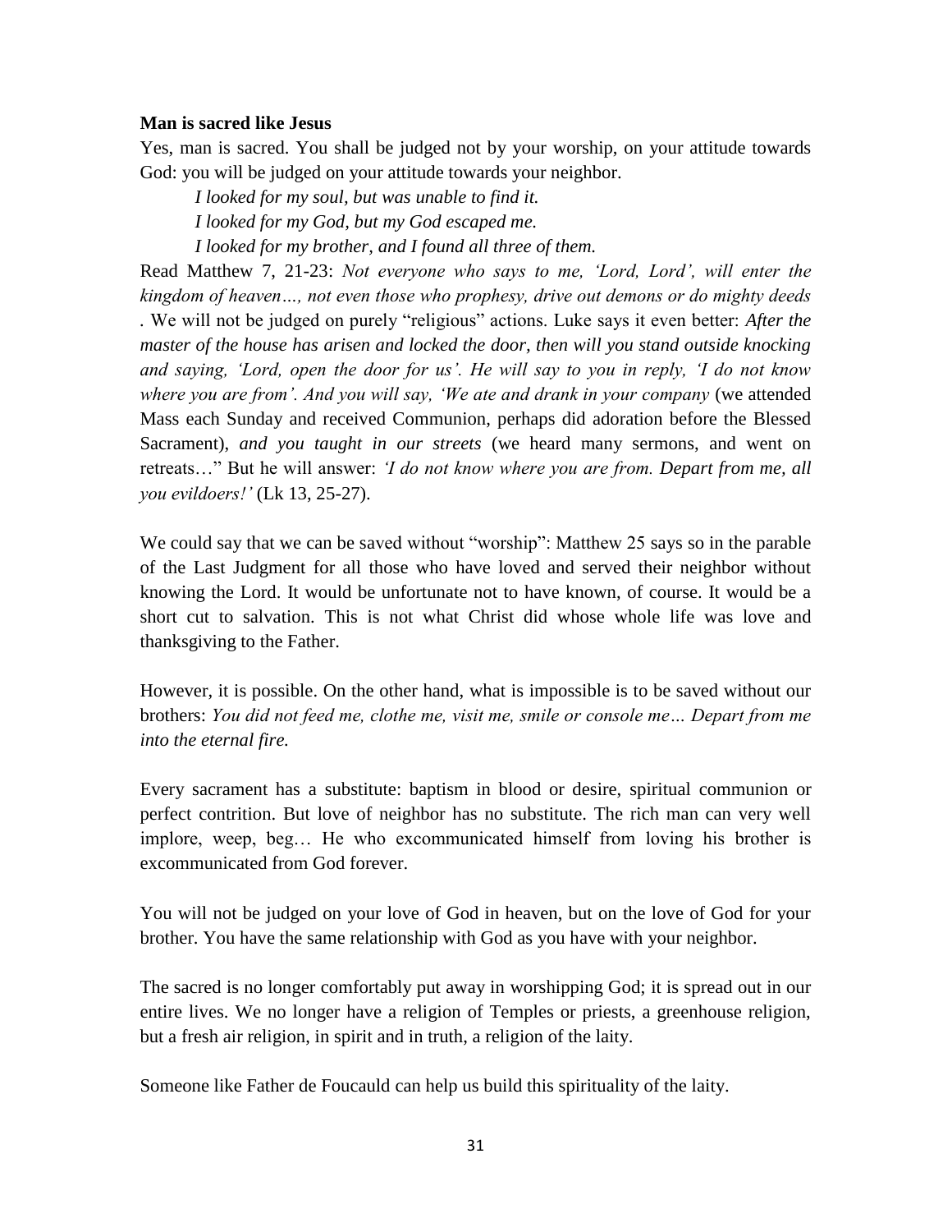**Man is sacred like Jesus**

Yes, man is sacred. You shall be judged not by your worship, on your attitude towards God: you will be judged on your attitude towards your neighbor.

*I looked for my soul, but was unable to find it.*
*I looked for my God, but my God escaped me.*
*I looked for my brother, and I found all three of them.*

Read Matthew 7, 21-23: *Not everyone who says to me, 'Lord, Lord', will enter the kingdom of heaven…, not even those who prophesy, drive out demons or do mighty deeds* . We will not be judged on purely "religious" actions. Luke says it even better: *After the master of the house has arisen and locked the door, then will you stand outside knocking and saying, 'Lord, open the door for us'. He will say to you in reply, 'I do not know where you are from'. And you will say, 'We ate and drank in your company* (we attended Mass each Sunday and received Communion, perhaps did adoration before the Blessed Sacrament), *and you taught in our streets* (we heard many sermons, and went on retreats…" But he will answer: *'I do not know where you are from. Depart from me, all you evildoers!'* (Lk 13, 25-27).

We could say that we can be saved without "worship": Matthew 25 says so in the parable of the Last Judgment for all those who have loved and served their neighbor without knowing the Lord. It would be unfortunate not to have known, of course. It would be a short cut to salvation. This is not what Christ did whose whole life was love and thanksgiving to the Father.

However, it is possible. On the other hand, what is impossible is to be saved without our brothers: *You did not feed me, clothe me, visit me, smile or console me… Depart from me into the eternal fire.*

Every sacrament has a substitute: baptism in blood or desire, spiritual communion or perfect contrition. But love of neighbor has no substitute. The rich man can very well implore, weep, beg… He who excommunicated himself from loving his brother is excommunicated from God forever.

You will not be judged on your love of God in heaven, but on the love of God for your brother. You have the same relationship with God as you have with your neighbor.

The sacred is no longer comfortably put away in worshipping God; it is spread out in our entire lives. We no longer have a religion of Temples or priests, a greenhouse religion, but a fresh air religion, in spirit and in truth, a religion of the laity.

Someone like Father de Foucauld can help us build this spirituality of the laity.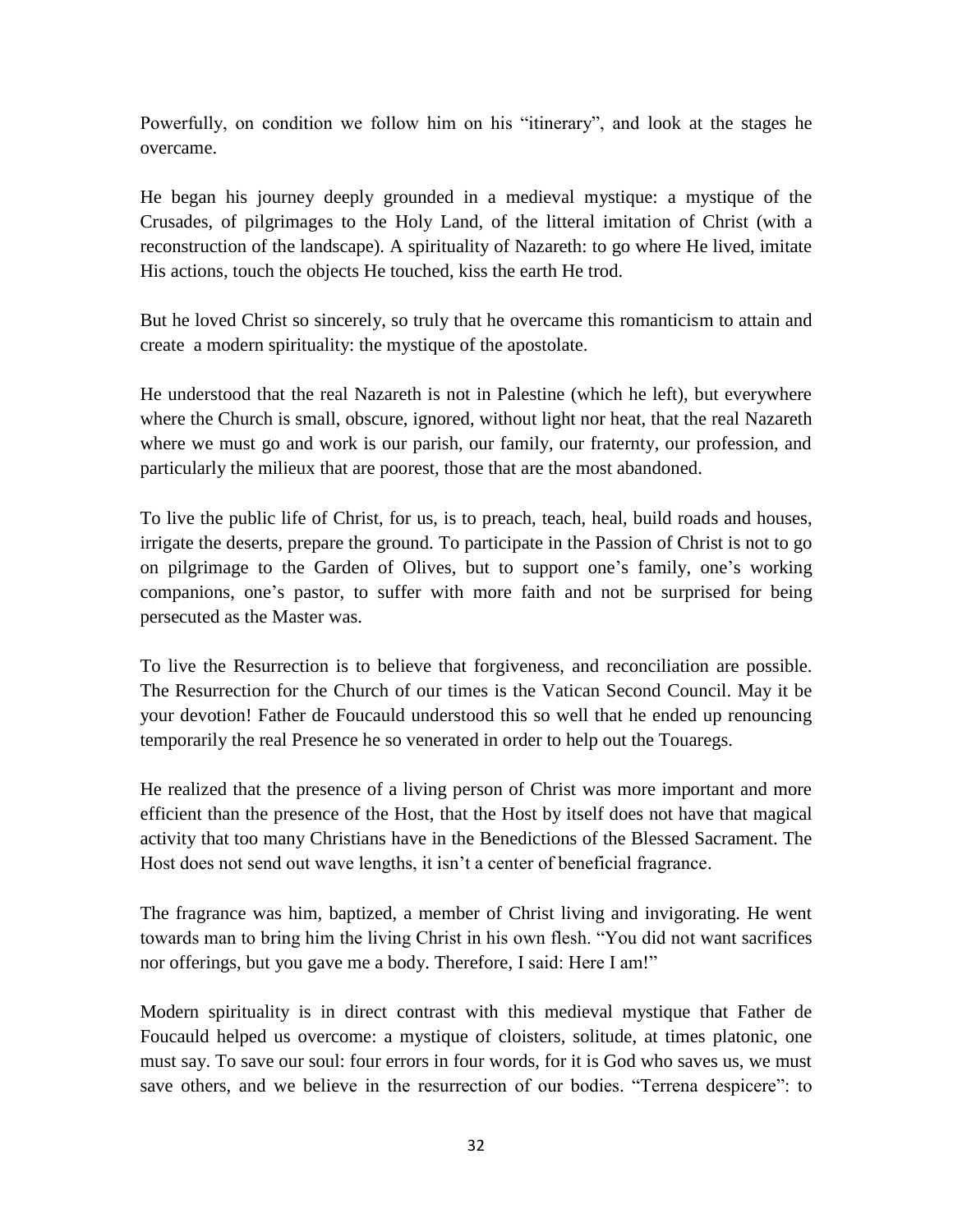Powerfully, on condition we follow him on his "itinerary", and look at the stages he overcame.

He began his journey deeply grounded in a medieval mystique: a mystique of the Crusades, of pilgrimages to the Holy Land, of the litteral imitation of Christ (with a reconstruction of the landscape). A spirituality of Nazareth: to go where He lived, imitate His actions, touch the objects He touched, kiss the earth He trod.

But he loved Christ so sincerely, so truly that he overcame this romanticism to attain and create a modern spirituality: the mystique of the apostolate.

He understood that the real Nazareth is not in Palestine (which he left), but everywhere where the Church is small, obscure, ignored, without light nor heat, that the real Nazareth where we must go and work is our parish, our family, our fraternty, our profession, and particularly the milieux that are poorest, those that are the most abandoned.

To live the public life of Christ, for us, is to preach, teach, heal, build roads and houses, irrigate the deserts, prepare the ground. To participate in the Passion of Christ is not to go on pilgrimage to the Garden of Olives, but to support one's family, one's working companions, one's pastor, to suffer with more faith and not be surprised for being persecuted as the Master was.

To live the Resurrection is to believe that forgiveness, and reconciliation are possible. The Resurrection for the Church of our times is the Vatican Second Council. May it be your devotion! Father de Foucauld understood this so well that he ended up renouncing temporarily the real Presence he so venerated in order to help out the Touaregs.

He realized that the presence of a living person of Christ was more important and more efficient than the presence of the Host, that the Host by itself does not have that magical activity that too many Christians have in the Benedictions of the Blessed Sacrament. The Host does not send out wave lengths, it isn't a center of beneficial fragrance.

The fragrance was him, baptized, a member of Christ living and invigorating. He went towards man to bring him the living Christ in his own flesh. "You did not want sacrifices nor offerings, but you gave me a body. Therefore, I said: Here I am!"

Modern spirituality is in direct contrast with this medieval mystique that Father de Foucauld helped us overcome: a mystique of cloisters, solitude, at times platonic, one must say. To save our soul: four errors in four words, for it is God who saves us, we must save others, and we believe in the resurrection of our bodies. "Terrena despicere": to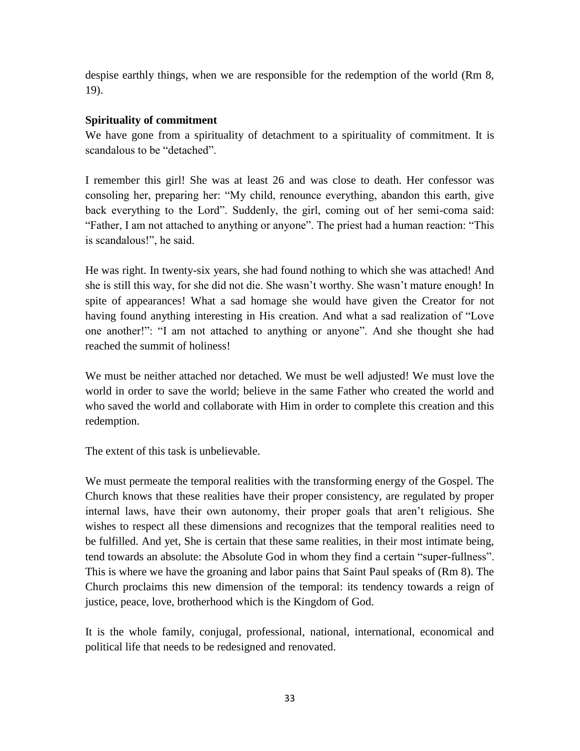despise earthly things, when we are responsible for the redemption of the world (Rm 8, 19).

### Spirituality of commitment

We have gone from a spirituality of detachment to a spirituality of commitment. It is scandalous to be "detached".

I remember this girl! She was at least 26 and was close to death. Her confessor was consoling her, preparing her: "My child, renounce everything, abandon this earth, give back everything to the Lord". Suddenly, the girl, coming out of her semi-coma said: "Father, I am not attached to anything or anyone". The priest had a human reaction: "This is scandalous!", he said.

He was right. In twenty-six years, she had found nothing to which she was attached! And she is still this way, for she did not die. She wasn't worthy. She wasn't mature enough! In spite of appearances! What a sad homage she would have given the Creator for not having found anything interesting in His creation. And what a sad realization of "Love one another!": "I am not attached to anything or anyone". And she thought she had reached the summit of holiness!

We must be neither attached nor detached. We must be well adjusted! We must love the world in order to save the world; believe in the same Father who created the world and who saved the world and collaborate with Him in order to complete this creation and this redemption.

The extent of this task is unbelievable.

We must permeate the temporal realities with the transforming energy of the Gospel. The Church knows that these realities have their proper consistency, are regulated by proper internal laws, have their own autonomy, their proper goals that aren't religious. She wishes to respect all these dimensions and recognizes that the temporal realities need to be fulfilled. And yet, She is certain that these same realities, in their most intimate being, tend towards an absolute: the Absolute God in whom they find a certain "super-fullness". This is where we have the groaning and labor pains that Saint Paul speaks of (Rm 8). The Church proclaims this new dimension of the temporal: its tendency towards a reign of justice, peace, love, brotherhood which is the Kingdom of God.

It is the whole family, conjugal, professional, national, international, economical and political life that needs to be redesigned and renovated.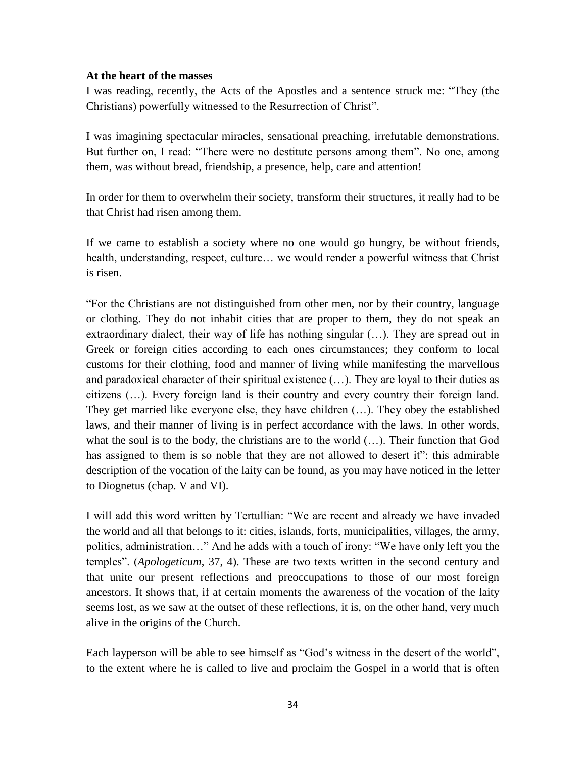**At the heart of the masses**

I was reading, recently, the Acts of the Apostles and a sentence struck me: "They (the Christians) powerfully witnessed to the Resurrection of Christ".

I was imagining spectacular miracles, sensational preaching, irrefutable demonstrations. But further on, I read: "There were no destitute persons among them". No one, among them, was without bread, friendship, a presence, help, care and attention!

In order for them to overwhelm their society, transform their structures, it really had to be that Christ had risen among them.

If we came to establish a society where no one would go hungry, be without friends, health, understanding, respect, culture… we would render a powerful witness that Christ is risen.

"For the Christians are not distinguished from other men, nor by their country, language or clothing. They do not inhabit cities that are proper to them, they do not speak an extraordinary dialect, their way of life has nothing singular (…). They are spread out in Greek or foreign cities according to each ones circumstances; they conform to local customs for their clothing, food and manner of living while manifesting the marvellous and paradoxical character of their spiritual existence (…). They are loyal to their duties as citizens (…). Every foreign land is their country and every country their foreign land. They get married like everyone else, they have children (…). They obey the established laws, and their manner of living is in perfect accordance with the laws. In other words, what the soul is to the body, the christians are to the world (…). Their function that God has assigned to them is so noble that they are not allowed to desert it": this admirable description of the vocation of the laity can be found, as you may have noticed in the letter to Diognetus (chap. V and VI).

I will add this word written by Tertullian: "We are recent and already we have invaded the world and all that belongs to it: cities, islands, forts, municipalities, villages, the army, politics, administration…" And he adds with a touch of irony: "We have only left you the temples". (*Apologeticum*, 37, 4). These are two texts written in the second century and that unite our present reflections and preoccupations to those of our most foreign ancestors. It shows that, if at certain moments the awareness of the vocation of the laity seems lost, as we saw at the outset of these reflections, it is, on the other hand, very much alive in the origins of the Church.

Each layperson will be able to see himself as "God's witness in the desert of the world", to the extent where he is called to live and proclaim the Gospel in a world that is often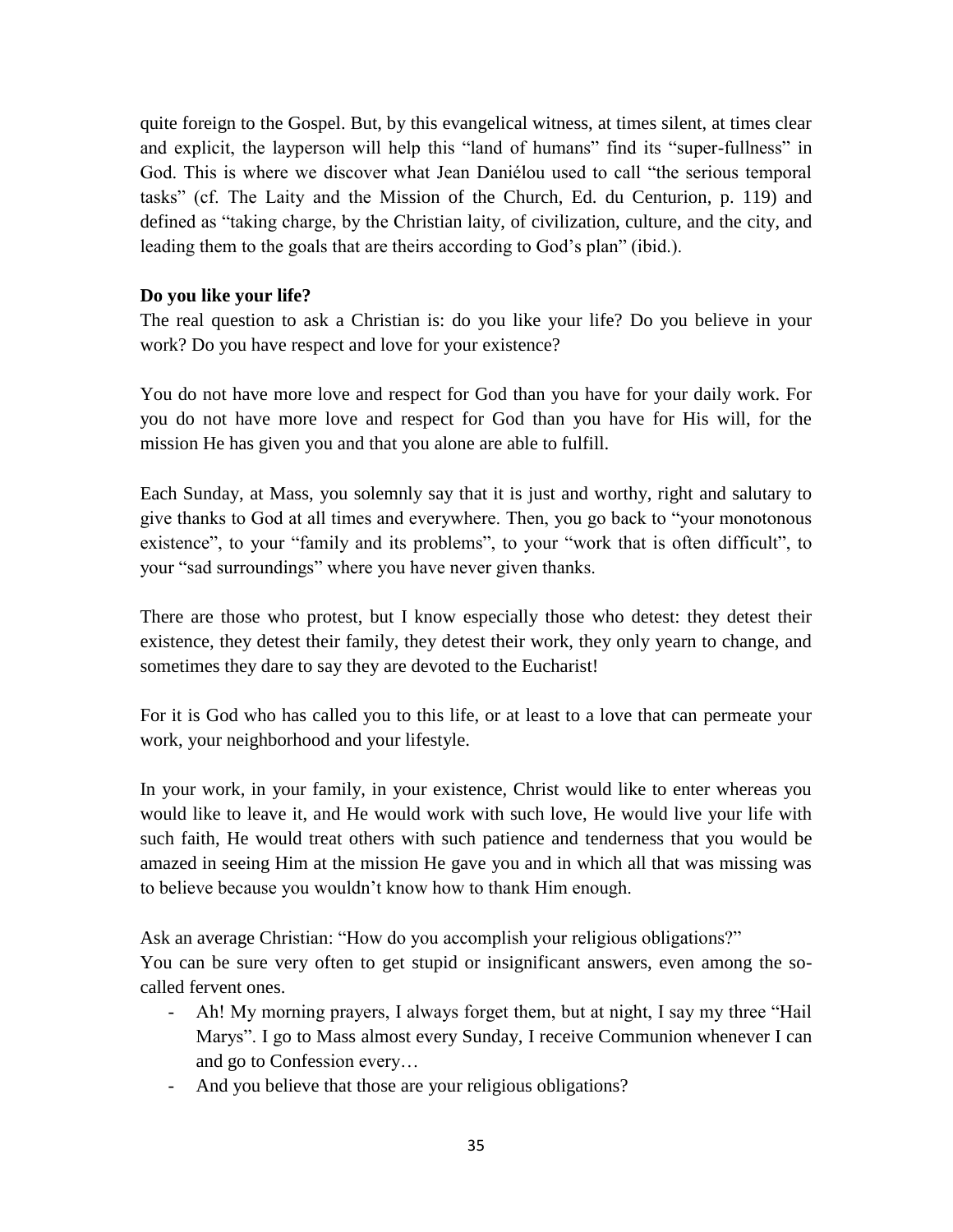quite foreign to the Gospel. But, by this evangelical witness, at times silent, at times clear and explicit, the layperson will help this "land of humans" find its "super-fullness" in God. This is where we discover what Jean Daniélou used to call "the serious temporal tasks" (cf. The Laity and the Mission of the Church, Ed. du Centurion, p. 119) and defined as "taking charge, by the Christian laity, of civilization, culture, and the city, and leading them to the goals that are theirs according to God's plan" (ibid.).

**Do you like your life?**

The real question to ask a Christian is: do you like your life? Do you believe in your work? Do you have respect and love for your existence?

You do not have more love and respect for God than you have for your daily work. For you do not have more love and respect for God than you have for His will, for the mission He has given you and that you alone are able to fulfill.

Each Sunday, at Mass, you solemnly say that it is just and worthy, right and salutary to give thanks to God at all times and everywhere. Then, you go back to "your monotonous existence", to your "family and its problems", to your "work that is often difficult", to your "sad surroundings" where you have never given thanks.

There are those who protest, but I know especially those who detest: they detest their existence, they detest their family, they detest their work, they only yearn to change, and sometimes they dare to say they are devoted to the Eucharist!

For it is God who has called you to this life, or at least to a love that can permeate your work, your neighborhood and your lifestyle.

In your work, in your family, in your existence, Christ would like to enter whereas you would like to leave it, and He would work with such love, He would live your life with such faith, He would treat others with such patience and tenderness that you would be amazed in seeing Him at the mission He gave you and in which all that was missing was to believe because you wouldn't know how to thank Him enough.

Ask an average Christian: "How do you accomplish your religious obligations?"
You can be sure very often to get stupid or insignificant answers, even among the so-called fervent ones.

- Ah! My morning prayers, I always forget them, but at night, I say my three "Hail Marys". I go to Mass almost every Sunday, I receive Communion whenever I can and go to Confession every…
- And you believe that those are your religious obligations?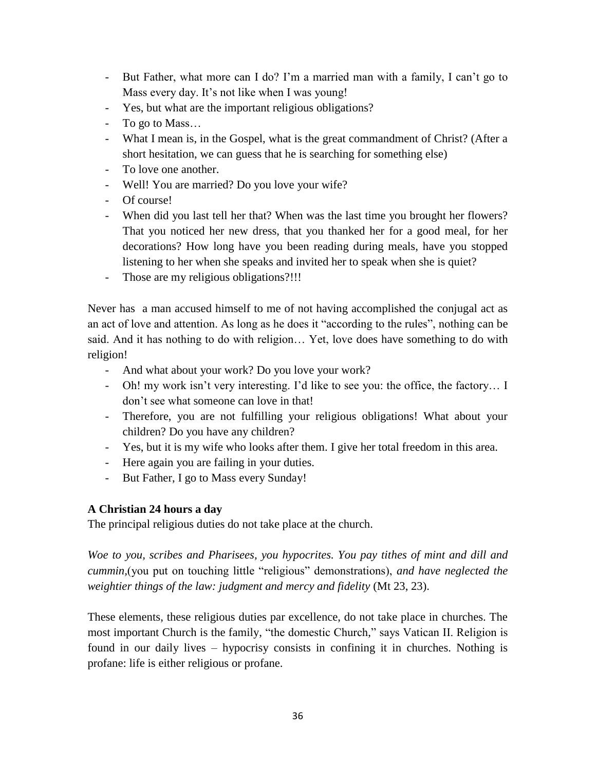- But Father, what more can I do? I'm a married man with a family, I can't go to Mass every day. It's not like when I was young!
- Yes, but what are the important religious obligations?
- To go to Mass…
- What I mean is, in the Gospel, what is the great commandment of Christ? (After a short hesitation, we can guess that he is searching for something else)
- To love one another.
- Well! You are married? Do you love your wife?
- Of course!
- When did you last tell her that? When was the last time you brought her flowers? That you noticed her new dress, that you thanked her for a good meal, for her decorations? How long have you been reading during meals, have you stopped listening to her when she speaks and invited her to speak when she is quiet?
- Those are my religious obligations?!!!

Never has a man accused himself to me of not having accomplished the conjugal act as an act of love and attention. As long as he does it "according to the rules", nothing can be said. And it has nothing to do with religion… Yet, love does have something to do with religion!

- And what about your work? Do you love your work?
- Oh! my work isn't very interesting. I'd like to see you: the office, the factory… I don't see what someone can love in that!
- Therefore, you are not fulfilling your religious obligations! What about your children? Do you have any children?
- Yes, but it is my wife who looks after them. I give her total freedom in this area.
- Here again you are failing in your duties.
- But Father, I go to Mass every Sunday!

**A Christian 24 hours a day**

The principal religious duties do not take place at the church.

*Woe to you, scribes and Pharisees, you hypocrites. You pay tithes of mint and dill and cummin*,(you put on touching little "religious" demonstrations), *and have neglected the weightier things of the law: judgment and mercy and fidelity* (Mt 23, 23).

These elements, these religious duties par excellence, do not take place in churches. The most important Church is the family, "the domestic Church," says Vatican II. Religion is found in our daily lives – hypocrisy consists in confining it in churches. Nothing is profane: life is either religious or profane.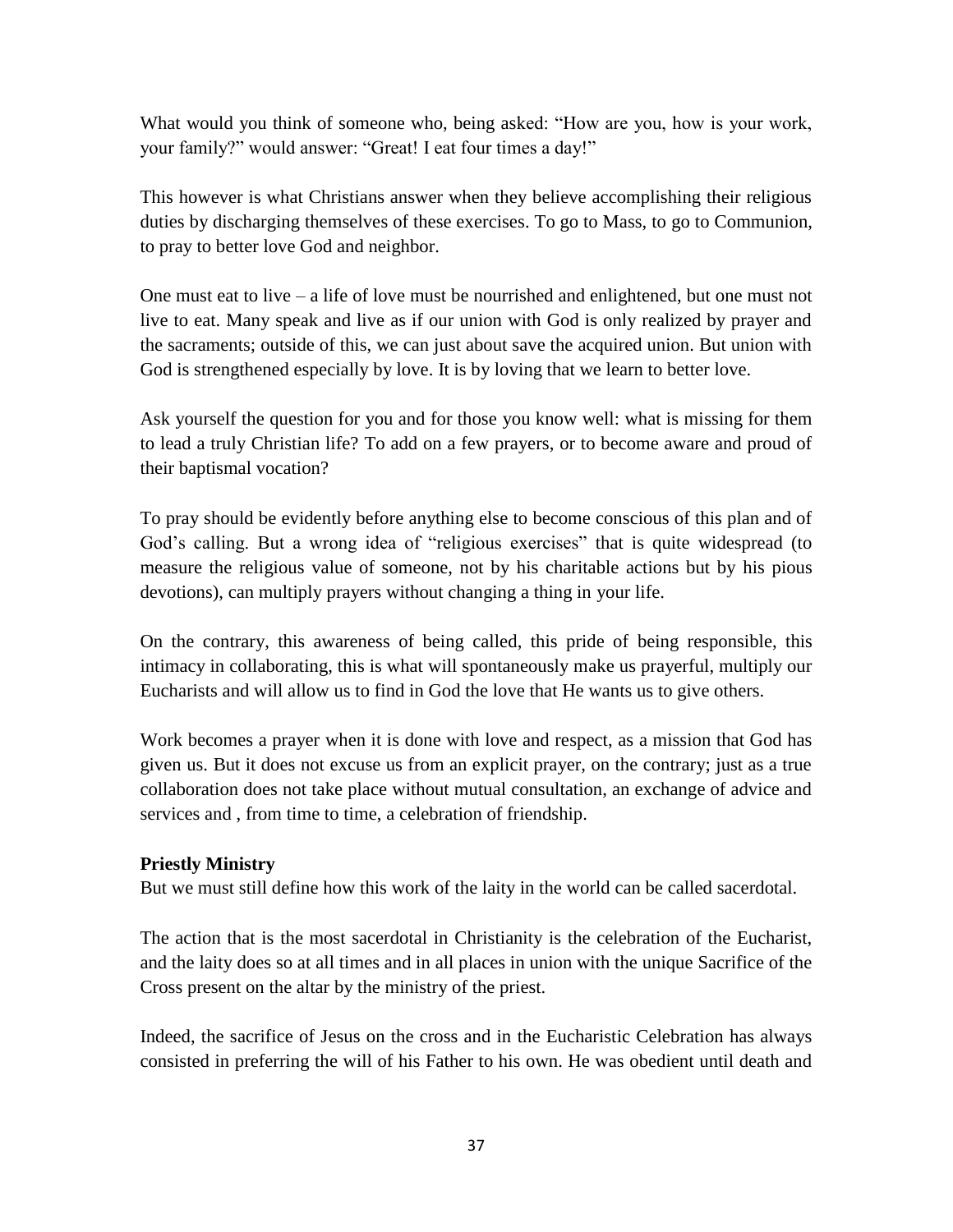What would you think of someone who, being asked: “How are you, how is your work, your family?” would answer: “Great! I eat four times a day!”

This however is what Christians answer when they believe accomplishing their religious duties by discharging themselves of these exercises. To go to Mass, to go to Communion, to pray to better love God and neighbor.

One must eat to live – a life of love must be nourished and enlightened, but one must not live to eat. Many speak and live as if our union with God is only realized by prayer and the sacraments; outside of this, we can just about save the acquired union. But union with God is strengthened especially by love. It is by loving that we learn to better love.

Ask yourself the question for you and for those you know well: what is missing for them to lead a truly Christian life? To add on a few prayers, or to become aware and proud of their baptismal vocation?

To pray should be evidently before anything else to become conscious of this plan and of God’s calling. But a wrong idea of “religious exercises” that is quite widespread (to measure the religious value of someone, not by his charitable actions but by his pious devotions), can multiply prayers without changing a thing in your life.

On the contrary, this awareness of being called, this pride of being responsible, this intimacy in collaborating, this is what will spontaneously make us prayerful, multiply our Eucharists and will allow us to find in God the love that He wants us to give others.

Work becomes a prayer when it is done with love and respect, as a mission that God has given us. But it does not excuse us from an explicit prayer, on the contrary; just as a true collaboration does not take place without mutual consultation, an exchange of advice and services and , from time to time, a celebration of friendship.

**Priestly Ministry**

But we must still define how this work of the laity in the world can be called sacerdotal.

The action that is the most sacerdotal in Christianity is the celebration of the Eucharist, and the laity does so at all times and in all places in union with the unique Sacrifice of the Cross present on the altar by the ministry of the priest.

Indeed, the sacrifice of Jesus on the cross and in the Eucharistic Celebration has always consisted in preferring the will of his Father to his own. He was obedient until death and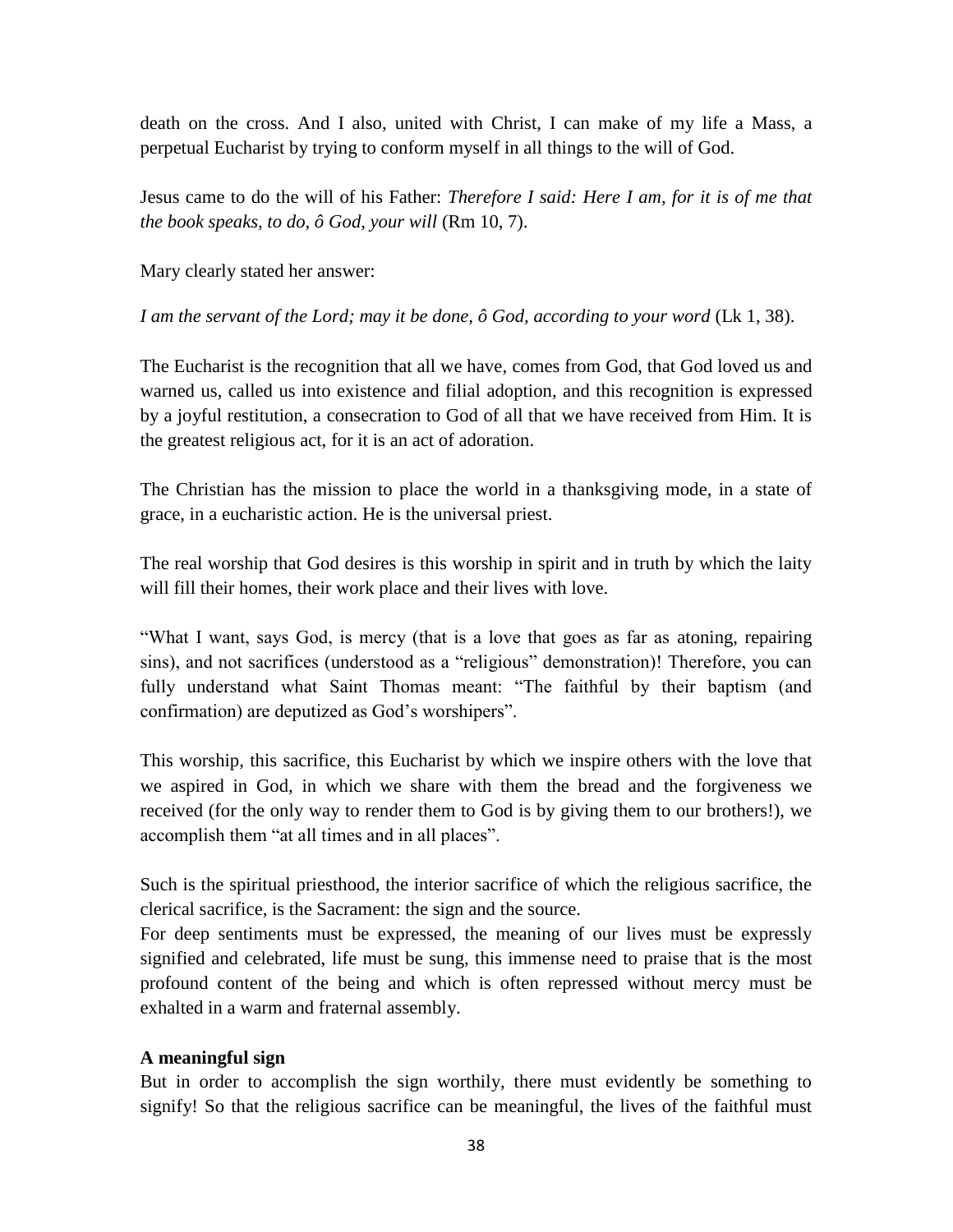death on the cross. And I also, united with Christ, I can make of my life a Mass, a perpetual Eucharist by trying to conform myself in all things to the will of God.

Jesus came to do the will of his Father: *Therefore I said: Here I am, for it is of me that the book speaks, to do, ô God, your will* (Rm 10, 7).

Mary clearly stated her answer:

*I am the servant of the Lord; may it be done, ô God, according to your word* (Lk 1, 38).

The Eucharist is the recognition that all we have, comes from God, that God loved us and warned us, called us into existence and filial adoption, and this recognition is expressed by a joyful restitution, a consecration to God of all that we have received from Him. It is the greatest religious act, for it is an act of adoration.

The Christian has the mission to place the world in a thanksgiving mode, in a state of grace, in a eucharistic action. He is the universal priest.

The real worship that God desires is this worship in spirit and in truth by which the laity will fill their homes, their work place and their lives with love.

"What I want, says God, is mercy (that is a love that goes as far as atoning, repairing sins), and not sacrifices (understood as a "religious" demonstration)! Therefore, you can fully understand what Saint Thomas meant: "The faithful by their baptism (and confirmation) are deputized as God's worshipers".

This worship, this sacrifice, this Eucharist by which we inspire others with the love that we aspired in God, in which we share with them the bread and the forgiveness we received (for the only way to render them to God is by giving them to our brothers!), we accomplish them "at all times and in all places".

Such is the spiritual priesthood, the interior sacrifice of which the religious sacrifice, the clerical sacrifice, is the Sacrament: the sign and the source.
For deep sentiments must be expressed, the meaning of our lives must be expressly signified and celebrated, life must be sung, this immense need to praise that is the most profound content of the being and which is often repressed without mercy must be exhalted in a warm and fraternal assembly.

**A meaningful sign**
But in order to accomplish the sign worthily, there must evidently be something to signify! So that the religious sacrifice can be meaningful, the lives of the faithful must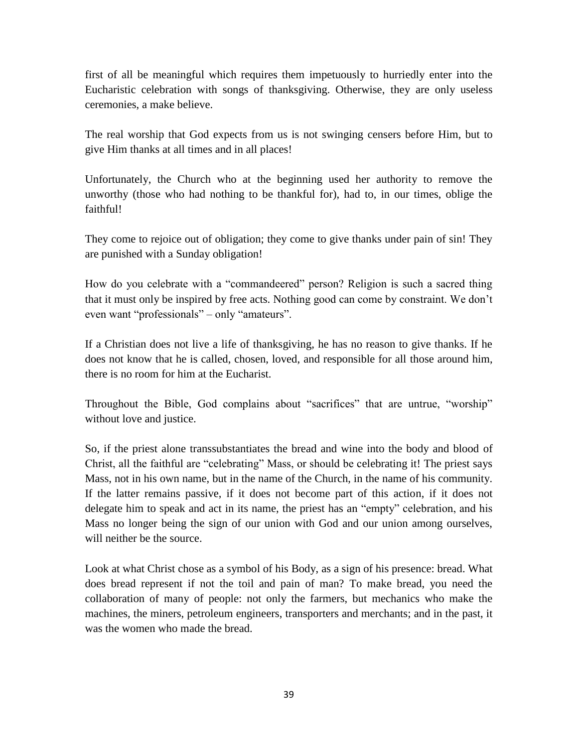first of all be meaningful which requires them impetuously to hurriedly enter into the Eucharistic celebration with songs of thanksgiving. Otherwise, they are only useless ceremonies, a make believe.

The real worship that God expects from us is not swinging censers before Him, but to give Him thanks at all times and in all places!

Unfortunately, the Church who at the beginning used her authority to remove the unworthy (those who had nothing to be thankful for), had to, in our times, oblige the faithful!

They come to rejoice out of obligation; they come to give thanks under pain of sin! They are punished with a Sunday obligation!

How do you celebrate with a "commandeered" person? Religion is such a sacred thing that it must only be inspired by free acts. Nothing good can come by constraint. We don't even want "professionals" – only "amateurs".

If a Christian does not live a life of thanksgiving, he has no reason to give thanks. If he does not know that he is called, chosen, loved, and responsible for all those around him, there is no room for him at the Eucharist.

Throughout the Bible, God complains about "sacrifices" that are untrue, "worship" without love and justice.

So, if the priest alone transsubstantiates the bread and wine into the body and blood of Christ, all the faithful are "celebrating" Mass, or should be celebrating it! The priest says Mass, not in his own name, but in the name of the Church, in the name of his community. If the latter remains passive, if it does not become part of this action, if it does not delegate him to speak and act in its name, the priest has an "empty" celebration, and his Mass no longer being the sign of our union with God and our union among ourselves, will neither be the source.

Look at what Christ chose as a symbol of his Body, as a sign of his presence: bread. What does bread represent if not the toil and pain of man? To make bread, you need the collaboration of many of people: not only the farmers, but mechanics who make the machines, the miners, petroleum engineers, transporters and merchants; and in the past, it was the women who made the bread.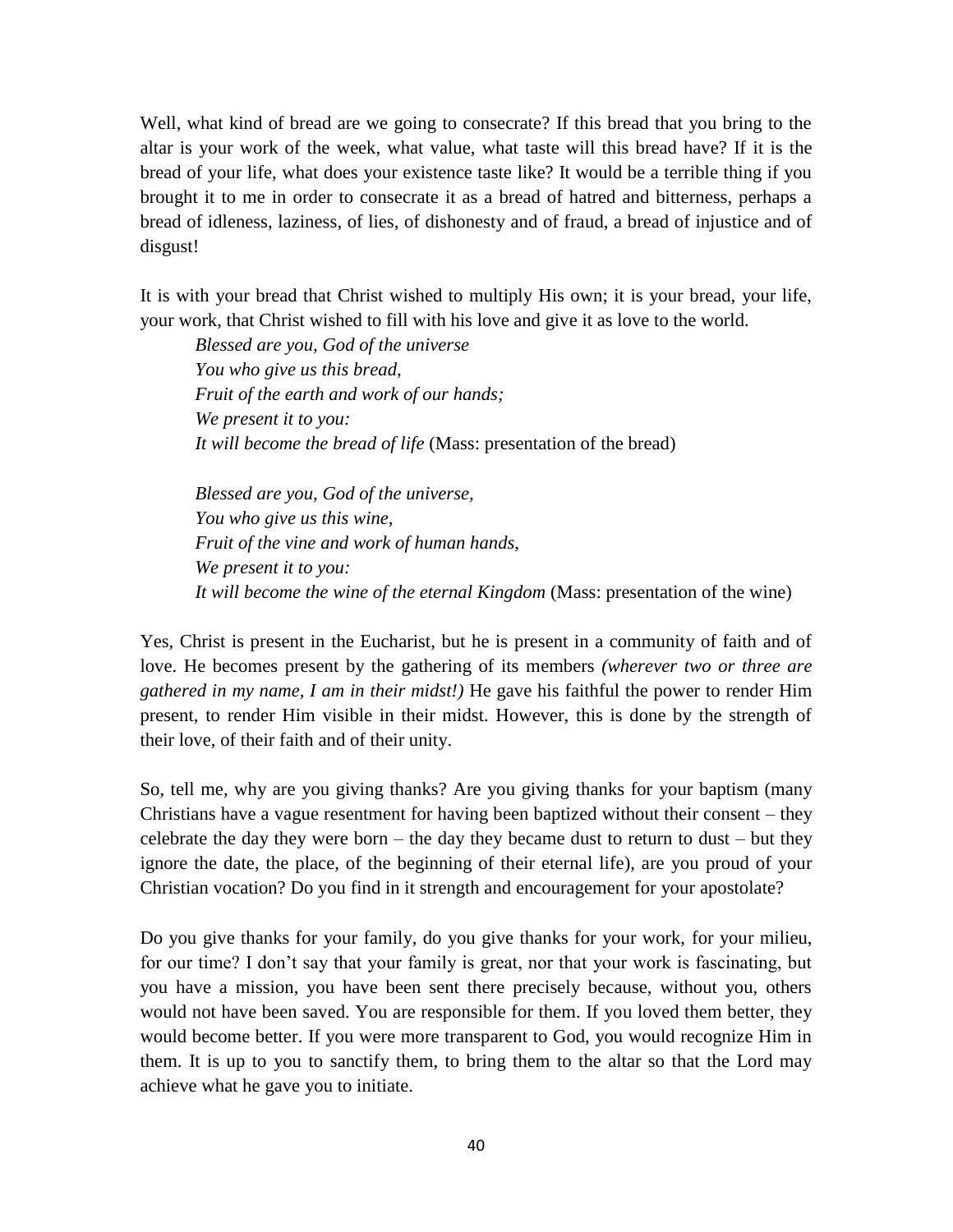Well, what kind of bread are we going to consecrate? If this bread that you bring to the altar is your work of the week, what value, what taste will this bread have? If it is the bread of your life, what does your existence taste like? It would be a terrible thing if you brought it to me in order to consecrate it as a bread of hatred and bitterness, perhaps a bread of idleness, laziness, of lies, of dishonesty and of fraud, a bread of injustice and of disgust!

It is with your bread that Christ wished to multiply His own; it is your bread, your life, your work, that Christ wished to fill with his love and give it as love to the world.

> *Blessed are you, God of the universe*
> *You who give us this bread,*
> *Fruit of the earth and work of our hands;*
> *We present it to you:*
> *It will become the bread of life* (Mass: presentation of the bread)
>
> *Blessed are you, God of the universe,*
> *You who give us this wine,*
> *Fruit of the vine and work of human hands,*
> *We present it to you:*
> *It will become the wine of the eternal Kingdom* (Mass: presentation of the wine)

Yes, Christ is present in the Eucharist, but he is present in a community of faith and of love. He becomes present by the gathering of its members *(wherever two or three are gathered in my name, I am in their midst!)* He gave his faithful the power to render Him present, to render Him visible in their midst. However, this is done by the strength of their love, of their faith and of their unity.

So, tell me, why are you giving thanks? Are you giving thanks for your baptism (many Christians have a vague resentment for having been baptized without their consent – they celebrate the day they were born – the day they became dust to return to dust – but they ignore the date, the place, of the beginning of their eternal life), are you proud of your Christian vocation? Do you find in it strength and encouragement for your apostolate?

Do you give thanks for your family, do you give thanks for your work, for your milieu, for our time? I don't say that your family is great, nor that your work is fascinating, but you have a mission, you have been sent there precisely because, without you, others would not have been saved. You are responsible for them. If you loved them better, they would become better. If you were more transparent to God, you would recognize Him in them. It is up to you to sanctify them, to bring them to the altar so that the Lord may achieve what he gave you to initiate.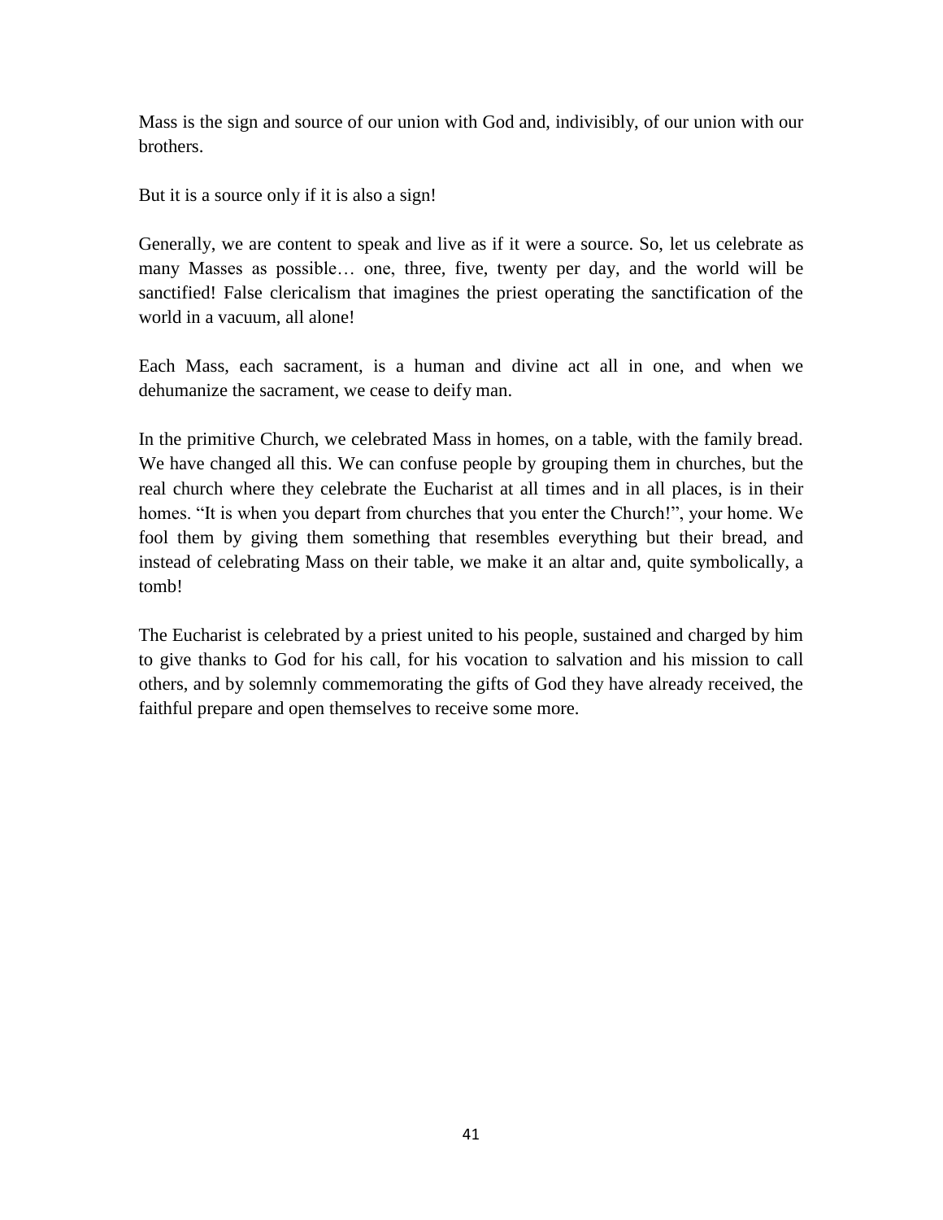Mass is the sign and source of our union with God and, indivisibly, of our union with our brothers.

But it is a source only if it is also a sign!

Generally, we are content to speak and live as if it were a source. So, let us celebrate as many Masses as possible… one, three, five, twenty per day, and the world will be sanctified! False clericalism that imagines the priest operating the sanctification of the world in a vacuum, all alone!

Each Mass, each sacrament, is a human and divine act all in one, and when we dehumanize the sacrament, we cease to deify man.

In the primitive Church, we celebrated Mass in homes, on a table, with the family bread. We have changed all this. We can confuse people by grouping them in churches, but the real church where they celebrate the Eucharist at all times and in all places, is in their homes. "It is when you depart from churches that you enter the Church!", your home. We fool them by giving them something that resembles everything but their bread, and instead of celebrating Mass on their table, we make it an altar and, quite symbolically, a tomb!

The Eucharist is celebrated by a priest united to his people, sustained and charged by him to give thanks to God for his call, for his vocation to salvation and his mission to call others, and by solemnly commemorating the gifts of God they have already received, the faithful prepare and open themselves to receive some more.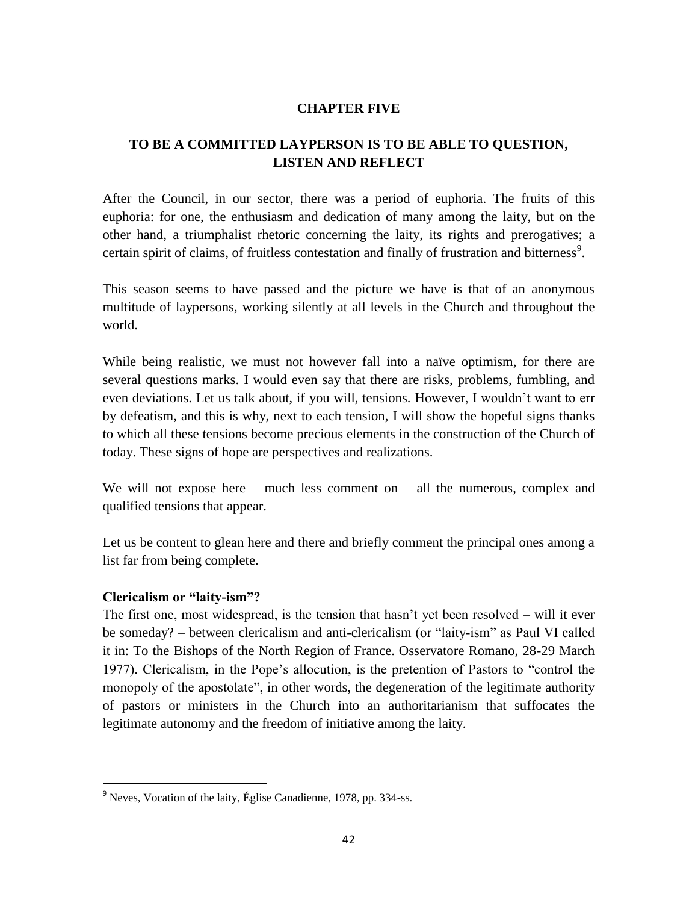# CHAPTER FIVE

## TO BE A COMMITTED LAYPERSON IS TO BE ABLE TO QUESTION, LISTEN AND REFLECT

After the Council, in our sector, there was a period of euphoria. The fruits of this euphoria: for one, the enthusiasm and dedication of many among the laity, but on the other hand, a triumphalist rhetoric concerning the laity, its rights and prerogatives; a certain spirit of claims, of fruitless contestation and finally of frustration and bitterness[9].

This season seems to have passed and the picture we have is that of an anonymous multitude of laypersons, working silently at all levels in the Church and throughout the world.

While being realistic, we must not however fall into a naïve optimism, for there are several questions marks. I would even say that there are risks, problems, fumbling, and even deviations. Let us talk about, if you will, tensions. However, I wouldn't want to err by defeatism, and this is why, next to each tension, I will show the hopeful signs thanks to which all these tensions become precious elements in the construction of the Church of today. These signs of hope are perspectives and realizations.

We will not expose here – much less comment on – all the numerous, complex and qualified tensions that appear.

Let us be content to glean here and there and briefly comment the principal ones among a list far from being complete.

**Clericalism or "laity-ism"?**

The first one, most widespread, is the tension that hasn't yet been resolved – will it ever be someday? – between clericalism and anti-clericalism (or "laity-ism" as Paul VI called it in: To the Bishops of the North Region of France. Osservatore Romano, 28-29 March 1977). Clericalism, in the Pope's allocution, is the pretention of Pastors to "control the monopoly of the apostolate", in other words, the degeneration of the legitimate authority of pastors or ministers in the Church into an authoritarianism that suffocates the legitimate autonomy and the freedom of initiative among the laity.

---

[9] Neves, Vocation of the laity, Église Canadienne, 1978, pp. 334-ss.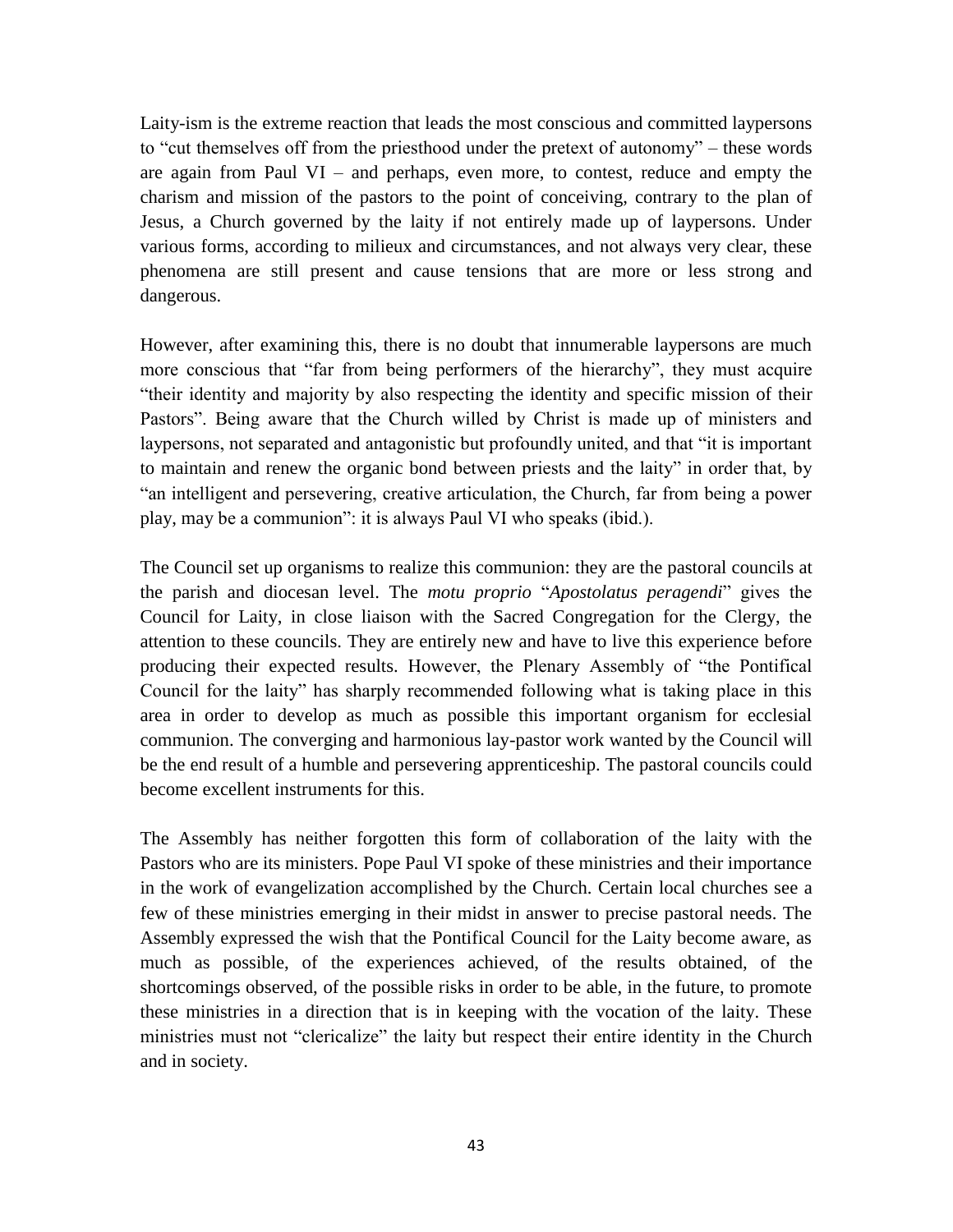Laity-ism is the extreme reaction that leads the most conscious and committed laypersons to "cut themselves off from the priesthood under the pretext of autonomy" – these words are again from Paul VI – and perhaps, even more, to contest, reduce and empty the charism and mission of the pastors to the point of conceiving, contrary to the plan of Jesus, a Church governed by the laity if not entirely made up of laypersons. Under various forms, according to milieux and circumstances, and not always very clear, these phenomena are still present and cause tensions that are more or less strong and dangerous.

However, after examining this, there is no doubt that innumerable laypersons are much more conscious that "far from being performers of the hierarchy", they must acquire "their identity and majority by also respecting the identity and specific mission of their Pastors". Being aware that the Church willed by Christ is made up of ministers and laypersons, not separated and antagonistic but profoundly united, and that "it is important to maintain and renew the organic bond between priests and the laity" in order that, by "an intelligent and persevering, creative articulation, the Church, far from being a power play, may be a communion": it is always Paul VI who speaks (ibid.).

The Council set up organisms to realize this communion: they are the pastoral councils at the parish and diocesan level. The *motu proprio* "*Apostolatus peragendi*" gives the Council for Laity, in close liaison with the Sacred Congregation for the Clergy, the attention to these councils. They are entirely new and have to live this experience before producing their expected results. However, the Plenary Assembly of "the Pontifical Council for the laity" has sharply recommended following what is taking place in this area in order to develop as much as possible this important organism for ecclesial communion. The converging and harmonious lay-pastor work wanted by the Council will be the end result of a humble and persevering apprenticeship. The pastoral councils could become excellent instruments for this.

The Assembly has neither forgotten this form of collaboration of the laity with the Pastors who are its ministers. Pope Paul VI spoke of these ministries and their importance in the work of evangelization accomplished by the Church. Certain local churches see a few of these ministries emerging in their midst in answer to precise pastoral needs. The Assembly expressed the wish that the Pontifical Council for the Laity become aware, as much as possible, of the experiences achieved, of the results obtained, of the shortcomings observed, of the possible risks in order to be able, in the future, to promote these ministries in a direction that is in keeping with the vocation of the laity. These ministries must not "clericalize" the laity but respect their entire identity in the Church and in society.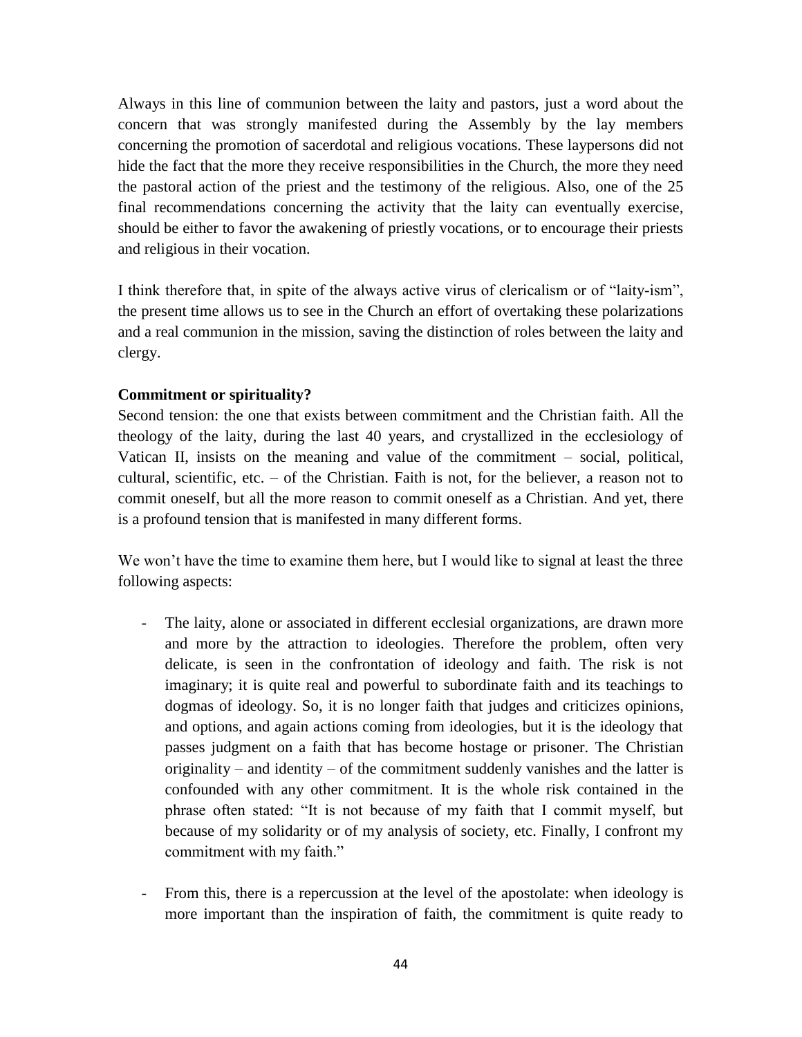Always in this line of communion between the laity and pastors, just a word about the concern that was strongly manifested during the Assembly by the lay members concerning the promotion of sacerdotal and religious vocations. These laypersons did not hide the fact that the more they receive responsibilities in the Church, the more they need the pastoral action of the priest and the testimony of the religious. Also, one of the 25 final recommendations concerning the activity that the laity can eventually exercise, should be either to favor the awakening of priestly vocations, or to encourage their priests and religious in their vocation.

I think therefore that, in spite of the always active virus of clericalism or of "laity-ism", the present time allows us to see in the Church an effort of overtaking these polarizations and a real communion in the mission, saving the distinction of roles between the laity and clergy.

**Commitment or spirituality?**

Second tension: the one that exists between commitment and the Christian faith. All the theology of the laity, during the last 40 years, and crystallized in the ecclesiology of Vatican II, insists on the meaning and value of the commitment – social, political, cultural, scientific, etc. – of the Christian. Faith is not, for the believer, a reason not to commit oneself, but all the more reason to commit oneself as a Christian. And yet, there is a profound tension that is manifested in many different forms.

We won't have the time to examine them here, but I would like to signal at least the three following aspects:

- The laity, alone or associated in different ecclesial organizations, are drawn more and more by the attraction to ideologies. Therefore the problem, often very delicate, is seen in the confrontation of ideology and faith. The risk is not imaginary; it is quite real and powerful to subordinate faith and its teachings to dogmas of ideology. So, it is no longer faith that judges and criticizes opinions, and options, and again actions coming from ideologies, but it is the ideology that passes judgment on a faith that has become hostage or prisoner. The Christian originality – and identity – of the commitment suddenly vanishes and the latter is confounded with any other commitment. It is the whole risk contained in the phrase often stated: "It is not because of my faith that I commit myself, but because of my solidarity or of my analysis of society, etc. Finally, I confront my commitment with my faith."

- From this, there is a repercussion at the level of the apostolate: when ideology is more important than the inspiration of faith, the commitment is quite ready to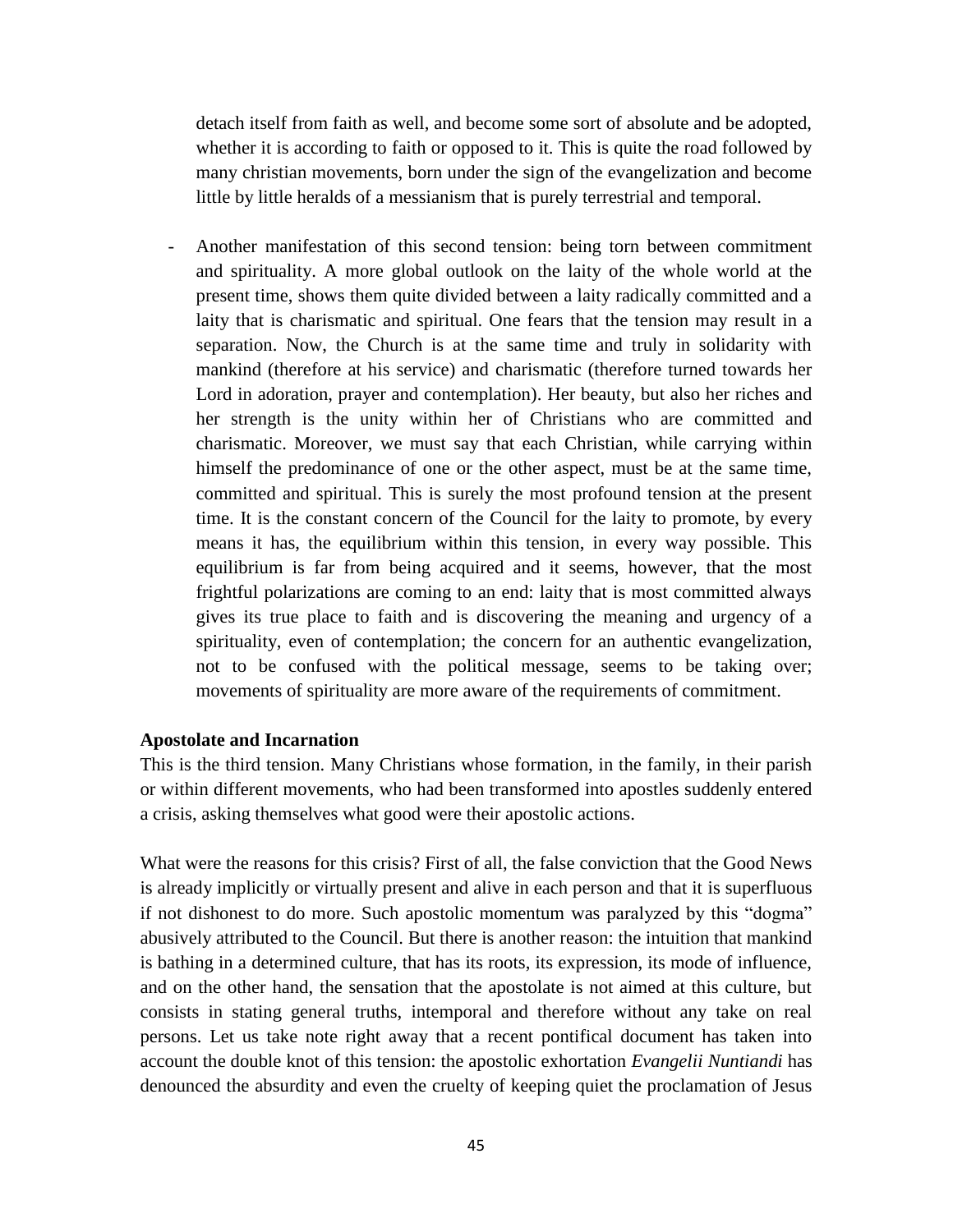detach itself from faith as well, and become some sort of absolute and be adopted, whether it is according to faith or opposed to it. This is quite the road followed by many christian movements, born under the sign of the evangelization and become little by little heralds of a messianism that is purely terrestrial and temporal.

- Another manifestation of this second tension: being torn between commitment and spirituality. A more global outlook on the laity of the whole world at the present time, shows them quite divided between a laity radically committed and a laity that is charismatic and spiritual. One fears that the tension may result in a separation. Now, the Church is at the same time and truly in solidarity with mankind (therefore at his service) and charismatic (therefore turned towards her Lord in adoration, prayer and contemplation). Her beauty, but also her riches and her strength is the unity within her of Christians who are committed and charismatic. Moreover, we must say that each Christian, while carrying within himself the predominance of one or the other aspect, must be at the same time, committed and spiritual. This is surely the most profound tension at the present time. It is the constant concern of the Council for the laity to promote, by every means it has, the equilibrium within this tension, in every way possible. This equilibrium is far from being acquired and it seems, however, that the most frightful polarizations are coming to an end: laity that is most committed always gives its true place to faith and is discovering the meaning and urgency of a spirituality, even of contemplation; the concern for an authentic evangelization, not to be confused with the political message, seems to be taking over; movements of spirituality are more aware of the requirements of commitment.

**Apostolate and Incarnation**

This is the third tension. Many Christians whose formation, in the family, in their parish or within different movements, who had been transformed into apostles suddenly entered a crisis, asking themselves what good were their apostolic actions.

What were the reasons for this crisis? First of all, the false conviction that the Good News is already implicitly or virtually present and alive in each person and that it is superfluous if not dishonest to do more. Such apostolic momentum was paralyzed by this "dogma" abusively attributed to the Council. But there is another reason: the intuition that mankind is bathing in a determined culture, that has its roots, its expression, its mode of influence, and on the other hand, the sensation that the apostolate is not aimed at this culture, but consists in stating general truths, intemporal and therefore without any take on real persons. Let us take note right away that a recent pontifical document has taken into account the double knot of this tension: the apostolic exhortation *Evangelii Nuntiandi* has denounced the absurdity and even the cruelty of keeping quiet the proclamation of Jesus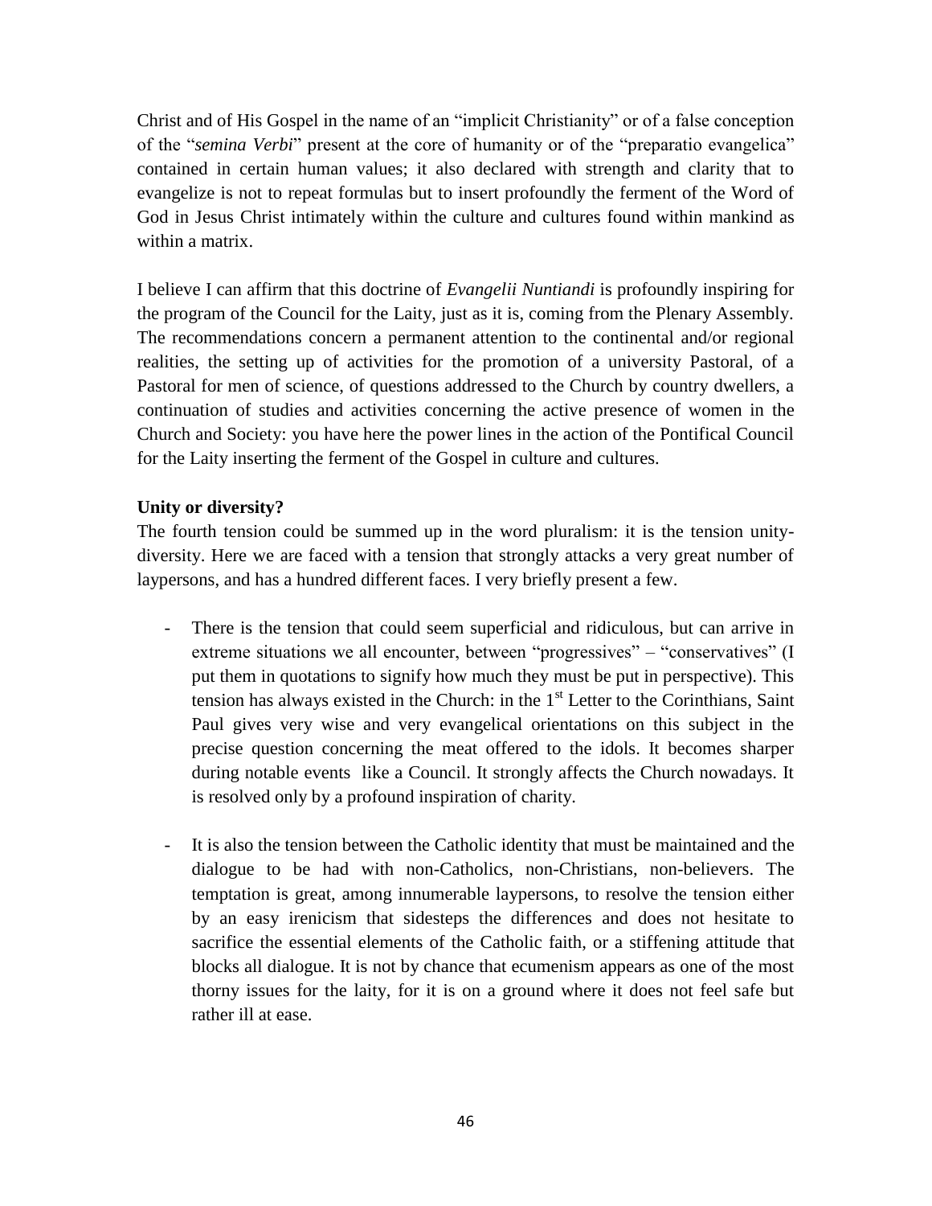Christ and of His Gospel in the name of an "implicit Christianity" or of a false conception of the "*semina Verbi*" present at the core of humanity or of the "preparatio evangelica" contained in certain human values; it also declared with strength and clarity that to evangelize is not to repeat formulas but to insert profoundly the ferment of the Word of God in Jesus Christ intimately within the culture and cultures found within mankind as within a matrix.

I believe I can affirm that this doctrine of *Evangelii Nuntiandi* is profoundly inspiring for the program of the Council for the Laity, just as it is, coming from the Plenary Assembly. The recommendations concern a permanent attention to the continental and/or regional realities, the setting up of activities for the promotion of a university Pastoral, of a Pastoral for men of science, of questions addressed to the Church by country dwellers, a continuation of studies and activities concerning the active presence of women in the Church and Society: you have here the power lines in the action of the Pontifical Council for the Laity inserting the ferment of the Gospel in culture and cultures.

**Unity or diversity?**

The fourth tension could be summed up in the word pluralism: it is the tension unity-diversity. Here we are faced with a tension that strongly attacks a very great number of laypersons, and has a hundred different faces. I very briefly present a few.

- There is the tension that could seem superficial and ridiculous, but can arrive in extreme situations we all encounter, between "progressives" – "conservatives" (I put them in quotations to signify how much they must be put in perspective). This tension has always existed in the Church: in the 1st Letter to the Corinthians, Saint Paul gives very wise and very evangelical orientations on this subject in the precise question concerning the meat offered to the idols. It becomes sharper during notable events like a Council. It strongly affects the Church nowadays. It is resolved only by a profound inspiration of charity.

- It is also the tension between the Catholic identity that must be maintained and the dialogue to be had with non-Catholics, non-Christians, non-believers. The temptation is great, among innumerable laypersons, to resolve the tension either by an easy irenicism that sidesteps the differences and does not hesitate to sacrifice the essential elements of the Catholic faith, or a stiffening attitude that blocks all dialogue. It is not by chance that ecumenism appears as one of the most thorny issues for the laity, for it is on a ground where it does not feel safe but rather ill at ease.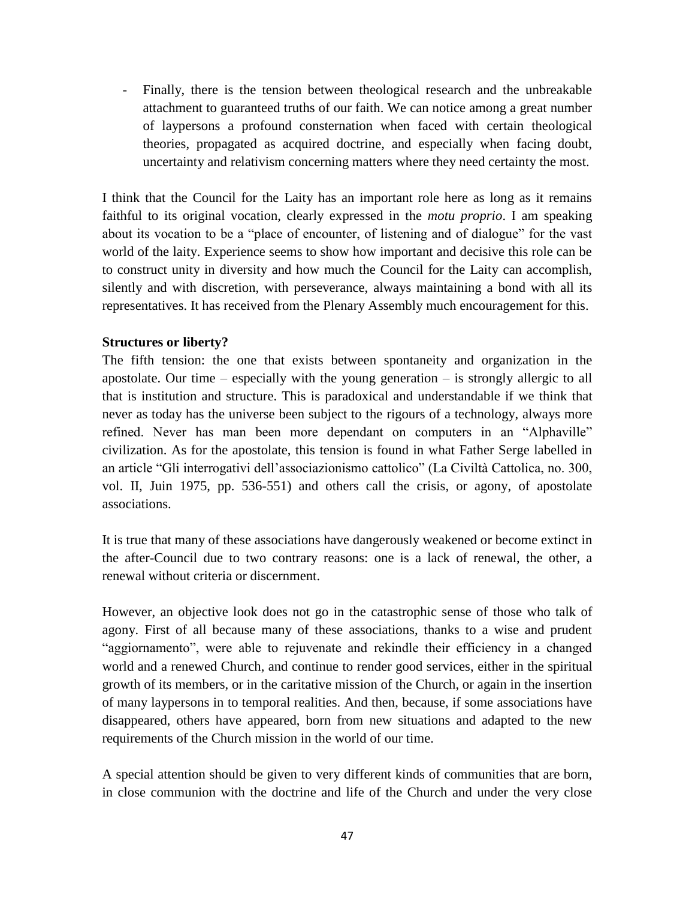- Finally, there is the tension between theological research and the unbreakable attachment to guaranteed truths of our faith. We can notice among a great number of laypersons a profound consternation when faced with certain theological theories, propagated as acquired doctrine, and especially when facing doubt, uncertainty and relativism concerning matters where they need certainty the most.

I think that the Council for the Laity has an important role here as long as it remains faithful to its original vocation, clearly expressed in the *motu proprio*. I am speaking about its vocation to be a "place of encounter, of listening and of dialogue" for the vast world of the laity. Experience seems to show how important and decisive this role can be to construct unity in diversity and how much the Council for the Laity can accomplish, silently and with discretion, with perseverance, always maintaining a bond with all its representatives. It has received from the Plenary Assembly much encouragement for this.

**Structures or liberty?**

The fifth tension: the one that exists between spontaneity and organization in the apostolate. Our time – especially with the young generation – is strongly allergic to all that is institution and structure. This is paradoxical and understandable if we think that never as today has the universe been subject to the rigours of a technology, always more refined. Never has man been more dependant on computers in an "Alphaville" civilization. As for the apostolate, this tension is found in what Father Serge labelled in an article "Gli interrogativi dell'associazionismo cattolico" (La Civiltà Cattolica, no. 300, vol. II, Juin 1975, pp. 536-551) and others call the crisis, or agony, of apostolate associations.

It is true that many of these associations have dangerously weakened or become extinct in the after-Council due to two contrary reasons: one is a lack of renewal, the other, a renewal without criteria or discernment.

However, an objective look does not go in the catastrophic sense of those who talk of agony. First of all because many of these associations, thanks to a wise and prudent "aggiornamento", were able to rejuvenate and rekindle their efficiency in a changed world and a renewed Church, and continue to render good services, either in the spiritual growth of its members, or in the caritative mission of the Church, or again in the insertion of many laypersons in to temporal realities. And then, because, if some associations have disappeared, others have appeared, born from new situations and adapted to the new requirements of the Church mission in the world of our time.

A special attention should be given to very different kinds of communities that are born, in close communion with the doctrine and life of the Church and under the very close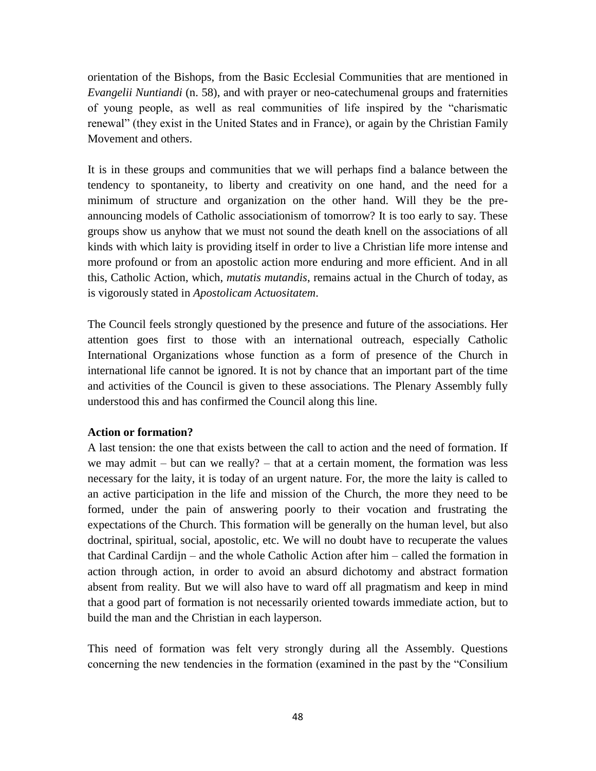orientation of the Bishops, from the Basic Ecclesial Communities that are mentioned in *Evangelii Nuntiandi* (n. 58), and with prayer or neo-catechumenal groups and fraternities of young people, as well as real communities of life inspired by the "charismatic renewal" (they exist in the United States and in France), or again by the Christian Family Movement and others.

It is in these groups and communities that we will perhaps find a balance between the tendency to spontaneity, to liberty and creativity on one hand, and the need for a minimum of structure and organization on the other hand. Will they be the pre-announcing models of Catholic associationism of tomorrow? It is too early to say. These groups show us anyhow that we must not sound the death knell on the associations of all kinds with which laity is providing itself in order to live a Christian life more intense and more profound or from an apostolic action more enduring and more efficient. And in all this, Catholic Action, which, *mutatis mutandis*, remains actual in the Church of today, as is vigorously stated in *Apostolicam Actuositatem*.

The Council feels strongly questioned by the presence and future of the associations. Her attention goes first to those with an international outreach, especially Catholic International Organizations whose function as a form of presence of the Church in international life cannot be ignored. It is not by chance that an important part of the time and activities of the Council is given to these associations. The Plenary Assembly fully understood this and has confirmed the Council along this line.

**Action or formation?**

A last tension: the one that exists between the call to action and the need of formation. If we may admit – but can we really? – that at a certain moment, the formation was less necessary for the laity, it is today of an urgent nature. For, the more the laity is called to an active participation in the life and mission of the Church, the more they need to be formed, under the pain of answering poorly to their vocation and frustrating the expectations of the Church. This formation will be generally on the human level, but also doctrinal, spiritual, social, apostolic, etc. We will no doubt have to recuperate the values that Cardinal Cardijn – and the whole Catholic Action after him – called the formation in action through action, in order to avoid an absurd dichotomy and abstract formation absent from reality. But we will also have to ward off all pragmatism and keep in mind that a good part of formation is not necessarily oriented towards immediate action, but to build the man and the Christian in each layperson.

This need of formation was felt very strongly during all the Assembly. Questions concerning the new tendencies in the formation (examined in the past by the "Consilium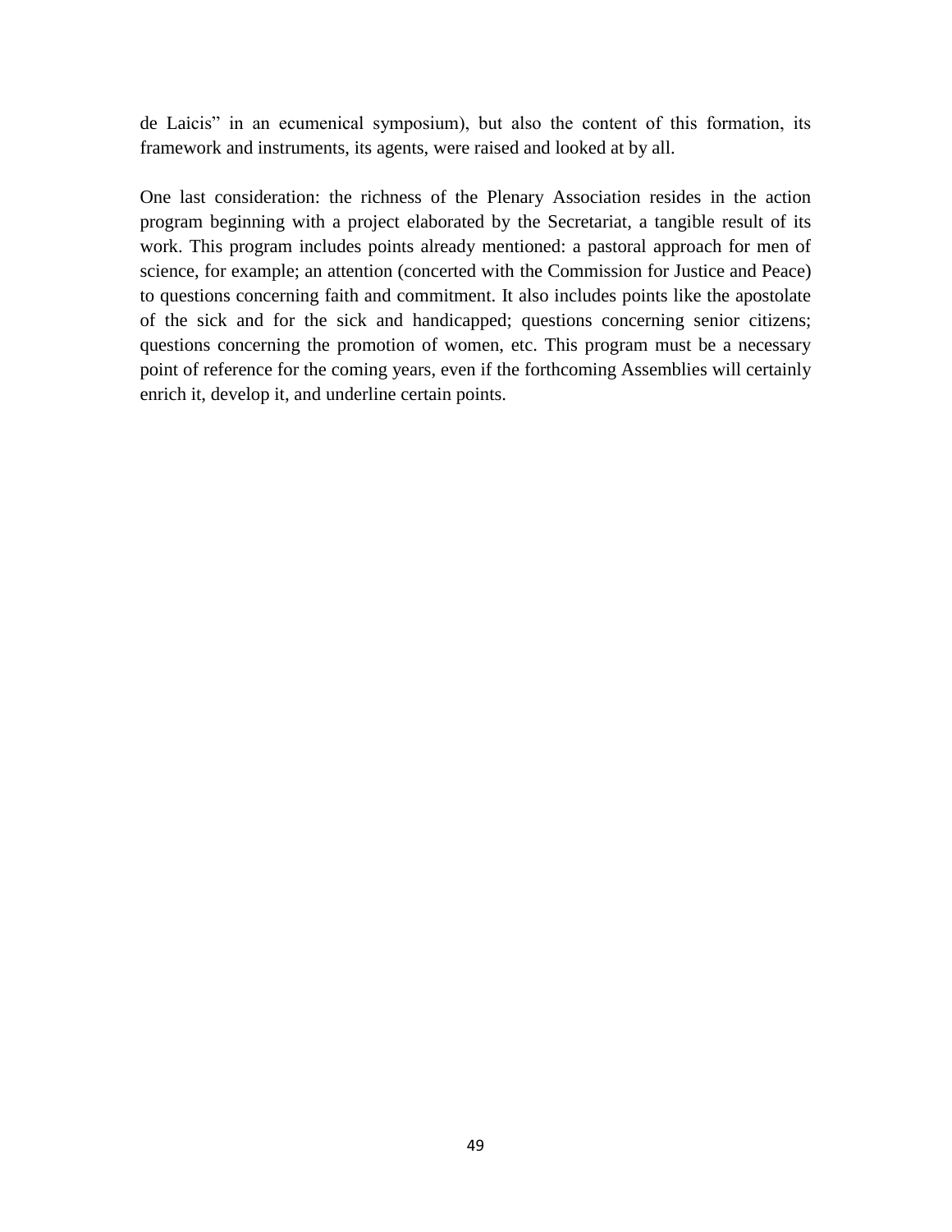de Laicis" in an ecumenical symposium), but also the content of this formation, its framework and instruments, its agents, were raised and looked at by all.

One last consideration: the richness of the Plenary Association resides in the action program beginning with a project elaborated by the Secretariat, a tangible result of its work. This program includes points already mentioned: a pastoral approach for men of science, for example; an attention (concerted with the Commission for Justice and Peace) to questions concerning faith and commitment. It also includes points like the apostolate of the sick and for the sick and handicapped; questions concerning senior citizens; questions concerning the promotion of women, etc. This program must be a necessary point of reference for the coming years, even if the forthcoming Assemblies will certainly enrich it, develop it, and underline certain points.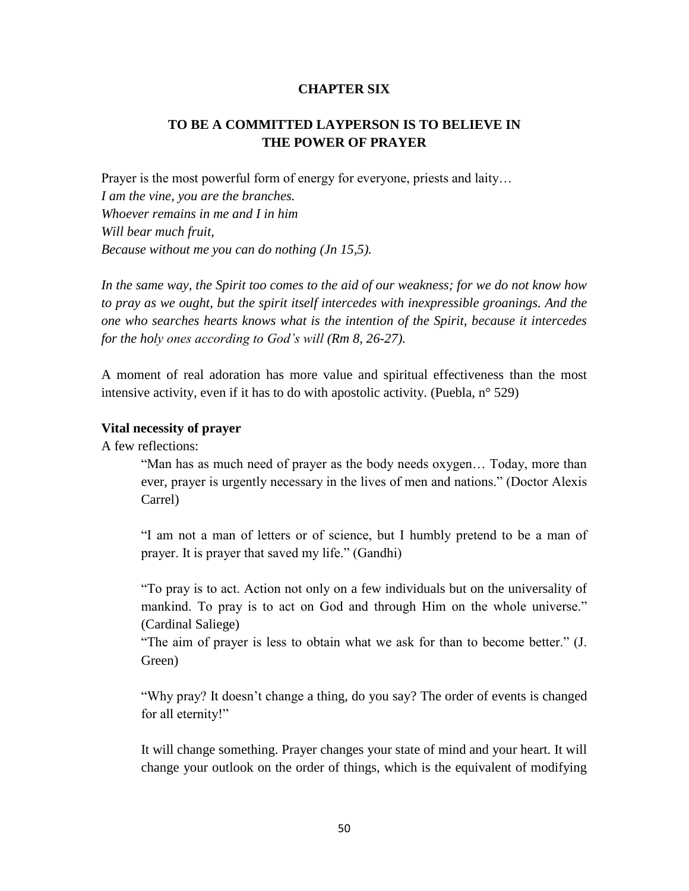**CHAPTER SIX**

## TO BE A COMMITTED LAYPERSON IS TO BELIEVE IN THE POWER OF PRAYER

Prayer is the most powerful form of energy for everyone, priests and laity…
*I am the vine, you are the branches.*
*Whoever remains in me and I in him*
*Will bear much fruit,*
*Because without me you can do nothing (Jn 15,5).*

*In the same way, the Spirit too comes to the aid of our weakness; for we do not know how to pray as we ought, but the spirit itself intercedes with inexpressible groanings. And the one who searches hearts knows what is the intention of the Spirit, because it intercedes for the holy ones according to God's will (Rm 8, 26-27).*

A moment of real adoration has more value and spiritual effectiveness than the most intensive activity, even if it has to do with apostolic activity. (Puebla, n° 529)

**Vital necessity of prayer**

A few reflections:

> "Man has as much need of prayer as the body needs oxygen… Today, more than ever, prayer is urgently necessary in the lives of men and nations." (Doctor Alexis Carrel)
>
> "I am not a man of letters or of science, but I humbly pretend to be a man of prayer. It is prayer that saved my life." (Gandhi)
>
> "To pray is to act. Action not only on a few individuals but on the universality of mankind. To pray is to act on God and through Him on the whole universe." (Cardinal Saliege)
>
> "The aim of prayer is less to obtain what we ask for than to become better." (J. Green)
>
> "Why pray? It doesn't change a thing, do you say? The order of events is changed for all eternity!"
>
> It will change something. Prayer changes your state of mind and your heart. It will change your outlook on the order of things, which is the equivalent of modifying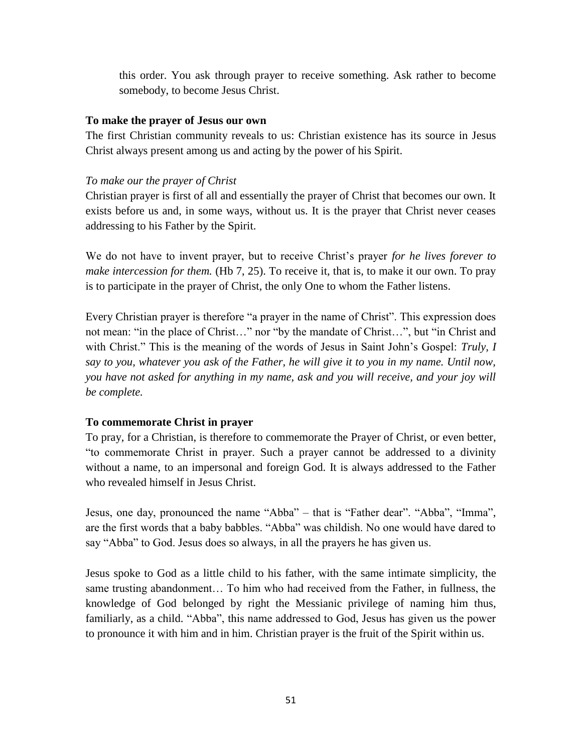this order. You ask through prayer to receive something. Ask rather to become somebody, to become Jesus Christ.

**To make the prayer of Jesus our own**

The first Christian community reveals to us: Christian existence has its source in Jesus Christ always present among us and acting by the power of his Spirit.

*To make our the prayer of Christ*

Christian prayer is first of all and essentially the prayer of Christ that becomes our own. It exists before us and, in some ways, without us. It is the prayer that Christ never ceases addressing to his Father by the Spirit.

We do not have to invent prayer, but to receive Christ's prayer *for he lives forever to make intercession for them.* (Hb 7, 25). To receive it, that is, to make it our own. To pray is to participate in the prayer of Christ, the only One to whom the Father listens.

Every Christian prayer is therefore "a prayer in the name of Christ". This expression does not mean: "in the place of Christ…" nor "by the mandate of Christ…", but "in Christ and with Christ." This is the meaning of the words of Jesus in Saint John's Gospel: *Truly, I say to you, whatever you ask of the Father, he will give it to you in my name. Until now, you have not asked for anything in my name, ask and you will receive, and your joy will be complete.*

**To commemorate Christ in prayer**

To pray, for a Christian, is therefore to commemorate the Prayer of Christ, or even better, "to commemorate Christ in prayer. Such a prayer cannot be addressed to a divinity without a name, to an impersonal and foreign God. It is always addressed to the Father who revealed himself in Jesus Christ.

Jesus, one day, pronounced the name "Abba" – that is "Father dear". "Abba", "Imma", are the first words that a baby babbles. "Abba" was childish. No one would have dared to say "Abba" to God. Jesus does so always, in all the prayers he has given us.

Jesus spoke to God as a little child to his father, with the same intimate simplicity, the same trusting abandonment… To him who had received from the Father, in fullness, the knowledge of God belonged by right the Messianic privilege of naming him thus, familiarly, as a child. "Abba", this name addressed to God, Jesus has given us the power to pronounce it with him and in him. Christian prayer is the fruit of the Spirit within us.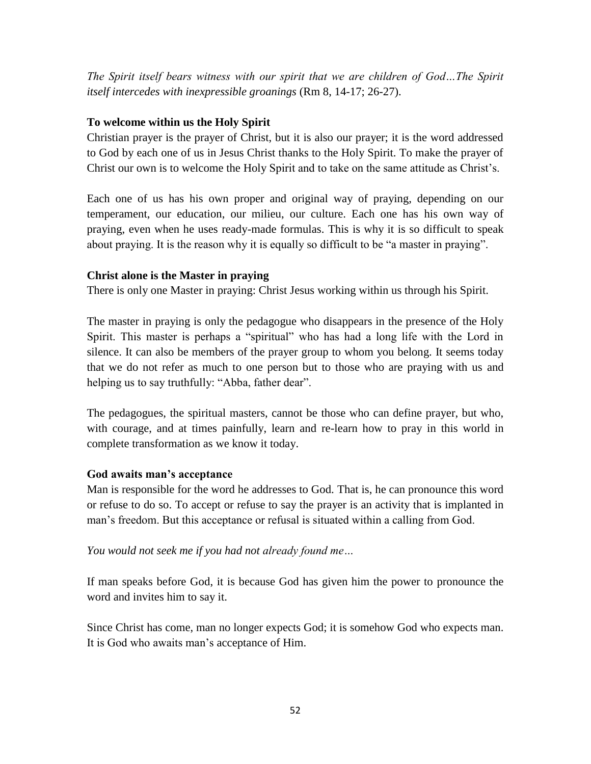*The Spirit itself bears witness with our spirit that we are children of God…The Spirit itself intercedes with inexpressible groanings* (Rm 8, 14-17; 26-27).

**To welcome within us the Holy Spirit**

Christian prayer is the prayer of Christ, but it is also our prayer; it is the word addressed to God by each one of us in Jesus Christ thanks to the Holy Spirit. To make the prayer of Christ our own is to welcome the Holy Spirit and to take on the same attitude as Christ's.

Each one of us has his own proper and original way of praying, depending on our temperament, our education, our milieu, our culture. Each one has his own way of praying, even when he uses ready-made formulas. This is why it is so difficult to speak about praying. It is the reason why it is equally so difficult to be "a master in praying".

**Christ alone is the Master in praying**

There is only one Master in praying: Christ Jesus working within us through his Spirit.

The master in praying is only the pedagogue who disappears in the presence of the Holy Spirit. This master is perhaps a "spiritual" who has had a long life with the Lord in silence. It can also be members of the prayer group to whom you belong. It seems today that we do not refer as much to one person but to those who are praying with us and helping us to say truthfully: "Abba, father dear".

The pedagogues, the spiritual masters, cannot be those who can define prayer, but who, with courage, and at times painfully, learn and re-learn how to pray in this world in complete transformation as we know it today.

**God awaits man's acceptance**

Man is responsible for the word he addresses to God. That is, he can pronounce this word or refuse to do so. To accept or refuse to say the prayer is an activity that is implanted in man's freedom. But this acceptance or refusal is situated within a calling from God.

*You would not seek me if you had not already found me…*

If man speaks before God, it is because God has given him the power to pronounce the word and invites him to say it.

Since Christ has come, man no longer expects God; it is somehow God who expects man. It is God who awaits man's acceptance of Him.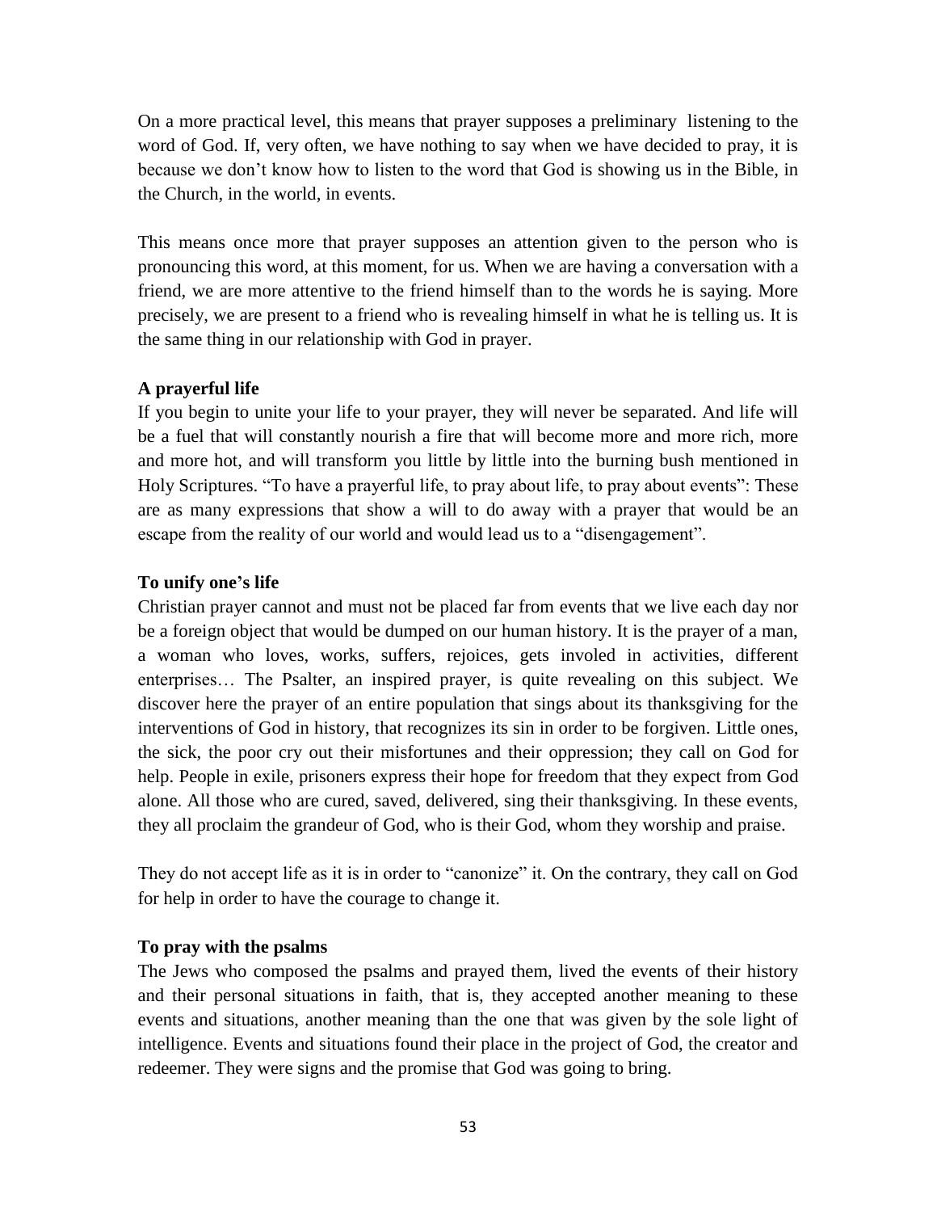On a more practical level, this means that prayer supposes a preliminary listening to the word of God. If, very often, we have nothing to say when we have decided to pray, it is because we don't know how to listen to the word that God is showing us in the Bible, in the Church, in the world, in events.

This means once more that prayer supposes an attention given to the person who is pronouncing this word, at this moment, for us. When we are having a conversation with a friend, we are more attentive to the friend himself than to the words he is saying. More precisely, we are present to a friend who is revealing himself in what he is telling us. It is the same thing in our relationship with God in prayer.

**A prayerful life**

If you begin to unite your life to your prayer, they will never be separated. And life will be a fuel that will constantly nourish a fire that will become more and more rich, more and more hot, and will transform you little by little into the burning bush mentioned in Holy Scriptures. "To have a prayerful life, to pray about life, to pray about events": These are as many expressions that show a will to do away with a prayer that would be an escape from the reality of our world and would lead us to a "disengagement".

**To unify one's life**

Christian prayer cannot and must not be placed far from events that we live each day nor be a foreign object that would be dumped on our human history. It is the prayer of a man, a woman who loves, works, suffers, rejoices, gets involed in activities, different enterprises… The Psalter, an inspired prayer, is quite revealing on this subject. We discover here the prayer of an entire population that sings about its thanksgiving for the interventions of God in history, that recognizes its sin in order to be forgiven. Little ones, the sick, the poor cry out their misfortunes and their oppression; they call on God for help. People in exile, prisoners express their hope for freedom that they expect from God alone. All those who are cured, saved, delivered, sing their thanksgiving. In these events, they all proclaim the grandeur of God, who is their God, whom they worship and praise.

They do not accept life as it is in order to "canonize" it. On the contrary, they call on God for help in order to have the courage to change it.

**To pray with the psalms**

The Jews who composed the psalms and prayed them, lived the events of their history and their personal situations in faith, that is, they accepted another meaning to these events and situations, another meaning than the one that was given by the sole light of intelligence. Events and situations found their place in the project of God, the creator and redeemer. They were signs and the promise that God was going to bring.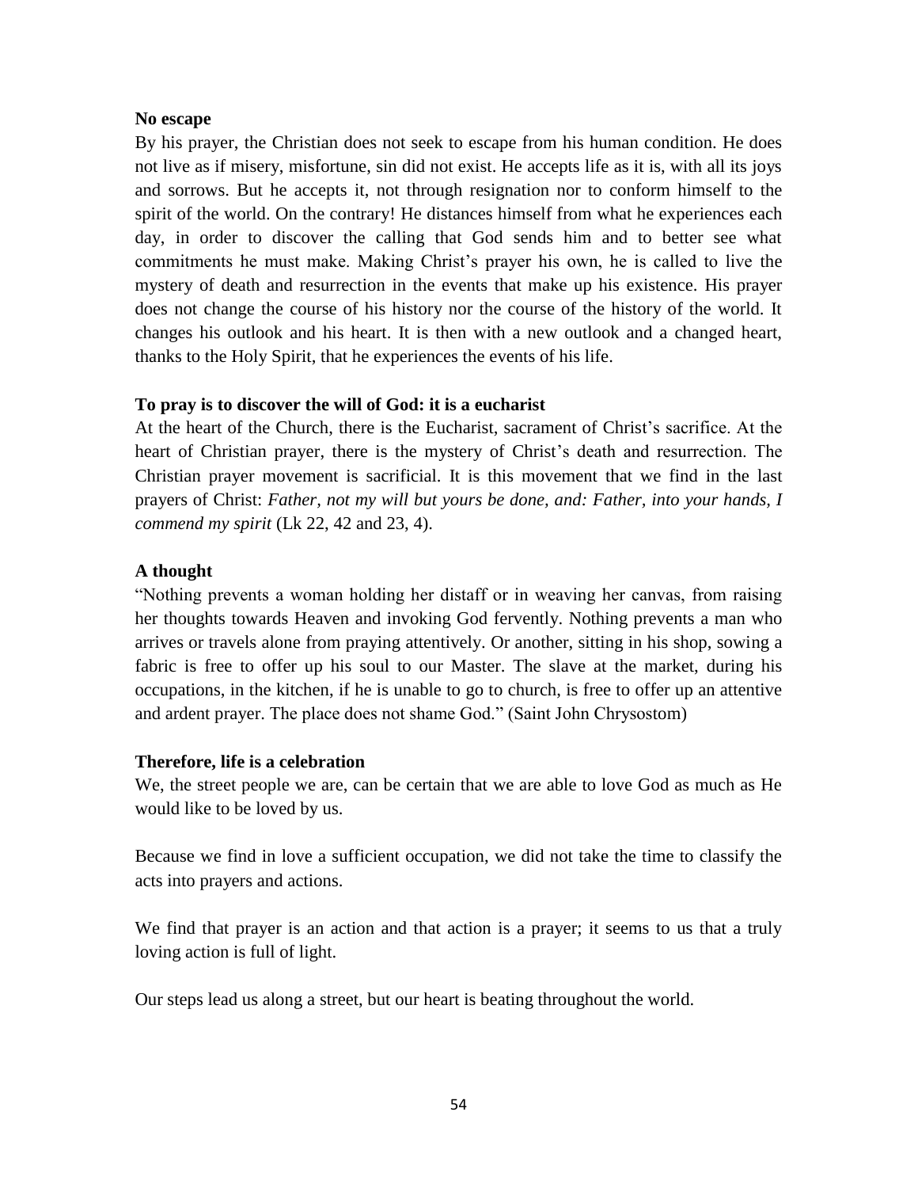**No escape**

By his prayer, the Christian does not seek to escape from his human condition. He does not live as if misery, misfortune, sin did not exist. He accepts life as it is, with all its joys and sorrows. But he accepts it, not through resignation nor to conform himself to the spirit of the world. On the contrary! He distances himself from what he experiences each day, in order to discover the calling that God sends him and to better see what commitments he must make. Making Christ's prayer his own, he is called to live the mystery of death and resurrection in the events that make up his existence. His prayer does not change the course of his history nor the course of the history of the world. It changes his outlook and his heart. It is then with a new outlook and a changed heart, thanks to the Holy Spirit, that he experiences the events of his life.

**To pray is to discover the will of God: it is a eucharist**

At the heart of the Church, there is the Eucharist, sacrament of Christ's sacrifice. At the heart of Christian prayer, there is the mystery of Christ's death and resurrection. The Christian prayer movement is sacrificial. It is this movement that we find in the last prayers of Christ: *Father, not my will but yours be done, and: Father, into your hands, I commend my spirit* (Lk 22, 42 and 23, 4).

**A thought**

"Nothing prevents a woman holding her distaff or in weaving her canvas, from raising her thoughts towards Heaven and invoking God fervently. Nothing prevents a man who arrives or travels alone from praying attentively. Or another, sitting in his shop, sowing a fabric is free to offer up his soul to our Master. The slave at the market, during his occupations, in the kitchen, if he is unable to go to church, is free to offer up an attentive and ardent prayer. The place does not shame God." (Saint John Chrysostom)

**Therefore, life is a celebration**

We, the street people we are, can be certain that we are able to love God as much as He would like to be loved by us.

Because we find in love a sufficient occupation, we did not take the time to classify the acts into prayers and actions.

We find that prayer is an action and that action is a prayer; it seems to us that a truly loving action is full of light.

Our steps lead us along a street, but our heart is beating throughout the world.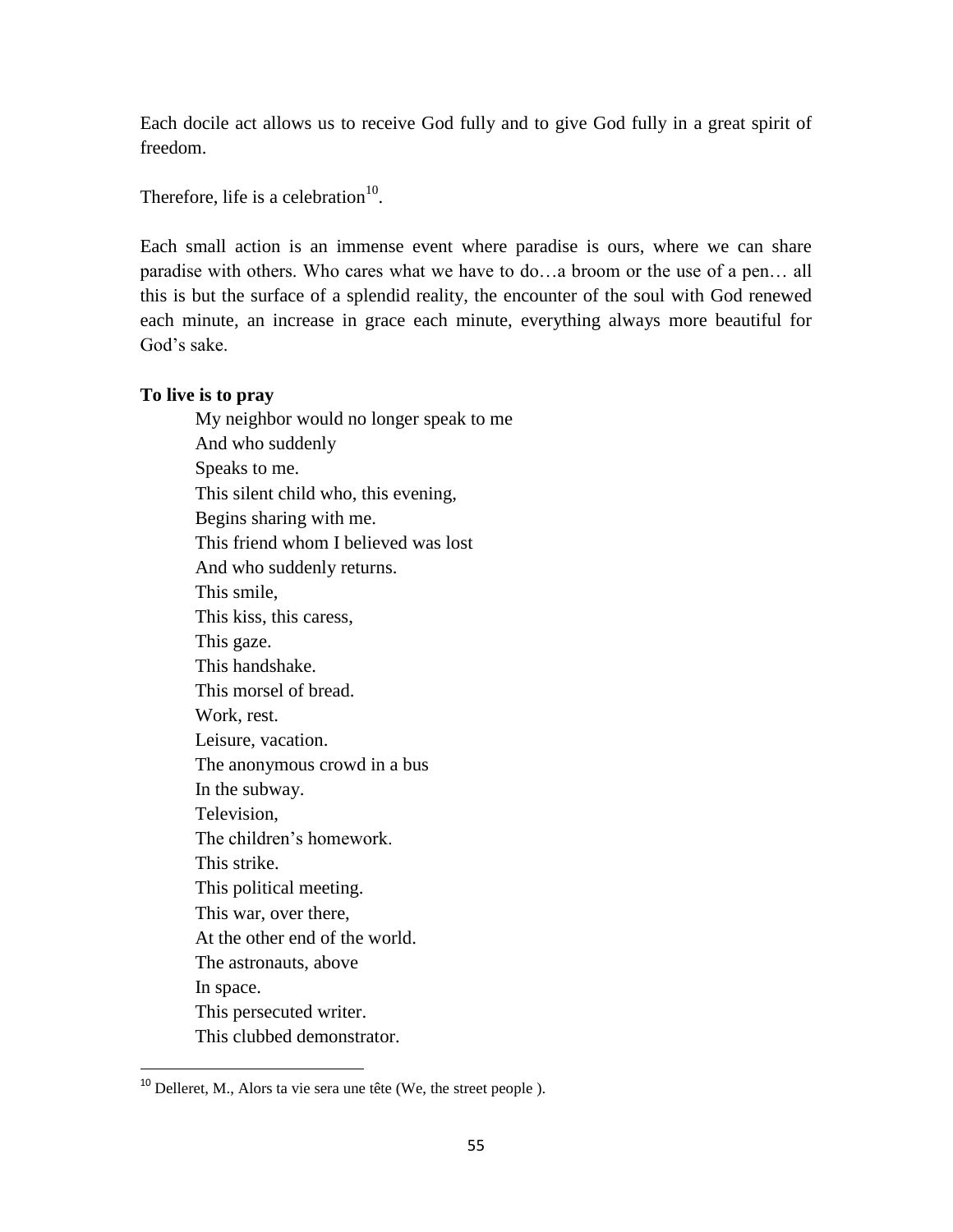Each docile act allows us to receive God fully and to give God fully in a great spirit of freedom.

Therefore, life is a celebration[10].

Each small action is an immense event where paradise is ours, where we can share paradise with others. Who cares what we have to do…a broom or the use of a pen… all this is but the surface of a splendid reality, the encounter of the soul with God renewed each minute, an increase in grace each minute, everything always more beautiful for God's sake.

**To live is to pray**

My neighbor would no longer speak to me  
And who suddenly  
Speaks to me.  
This silent child who, this evening,  
Begins sharing with me.  
This friend whom I believed was lost  
And who suddenly returns.  
This smile,  
This kiss, this caress,  
This gaze.  
This handshake.  
This morsel of bread.  
Work, rest.  
Leisure, vacation.  
The anonymous crowd in a bus  
In the subway.  
Television,  
The children's homework.  
This strike.  
This political meeting.  
This war, over there,  
At the other end of the world.  
The astronauts, above  
In space.  
This persecuted writer.  
This clubbed demonstrator.

---

[10] Delleret, M., Alors ta vie sera une tête (We, the street people ).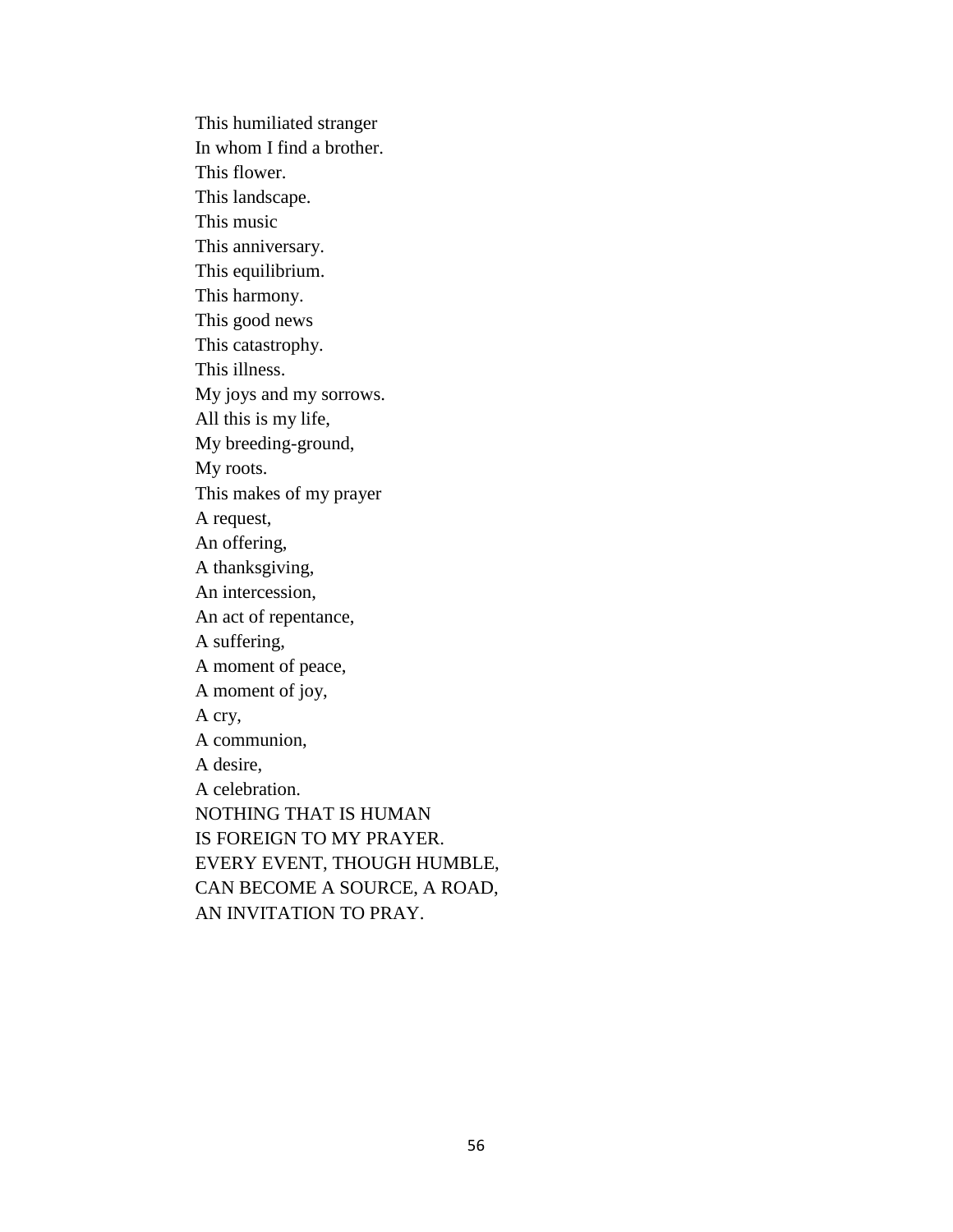This humiliated stranger  
In whom I find a brother.  
This flower.  
This landscape.  
This music  
This anniversary.  
This equilibrium.  
This harmony.  
This good news  
This catastrophy.  
This illness.  
My joys and my sorrows.  
All this is my life,  
My breeding-ground,  
My roots.  
This makes of my prayer  
A request,  
An offering,  
A thanksgiving,  
An intercession,  
An act of repentance,  
A suffering,  
A moment of peace,  
A moment of joy,  
A cry,  
A communion,  
A desire,  
A celebration.  
NOTHING THAT IS HUMAN  
IS FOREIGN TO MY PRAYER.  
EVERY EVENT, THOUGH HUMBLE,  
CAN BECOME A SOURCE, A ROAD,  
AN INVITATION TO PRAY.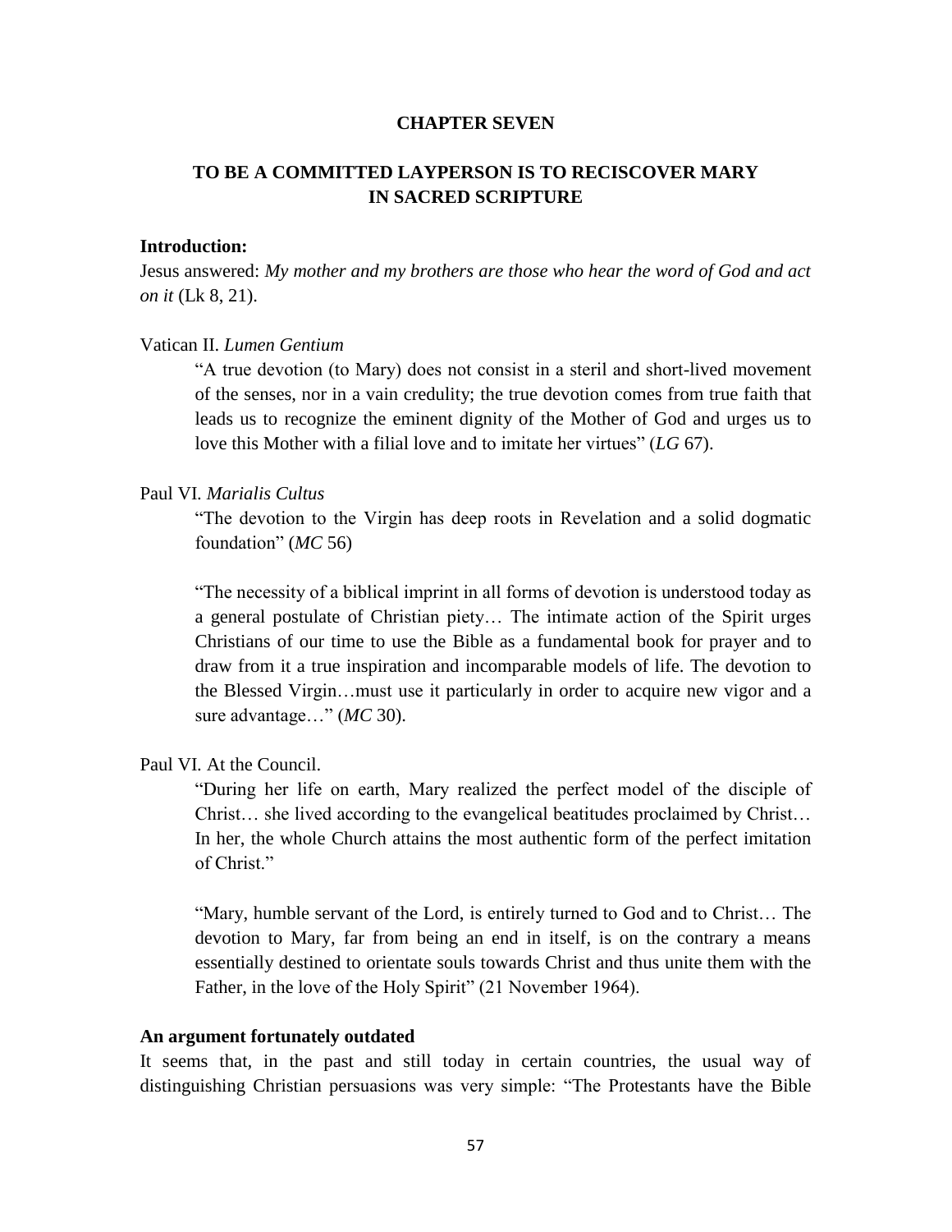## CHAPTER SEVEN

## TO BE A COMMITTED LAYPERSON IS TO RECISCOVER MARY IN SACRED SCRIPTURE

**Introduction:**

Jesus answered: *My mother and my brothers are those who hear the word of God and act on it* (Lk 8, 21).

Vatican II. *Lumen Gentium*

> "A true devotion (to Mary) does not consist in a steril and short-lived movement of the senses, nor in a vain credulity; the true devotion comes from true faith that leads us to recognize the eminent dignity of the Mother of God and urges us to love this Mother with a filial love and to imitate her virtues" (*LG* 67).

Paul VI. *Marialis Cultus*

> "The devotion to the Virgin has deep roots in Revelation and a solid dogmatic foundation" (*MC* 56)
>
> "The necessity of a biblical imprint in all forms of devotion is understood today as a general postulate of Christian piety… The intimate action of the Spirit urges Christians of our time to use the Bible as a fundamental book for prayer and to draw from it a true inspiration and incomparable models of life. The devotion to the Blessed Virgin…must use it particularly in order to acquire new vigor and a sure advantage…" (*MC* 30).

Paul VI. At the Council.

> "During her life on earth, Mary realized the perfect model of the disciple of Christ… she lived according to the evangelical beatitudes proclaimed by Christ… In her, the whole Church attains the most authentic form of the perfect imitation of Christ."
>
> "Mary, humble servant of the Lord, is entirely turned to God and to Christ… The devotion to Mary, far from being an end in itself, is on the contrary a means essentially destined to orientate souls towards Christ and thus unite them with the Father, in the love of the Holy Spirit" (21 November 1964).

**An argument fortunately outdated**

It seems that, in the past and still today in certain countries, the usual way of distinguishing Christian persuasions was very simple: "The Protestants have the Bible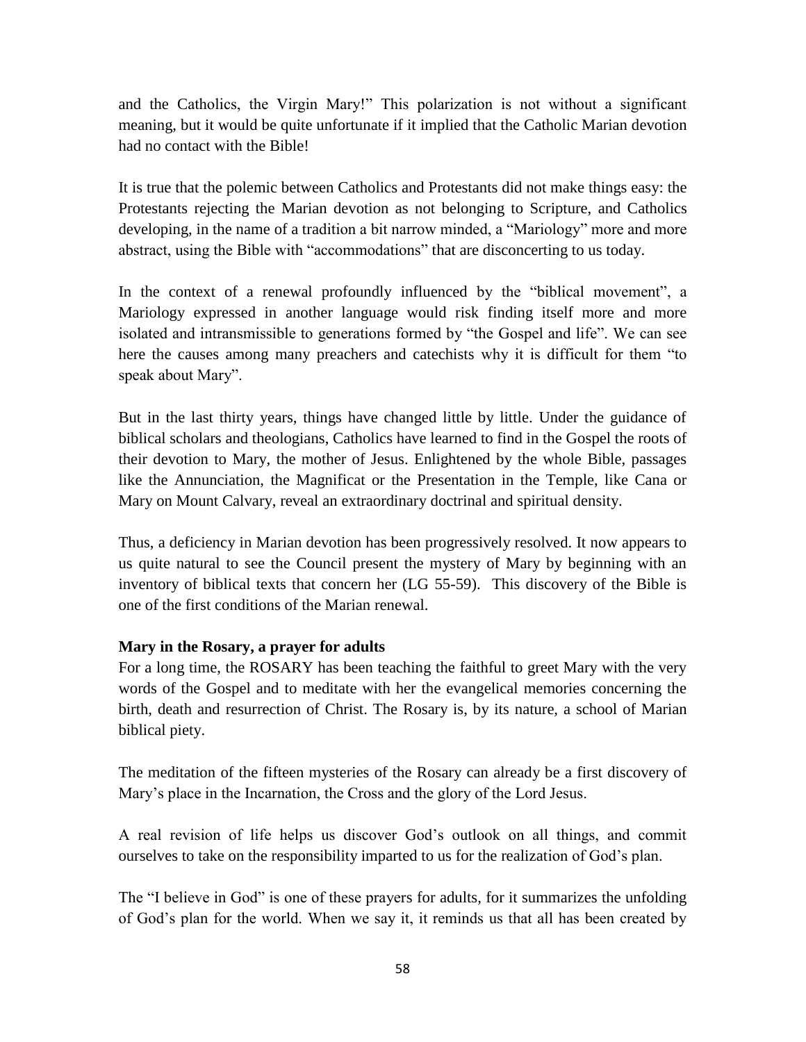and the Catholics, the Virgin Mary!" This polarization is not without a significant meaning, but it would be quite unfortunate if it implied that the Catholic Marian devotion had no contact with the Bible!

It is true that the polemic between Catholics and Protestants did not make things easy: the Protestants rejecting the Marian devotion as not belonging to Scripture, and Catholics developing, in the name of a tradition a bit narrow minded, a "Mariology" more and more abstract, using the Bible with "accommodations" that are disconcerting to us today.

In the context of a renewal profoundly influenced by the "biblical movement", a Mariology expressed in another language would risk finding itself more and more isolated and intransmissible to generations formed by "the Gospel and life". We can see here the causes among many preachers and catechists why it is difficult for them "to speak about Mary".

But in the last thirty years, things have changed little by little. Under the guidance of biblical scholars and theologians, Catholics have learned to find in the Gospel the roots of their devotion to Mary, the mother of Jesus. Enlightened by the whole Bible, passages like the Annunciation, the Magnificat or the Presentation in the Temple, like Cana or Mary on Mount Calvary, reveal an extraordinary doctrinal and spiritual density.

Thus, a deficiency in Marian devotion has been progressively resolved. It now appears to us quite natural to see the Council present the mystery of Mary by beginning with an inventory of biblical texts that concern her (LG 55-59). This discovery of the Bible is one of the first conditions of the Marian renewal.

**Mary in the Rosary, a prayer for adults**

For a long time, the ROSARY has been teaching the faithful to greet Mary with the very words of the Gospel and to meditate with her the evangelical memories concerning the birth, death and resurrection of Christ. The Rosary is, by its nature, a school of Marian biblical piety.

The meditation of the fifteen mysteries of the Rosary can already be a first discovery of Mary's place in the Incarnation, the Cross and the glory of the Lord Jesus.

A real revision of life helps us discover God's outlook on all things, and commit ourselves to take on the responsibility imparted to us for the realization of God's plan.

The "I believe in God" is one of these prayers for adults, for it summarizes the unfolding of God's plan for the world. When we say it, it reminds us that all has been created by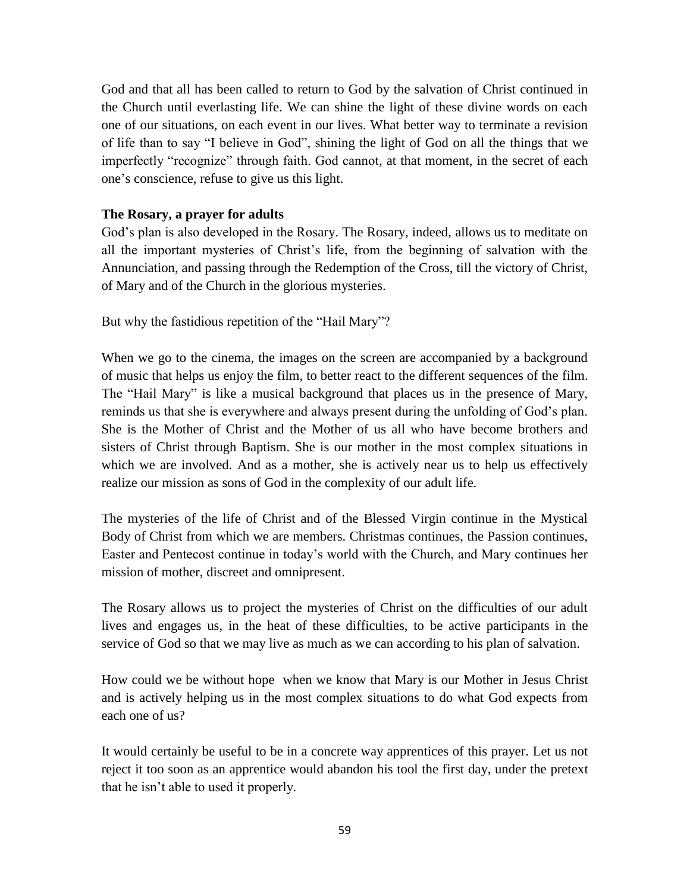God and that all has been called to return to God by the salvation of Christ continued in the Church until everlasting life. We can shine the light of these divine words on each one of our situations, on each event in our lives. What better way to terminate a revision of life than to say "I believe in God", shining the light of God on all the things that we imperfectly "recognize" through faith. God cannot, at that moment, in the secret of each one's conscience, refuse to give us this light.

**The Rosary, a prayer for adults**

God's plan is also developed in the Rosary. The Rosary, indeed, allows us to meditate on all the important mysteries of Christ's life, from the beginning of salvation with the Annunciation, and passing through the Redemption of the Cross, till the victory of Christ, of Mary and of the Church in the glorious mysteries.

But why the fastidious repetition of the "Hail Mary"?

When we go to the cinema, the images on the screen are accompanied by a background of music that helps us enjoy the film, to better react to the different sequences of the film. The "Hail Mary" is like a musical background that places us in the presence of Mary, reminds us that she is everywhere and always present during the unfolding of God's plan. She is the Mother of Christ and the Mother of us all who have become brothers and sisters of Christ through Baptism. She is our mother in the most complex situations in which we are involved. And as a mother, she is actively near us to help us effectively realize our mission as sons of God in the complexity of our adult life.

The mysteries of the life of Christ and of the Blessed Virgin continue in the Mystical Body of Christ from which we are members. Christmas continues, the Passion continues, Easter and Pentecost continue in today's world with the Church, and Mary continues her mission of mother, discreet and omnipresent.

The Rosary allows us to project the mysteries of Christ on the difficulties of our adult lives and engages us, in the heat of these difficulties, to be active participants in the service of God so that we may live as much as we can according to his plan of salvation.

How could we be without hope when we know that Mary is our Mother in Jesus Christ and is actively helping us in the most complex situations to do what God expects from each one of us?

It would certainly be useful to be in a concrete way apprentices of this prayer. Let us not reject it too soon as an apprentice would abandon his tool the first day, under the pretext that he isn't able to used it properly.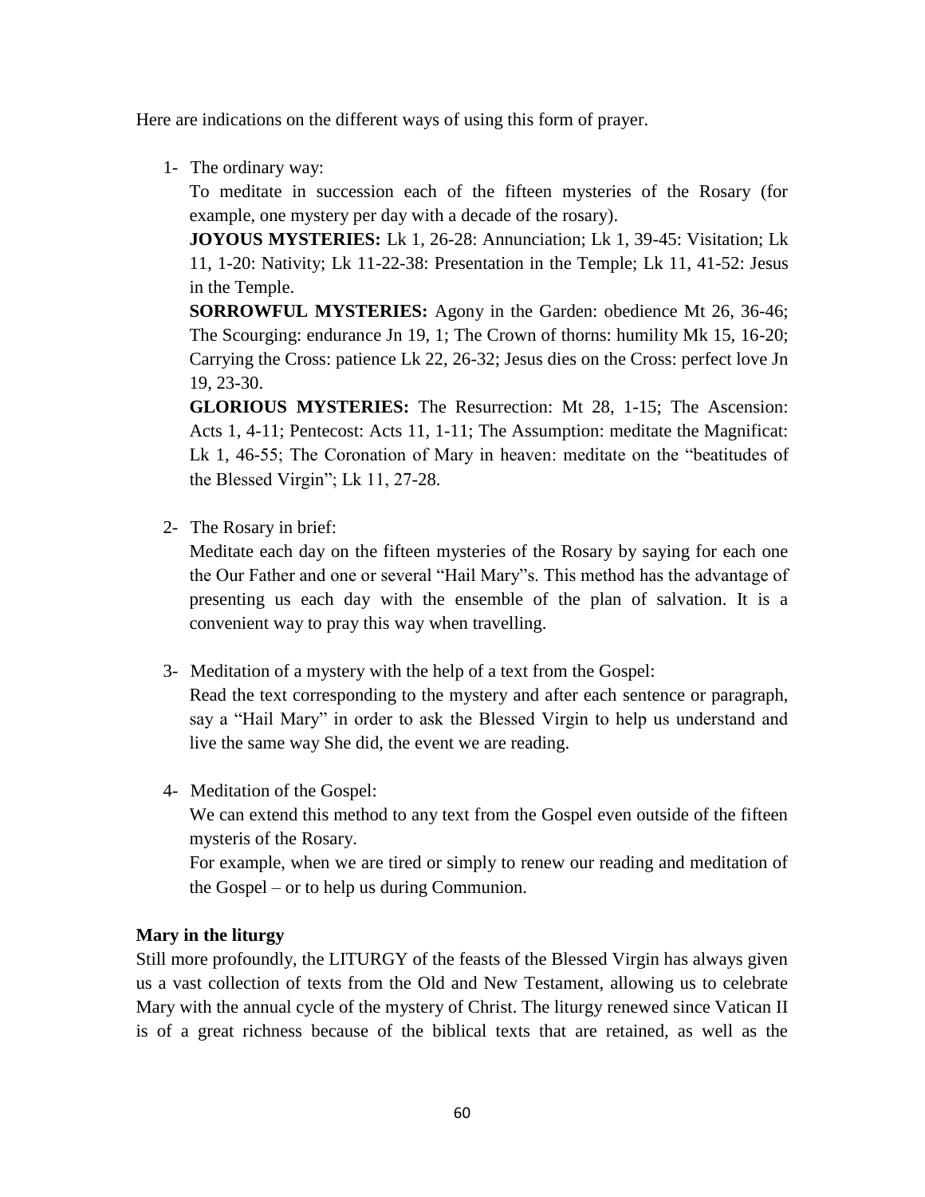Here are indications on the different ways of using this form of prayer.

1- The ordinary way:

   To meditate in succession each of the fifteen mysteries of the Rosary (for example, one mystery per day with a decade of the rosary).

   **JOYOUS MYSTERIES:** Lk 1, 26-28: Annunciation; Lk 1, 39-45: Visitation; Lk 11, 1-20: Nativity; Lk 11-22-38: Presentation in the Temple; Lk 11, 41-52: Jesus in the Temple.

   **SORROWFUL MYSTERIES:** Agony in the Garden: obedience Mt 26, 36-46; The Scourging: endurance Jn 19, 1; The Crown of thorns: humility Mk 15, 16-20; Carrying the Cross: patience Lk 22, 26-32; Jesus dies on the Cross: perfect love Jn 19, 23-30.

   **GLORIOUS MYSTERIES:** The Resurrection: Mt 28, 1-15; The Ascension: Acts 1, 4-11; Pentecost: Acts 11, 1-11; The Assumption: meditate the Magnificat: Lk 1, 46-55; The Coronation of Mary in heaven: meditate on the "beatitudes of the Blessed Virgin"; Lk 11, 27-28.

2- The Rosary in brief:

   Meditate each day on the fifteen mysteries of the Rosary by saying for each one the Our Father and one or several "Hail Mary"s. This method has the advantage of presenting us each day with the ensemble of the plan of salvation. It is a convenient way to pray this way when travelling.

3- Meditation of a mystery with the help of a text from the Gospel:

   Read the text corresponding to the mystery and after each sentence or paragraph, say a "Hail Mary" in order to ask the Blessed Virgin to help us understand and live the same way She did, the event we are reading.

4- Meditation of the Gospel:

   We can extend this method to any text from the Gospel even outside of the fifteen mysteris of the Rosary.

   For example, when we are tired or simply to renew our reading and meditation of the Gospel – or to help us during Communion.

**Mary in the liturgy**

Still more profoundly, the LITURGY of the feasts of the Blessed Virgin has always given us a vast collection of texts from the Old and New Testament, allowing us to celebrate Mary with the annual cycle of the mystery of Christ. The liturgy renewed since Vatican II is of a great richness because of the biblical texts that are retained, as well as the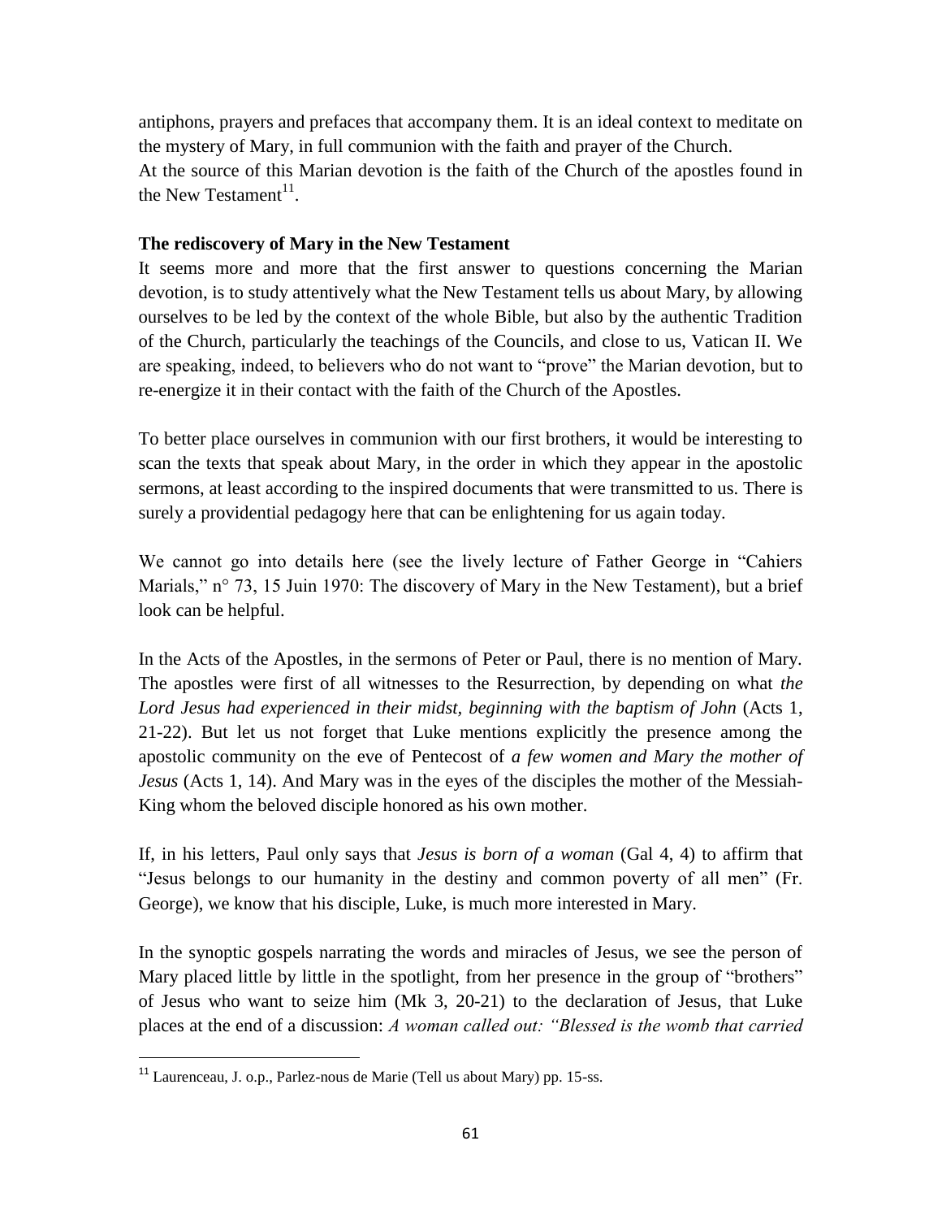antiphons, prayers and prefaces that accompany them. It is an ideal context to meditate on the mystery of Mary, in full communion with the faith and prayer of the Church.
At the source of this Marian devotion is the faith of the Church of the apostles found in the New Testament[11].

**The rediscovery of Mary in the New Testament**
It seems more and more that the first answer to questions concerning the Marian devotion, is to study attentively what the New Testament tells us about Mary, by allowing ourselves to be led by the context of the whole Bible, but also by the authentic Tradition of the Church, particularly the teachings of the Councils, and close to us, Vatican II. We are speaking, indeed, to believers who do not want to "prove" the Marian devotion, but to re-energize it in their contact with the faith of the Church of the Apostles.

To better place ourselves in communion with our first brothers, it would be interesting to scan the texts that speak about Mary, in the order in which they appear in the apostolic sermons, at least according to the inspired documents that were transmitted to us. There is surely a providential pedagogy here that can be enlightening for us again today.

We cannot go into details here (see the lively lecture of Father George in "Cahiers Marials," n° 73, 15 Juin 1970: The discovery of Mary in the New Testament), but a brief look can be helpful.

In the Acts of the Apostles, in the sermons of Peter or Paul, there is no mention of Mary. The apostles were first of all witnesses to the Resurrection, by depending on what *the Lord Jesus had experienced in their midst, beginning with the baptism of John* (Acts 1, 21-22). But let us not forget that Luke mentions explicitly the presence among the apostolic community on the eve of Pentecost of *a few women and Mary the mother of Jesus* (Acts 1, 14). And Mary was in the eyes of the disciples the mother of the Messiah-King whom the beloved disciple honored as his own mother.

If, in his letters, Paul only says that *Jesus is born of a woman* (Gal 4, 4) to affirm that "Jesus belongs to our humanity in the destiny and common poverty of all men" (Fr. George), we know that his disciple, Luke, is much more interested in Mary.

In the synoptic gospels narrating the words and miracles of Jesus, we see the person of Mary placed little by little in the spotlight, from her presence in the group of "brothers" of Jesus who want to seize him (Mk 3, 20-21) to the declaration of Jesus, that Luke places at the end of a discussion: *A woman called out: "Blessed is the womb that carried*

[11] Laurenceau, J. o.p., Parlez-nous de Marie (Tell us about Mary) pp. 15-ss.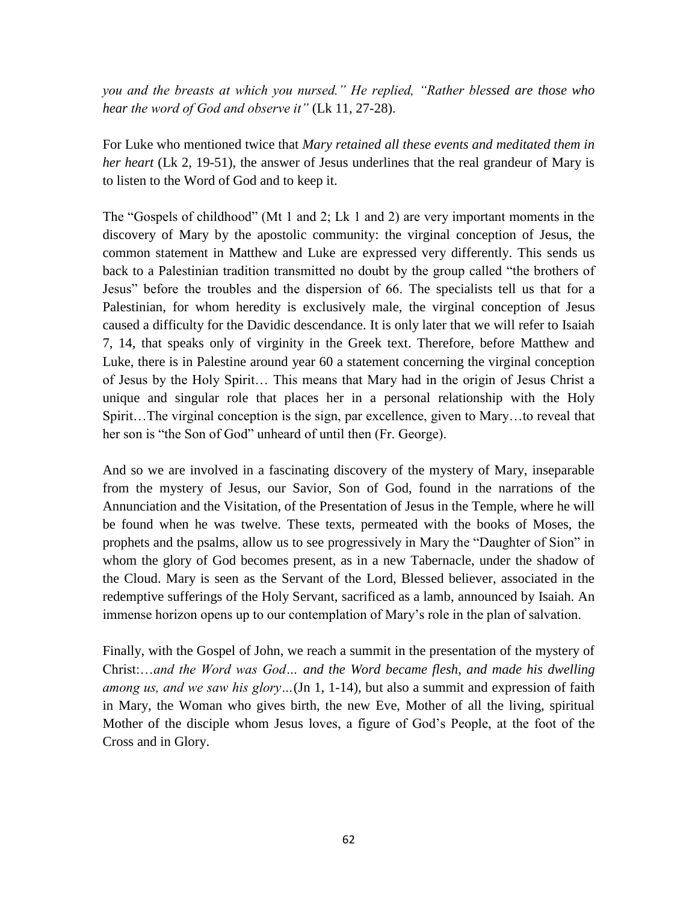*you and the breasts at which you nursed." He replied, "Rather blessed are those who hear the word of God and observe it"* (Lk 11, 27-28).

For Luke who mentioned twice that *Mary retained all these events and meditated them in her heart* (Lk 2, 19-51), the answer of Jesus underlines that the real grandeur of Mary is to listen to the Word of God and to keep it.

The "Gospels of childhood" (Mt 1 and 2; Lk 1 and 2) are very important moments in the discovery of Mary by the apostolic community: the virginal conception of Jesus, the common statement in Matthew and Luke are expressed very differently. This sends us back to a Palestinian tradition transmitted no doubt by the group called "the brothers of Jesus" before the troubles and the dispersion of 66. The specialists tell us that for a Palestinian, for whom heredity is exclusively male, the virginal conception of Jesus caused a difficulty for the Davidic descendance. It is only later that we will refer to Isaiah 7, 14, that speaks only of virginity in the Greek text. Therefore, before Matthew and Luke, there is in Palestine around year 60 a statement concerning the virginal conception of Jesus by the Holy Spirit… This means that Mary had in the origin of Jesus Christ a unique and singular role that places her in a personal relationship with the Holy Spirit…The virginal conception is the sign, par excellence, given to Mary…to reveal that her son is "the Son of God" unheard of until then (Fr. George).

And so we are involved in a fascinating discovery of the mystery of Mary, inseparable from the mystery of Jesus, our Savior, Son of God, found in the narrations of the Annunciation and the Visitation, of the Presentation of Jesus in the Temple, where he will be found when he was twelve. These texts, permeated with the books of Moses, the prophets and the psalms, allow us to see progressively in Mary the "Daughter of Sion" in whom the glory of God becomes present, as in a new Tabernacle, under the shadow of the Cloud. Mary is seen as the Servant of the Lord, Blessed believer, associated in the redemptive sufferings of the Holy Servant, sacrificed as a lamb, announced by Isaiah. An immense horizon opens up to our contemplation of Mary's role in the plan of salvation.

Finally, with the Gospel of John, we reach a summit in the presentation of the mystery of Christ:…*and the Word was God… and the Word became flesh, and made his dwelling among us, and we saw his glory…*(Jn 1, 1-14), but also a summit and expression of faith in Mary, the Woman who gives birth, the new Eve, Mother of all the living, spiritual Mother of the disciple whom Jesus loves, a figure of God's People, at the foot of the Cross and in Glory.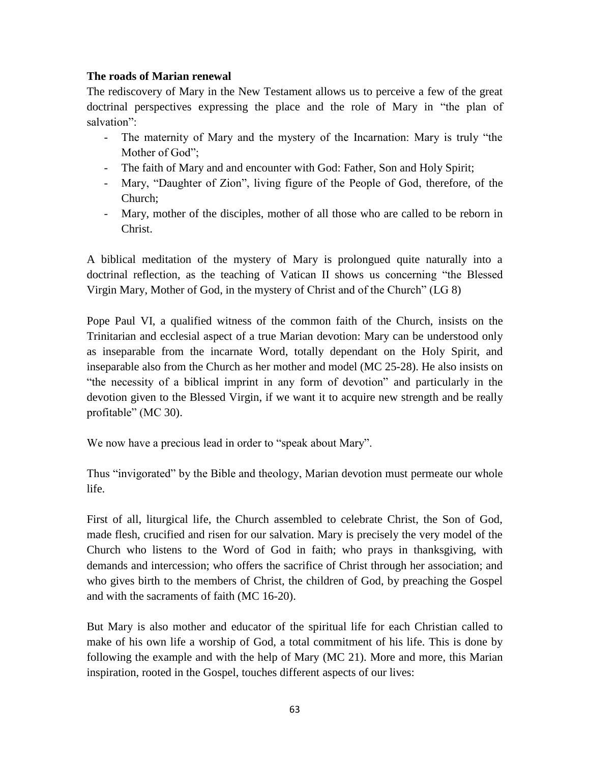**The roads of Marian renewal**

The rediscovery of Mary in the New Testament allows us to perceive a few of the great doctrinal perspectives expressing the place and the role of Mary in "the plan of salvation":

- The maternity of Mary and the mystery of the Incarnation: Mary is truly "the Mother of God";
- The faith of Mary and and encounter with God: Father, Son and Holy Spirit;
- Mary, "Daughter of Zion", living figure of the People of God, therefore, of the Church;
- Mary, mother of the disciples, mother of all those who are called to be reborn in Christ.

A biblical meditation of the mystery of Mary is prolongued quite naturally into a doctrinal reflection, as the teaching of Vatican II shows us concerning "the Blessed Virgin Mary, Mother of God, in the mystery of Christ and of the Church" (LG 8)

Pope Paul VI, a qualified witness of the common faith of the Church, insists on the Trinitarian and ecclesial aspect of a true Marian devotion: Mary can be understood only as inseparable from the incarnate Word, totally dependant on the Holy Spirit, and inseparable also from the Church as her mother and model (MC 25-28). He also insists on "the necessity of a biblical imprint in any form of devotion" and particularly in the devotion given to the Blessed Virgin, if we want it to acquire new strength and be really profitable" (MC 30).

We now have a precious lead in order to "speak about Mary".

Thus "invigorated" by the Bible and theology, Marian devotion must permeate our whole life.

First of all, liturgical life, the Church assembled to celebrate Christ, the Son of God, made flesh, crucified and risen for our salvation. Mary is precisely the very model of the Church who listens to the Word of God in faith; who prays in thanksgiving, with demands and intercession; who offers the sacrifice of Christ through her association; and who gives birth to the members of Christ, the children of God, by preaching the Gospel and with the sacraments of faith (MC 16-20).

But Mary is also mother and educator of the spiritual life for each Christian called to make of his own life a worship of God, a total commitment of his life. This is done by following the example and with the help of Mary (MC 21). More and more, this Marian inspiration, rooted in the Gospel, touches different aspects of our lives: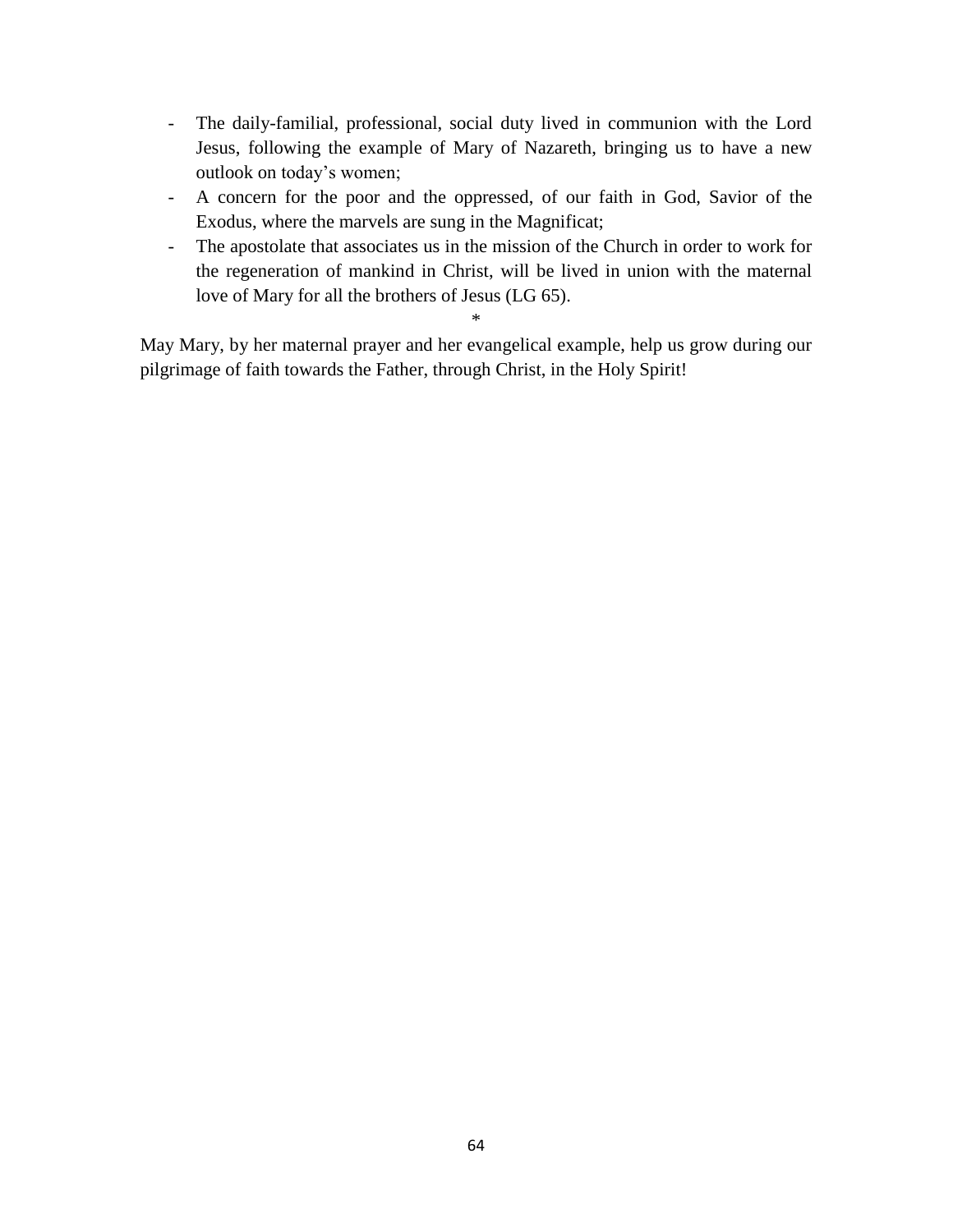- The daily-familial, professional, social duty lived in communion with the Lord Jesus, following the example of Mary of Nazareth, bringing us to have a new outlook on today's women;
- A concern for the poor and the oppressed, of our faith in God, Savior of the Exodus, where the marvels are sung in the Magnificat;
- The apostolate that associates us in the mission of the Church in order to work for the regeneration of mankind in Christ, will be lived in union with the maternal love of Mary for all the brothers of Jesus (LG 65).

*

May Mary, by her maternal prayer and her evangelical example, help us grow during our pilgrimage of faith towards the Father, through Christ, in the Holy Spirit!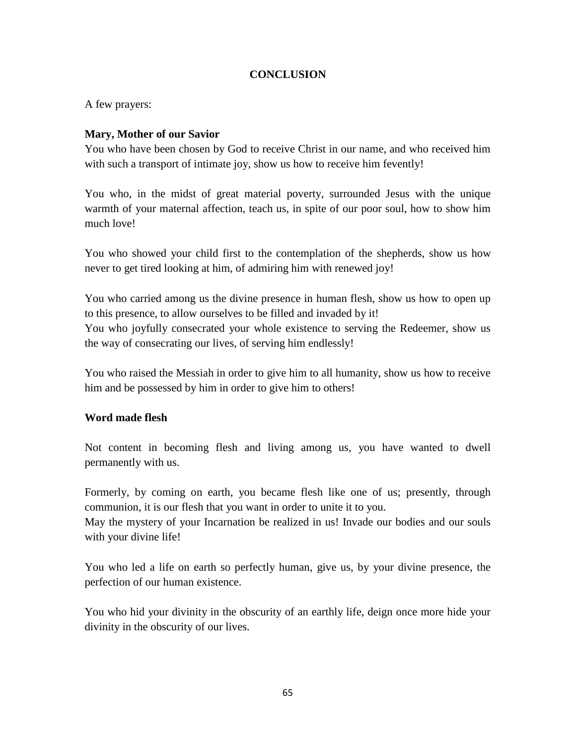## CONCLUSION

A few prayers:

**Mary, Mother of our Savior**

You who have been chosen by God to receive Christ in our name, and who received him with such a transport of intimate joy, show us how to receive him fevently!

You who, in the midst of great material poverty, surrounded Jesus with the unique warmth of your maternal affection, teach us, in spite of our poor soul, how to show him much love!

You who showed your child first to the contemplation of the shepherds, show us how never to get tired looking at him, of admiring him with renewed joy!

You who carried among us the divine presence in human flesh, show us how to open up to this presence, to allow ourselves to be filled and invaded by it!

You who joyfully consecrated your whole existence to serving the Redeemer, show us the way of consecrating our lives, of serving him endlessly!

You who raised the Messiah in order to give him to all humanity, show us how to receive him and be possessed by him in order to give him to others!

**Word made flesh**

Not content in becoming flesh and living among us, you have wanted to dwell permanently with us.

Formerly, by coming on earth, you became flesh like one of us; presently, through communion, it is our flesh that you want in order to unite it to you.

May the mystery of your Incarnation be realized in us! Invade our bodies and our souls with your divine life!

You who led a life on earth so perfectly human, give us, by your divine presence, the perfection of our human existence.

You who hid your divinity in the obscurity of an earthly life, deign once more hide your divinity in the obscurity of our lives.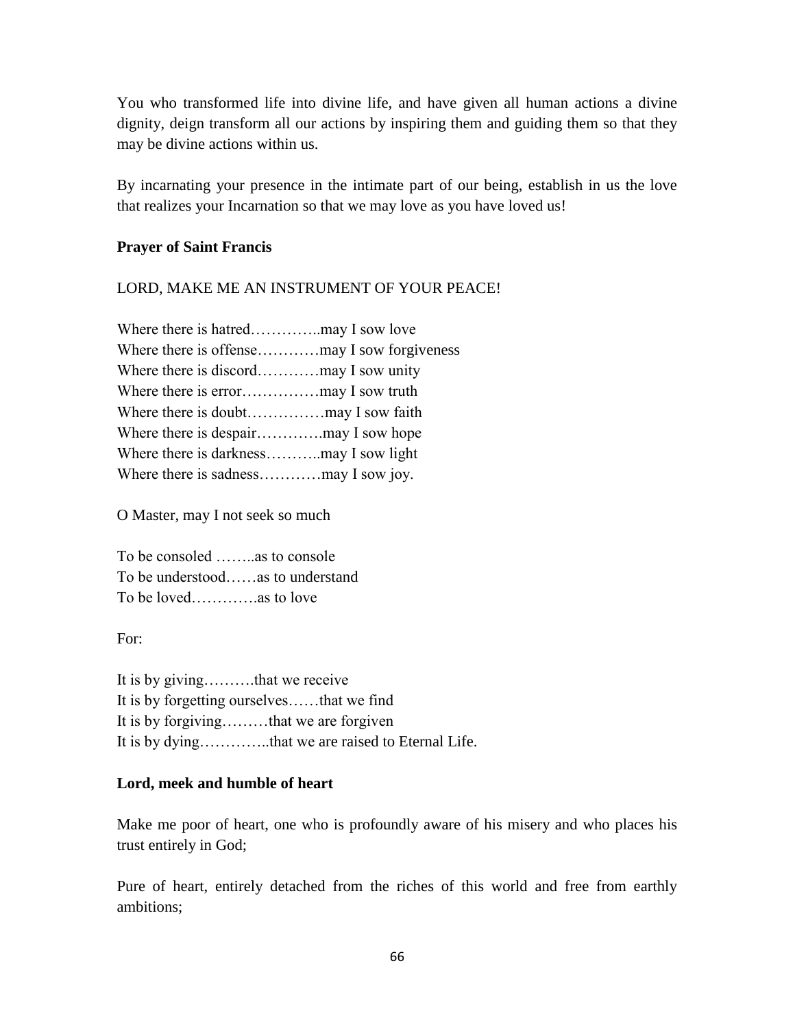You who transformed life into divine life, and have given all human actions a divine dignity, deign transform all our actions by inspiring them and guiding them so that they may be divine actions within us.

By incarnating your presence in the intimate part of our being, establish in us the love that realizes your Incarnation so that we may love as you have loved us!

**Prayer of Saint Francis**

LORD, MAKE ME AN INSTRUMENT OF YOUR PEACE!

Where there is hatred…………..may I sow love  
Where there is offense…………may I sow forgiveness  
Where there is discord…………may I sow unity  
Where there is error……………may I sow truth  
Where there is doubt……………may I sow faith  
Where there is despair………….may I sow hope  
Where there is darkness………..may I sow light  
Where there is sadness…………may I sow joy.

O Master, may I not seek so much

To be consoled ……..as to console  
To be understood……as to understand  
To be loved………….as to love

For:

It is by giving……….that we receive  
It is by forgetting ourselves……that we find  
It is by forgiving………that we are forgiven  
It is by dying…………..that we are raised to Eternal Life.

**Lord, meek and humble of heart**

Make me poor of heart, one who is profoundly aware of his misery and who places his trust entirely in God;

Pure of heart, entirely detached from the riches of this world and free from earthly ambitions;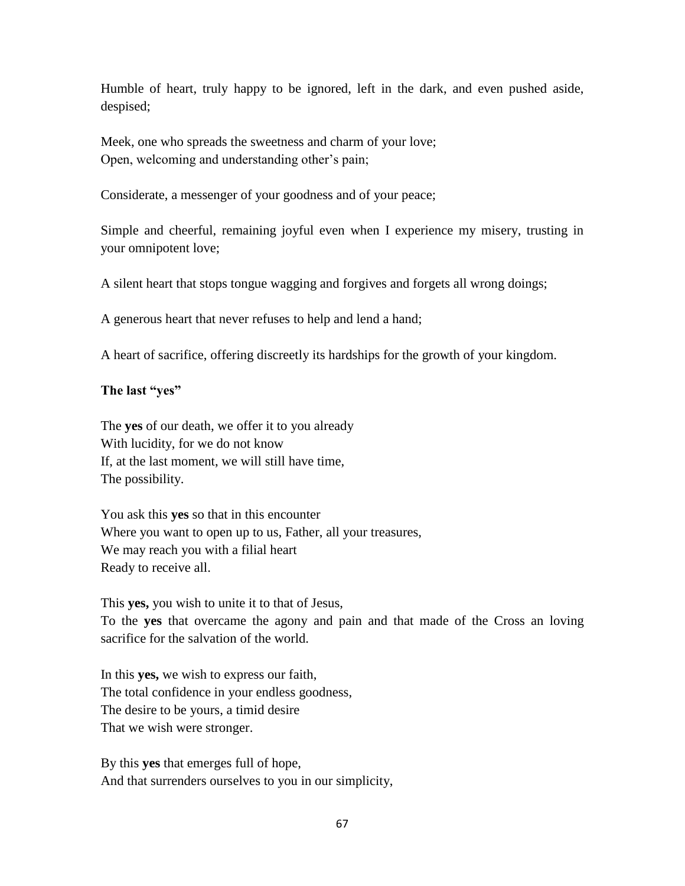Humble of heart, truly happy to be ignored, left in the dark, and even pushed aside, despised;

Meek, one who spreads the sweetness and charm of your love;
Open, welcoming and understanding other's pain;

Considerate, a messenger of your goodness and of your peace;

Simple and cheerful, remaining joyful even when I experience my misery, trusting in your omnipotent love;

A silent heart that stops tongue wagging and forgives and forgets all wrong doings;

A generous heart that never refuses to help and lend a hand;

A heart of sacrifice, offering discreetly its hardships for the growth of your kingdom.

**The last "yes"**

The **yes** of our death, we offer it to you already
With lucidity, for we do not know
If, at the last moment, we will still have time,
The possibility.

You ask this **yes** so that in this encounter
Where you want to open up to us, Father, all your treasures,
We may reach you with a filial heart
Ready to receive all.

This **yes,** you wish to unite it to that of Jesus,
To the **yes** that overcame the agony and pain and that made of the Cross an loving sacrifice for the salvation of the world.

In this **yes,** we wish to express our faith,
The total confidence in your endless goodness,
The desire to be yours, a timid desire
That we wish were stronger.

By this **yes** that emerges full of hope,
And that surrenders ourselves to you in our simplicity,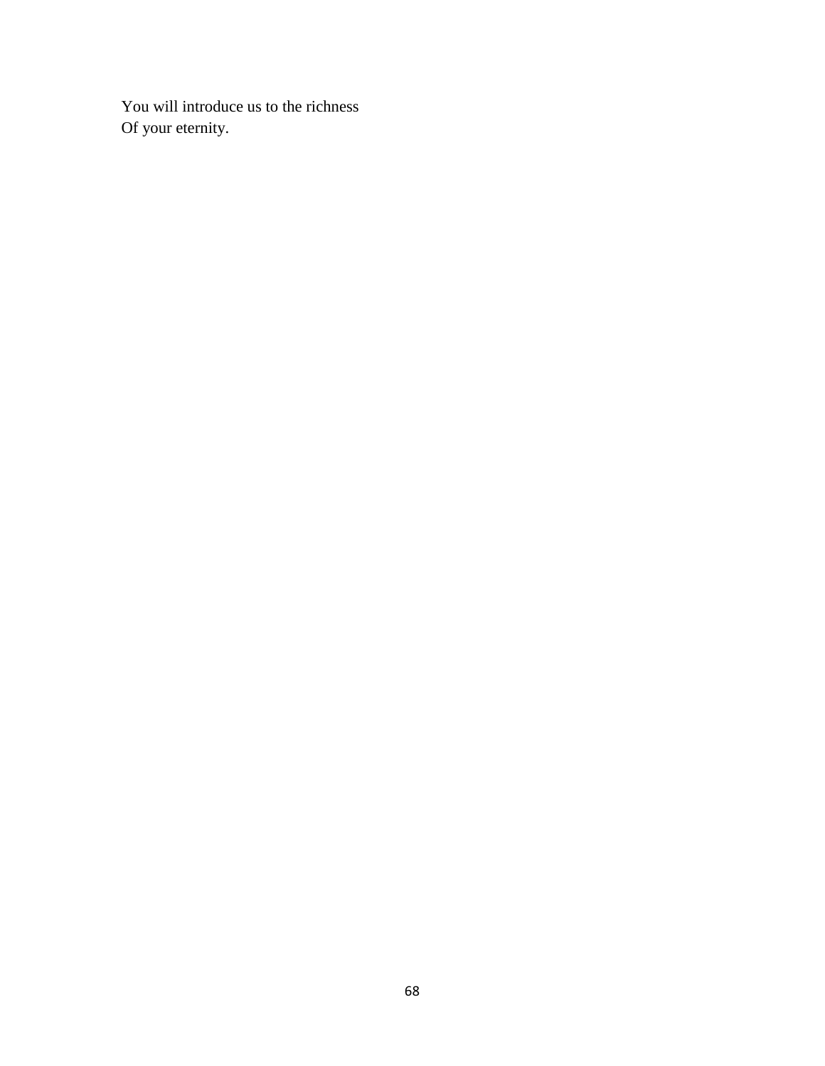You will introduce us to the richness  
Of your eternity.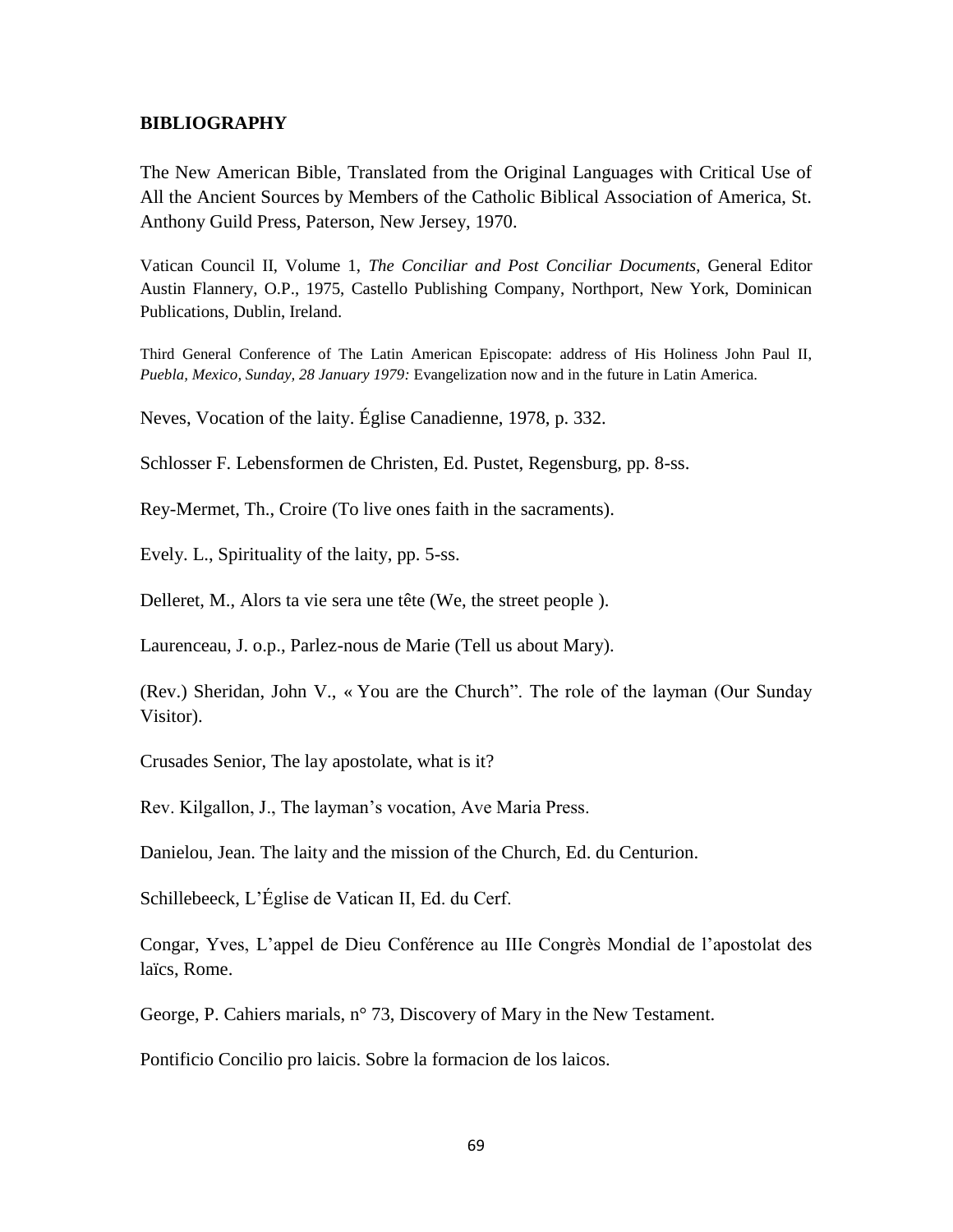**BIBLIOGRAPHY**

The New American Bible, Translated from the Original Languages with Critical Use of All the Ancient Sources by Members of the Catholic Biblical Association of America, St. Anthony Guild Press, Paterson, New Jersey, 1970.

Vatican Council II, Volume 1, *The Conciliar and Post Conciliar Documents*, General Editor Austin Flannery, O.P., 1975, Castello Publishing Company, Northport, New York, Dominican Publications, Dublin, Ireland.

Third General Conference of The Latin American Episcopate: address of His Holiness John Paul II, *Puebla, Mexico, Sunday, 28 January 1979:* Evangelization now and in the future in Latin America.

Neves, Vocation of the laity. Église Canadienne, 1978, p. 332.

Schlosser F. Lebensformen de Christen, Ed. Pustet, Regensburg, pp. 8-ss.

Rey-Mermet, Th., Croire (To live ones faith in the sacraments).

Evely. L., Spirituality of the laity, pp. 5-ss.

Delleret, M., Alors ta vie sera une tête (We, the street people ).

Laurenceau, J. o.p., Parlez-nous de Marie (Tell us about Mary).

(Rev.) Sheridan, John V., « You are the Church". The role of the layman (Our Sunday Visitor).

Crusades Senior, The lay apostolate, what is it?

Rev. Kilgallon, J., The layman's vocation, Ave Maria Press.

Danielou, Jean. The laity and the mission of the Church, Ed. du Centurion.

Schillebeeck, L'Église de Vatican II, Ed. du Cerf.

Congar, Yves, L'appel de Dieu Conférence au IIIe Congrès Mondial de l'apostolat des laïcs, Rome.

George, P. Cahiers marials, n° 73, Discovery of Mary in the New Testament.

Pontificio Concilio pro laicis. Sobre la formacion de los laicos.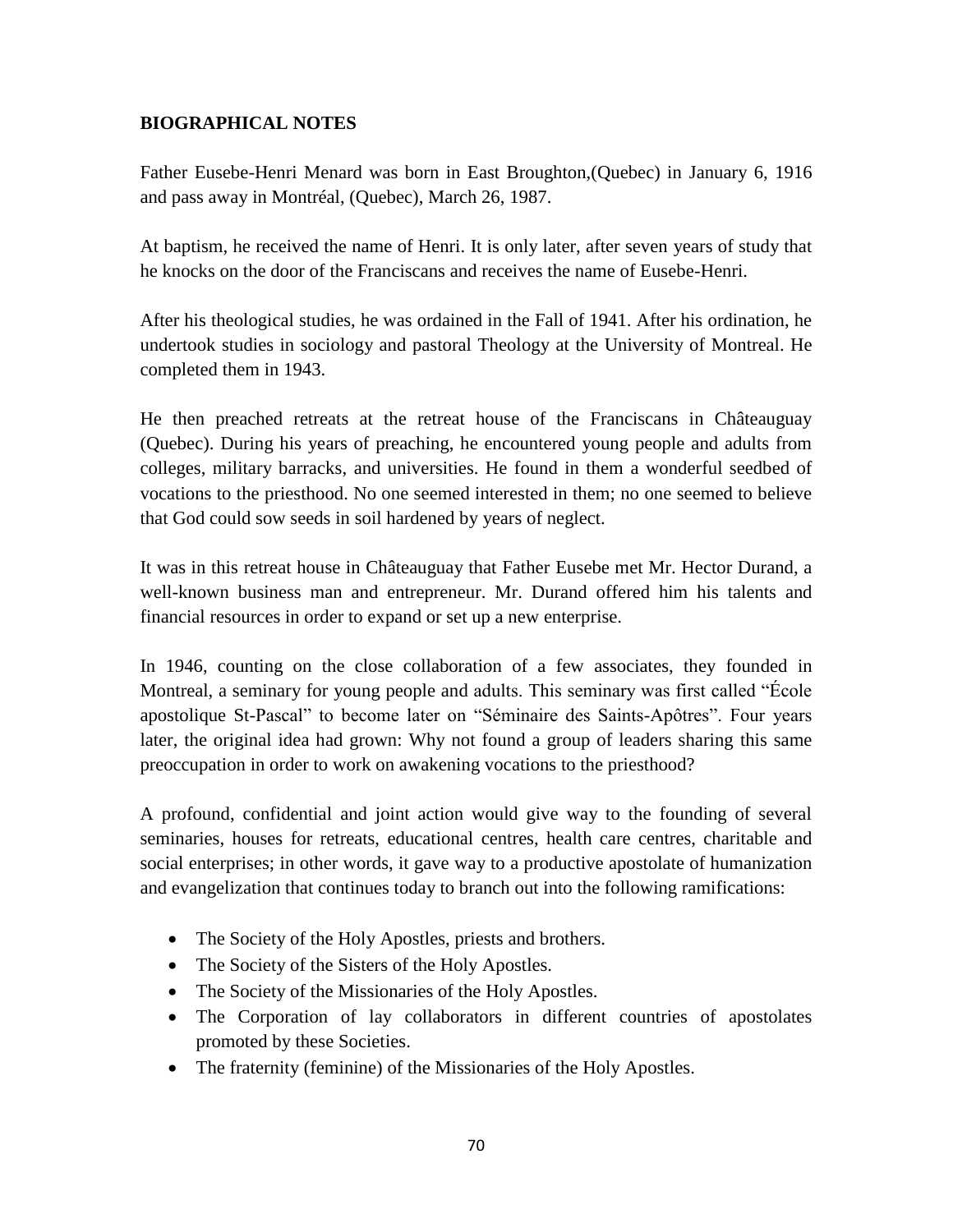**BIOGRAPHICAL NOTES**

Father Eusebe-Henri Menard was born in East Broughton,(Quebec) in January 6, 1916 and pass away in Montréal, (Quebec), March 26, 1987.

At baptism, he received the name of Henri. It is only later, after seven years of study that he knocks on the door of the Franciscans and receives the name of Eusebe-Henri.

After his theological studies, he was ordained in the Fall of 1941. After his ordination, he undertook studies in sociology and pastoral Theology at the University of Montreal. He completed them in 1943.

He then preached retreats at the retreat house of the Franciscans in Châteauguay (Quebec). During his years of preaching, he encountered young people and adults from colleges, military barracks, and universities. He found in them a wonderful seedbed of vocations to the priesthood. No one seemed interested in them; no one seemed to believe that God could sow seeds in soil hardened by years of neglect.

It was in this retreat house in Châteauguay that Father Eusebe met Mr. Hector Durand, a well-known business man and entrepreneur. Mr. Durand offered him his talents and financial resources in order to expand or set up a new enterprise.

In 1946, counting on the close collaboration of a few associates, they founded in Montreal, a seminary for young people and adults. This seminary was first called "École apostolique St-Pascal" to become later on "Séminaire des Saints-Apôtres". Four years later, the original idea had grown: Why not found a group of leaders sharing this same preoccupation in order to work on awakening vocations to the priesthood?

A profound, confidential and joint action would give way to the founding of several seminaries, houses for retreats, educational centres, health care centres, charitable and social enterprises; in other words, it gave way to a productive apostolate of humanization and evangelization that continues today to branch out into the following ramifications:

- The Society of the Holy Apostles, priests and brothers.
- The Society of the Sisters of the Holy Apostles.
- The Society of the Missionaries of the Holy Apostles.
- The Corporation of lay collaborators in different countries of apostolates promoted by these Societies.
- The fraternity (feminine) of the Missionaries of the Holy Apostles.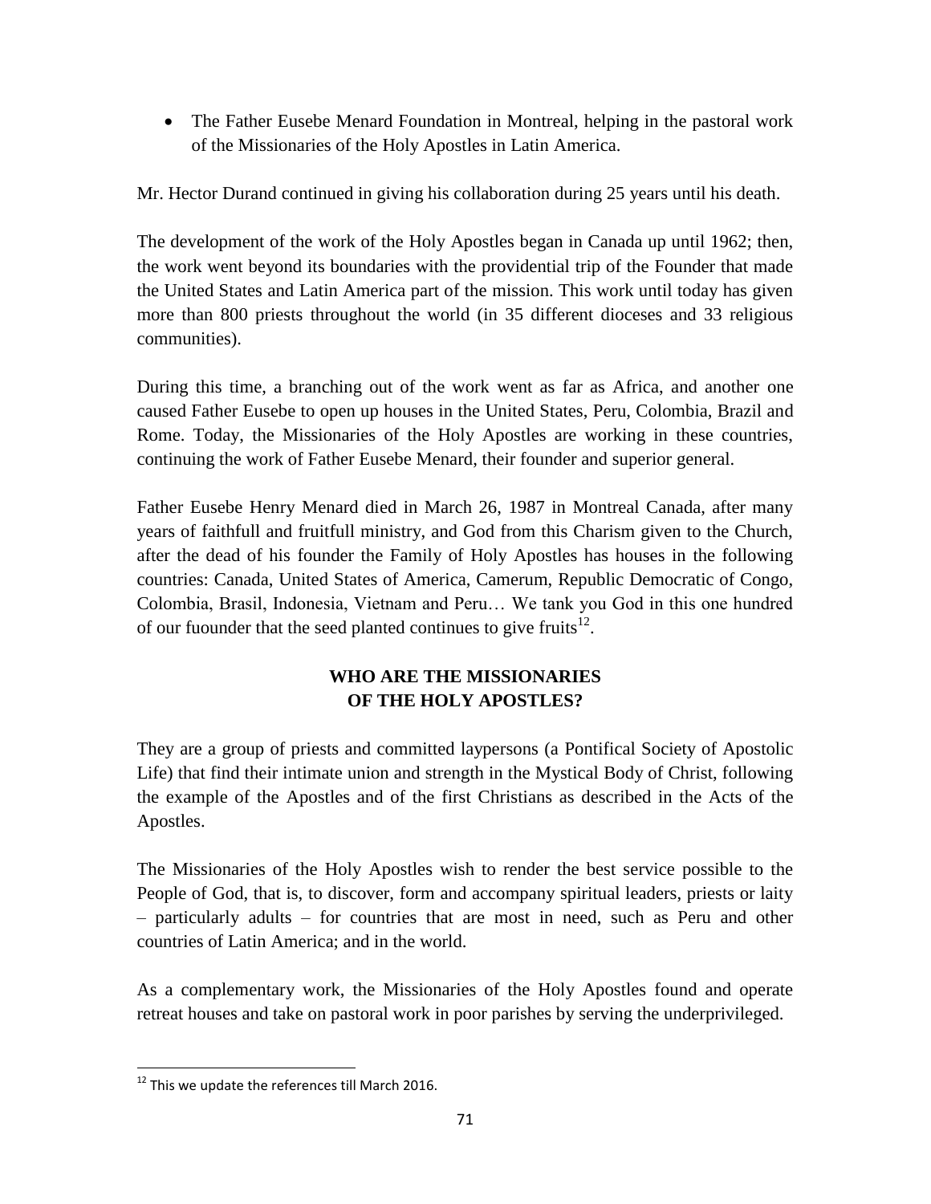- The Father Eusebe Menard Foundation in Montreal, helping in the pastoral work of the Missionaries of the Holy Apostles in Latin America.

Mr. Hector Durand continued in giving his collaboration during 25 years until his death.

The development of the work of the Holy Apostles began in Canada up until 1962; then, the work went beyond its boundaries with the providential trip of the Founder that made the United States and Latin America part of the mission. This work until today has given more than 800 priests throughout the world (in 35 different dioceses and 33 religious communities).

During this time, a branching out of the work went as far as Africa, and another one caused Father Eusebe to open up houses in the United States, Peru, Colombia, Brazil and Rome. Today, the Missionaries of the Holy Apostles are working in these countries, continuing the work of Father Eusebe Menard, their founder and superior general.

Father Eusebe Henry Menard died in March 26, 1987 in Montreal Canada, after many years of faithfull and fruitfull ministry, and God from this Charism given to the Church, after the dead of his founder the Family of Holy Apostles has houses in the following countries: Canada, United States of America, Camerum, Republic Democratic of Congo, Colombia, Brasil, Indonesia, Vietnam and Peru… We tank you God in this one hundred of our fuounder that the seed planted continues to give fruits[12].

## WHO ARE THE MISSIONARIES OF THE HOLY APOSTLES?

They are a group of priests and committed laypersons (a Pontifical Society of Apostolic Life) that find their intimate union and strength in the Mystical Body of Christ, following the example of the Apostles and of the first Christians as described in the Acts of the Apostles.

The Missionaries of the Holy Apostles wish to render the best service possible to the People of God, that is, to discover, form and accompany spiritual leaders, priests or laity – particularly adults – for countries that are most in need, such as Peru and other countries of Latin America; and in the world.

As a complementary work, the Missionaries of the Holy Apostles found and operate retreat houses and take on pastoral work in poor parishes by serving the underprivileged.

[12] This we update the references till March 2016.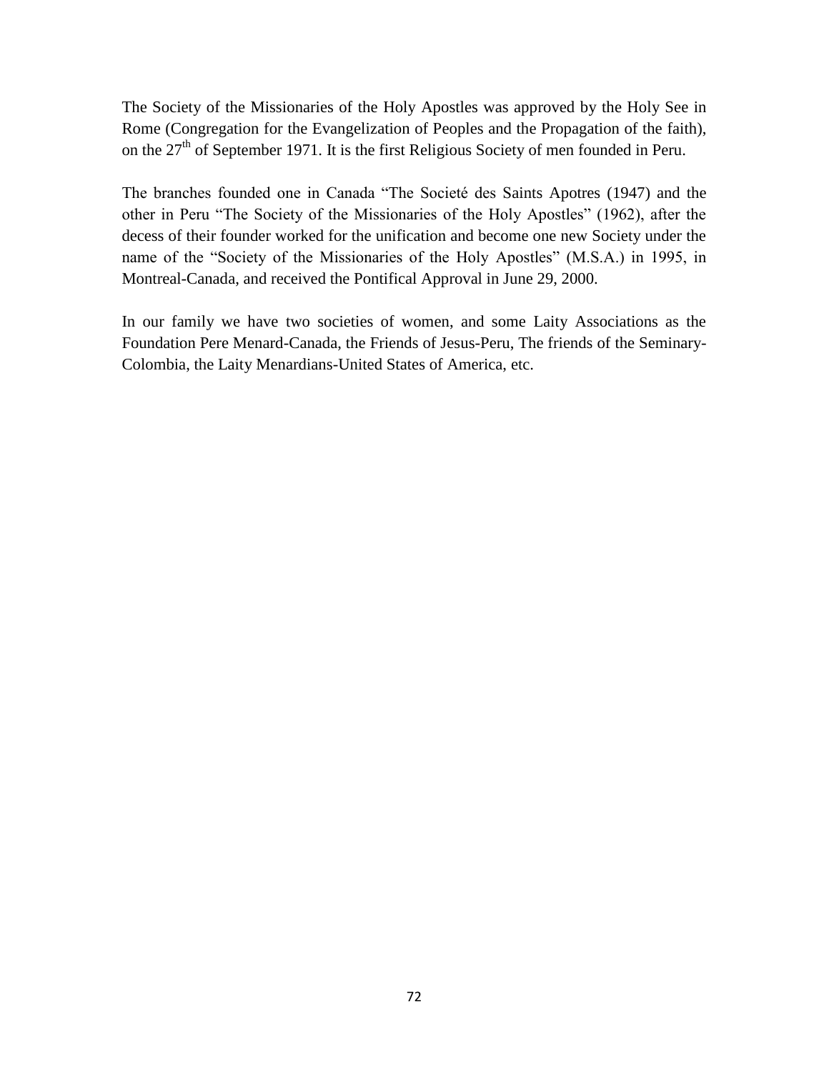The Society of the Missionaries of the Holy Apostles was approved by the Holy See in Rome (Congregation for the Evangelization of Peoples and the Propagation of the faith), on the 27th of September 1971. It is the first Religious Society of men founded in Peru.

The branches founded one in Canada "The Societé des Saints Apotres (1947) and the other in Peru "The Society of the Missionaries of the Holy Apostles" (1962), after the decess of their founder worked for the unification and become one new Society under the name of the "Society of the Missionaries of the Holy Apostles" (M.S.A.) in 1995, in Montreal-Canada, and received the Pontifical Approval in June 29, 2000.

In our family we have two societies of women, and some Laity Associations as the Foundation Pere Menard-Canada, the Friends of Jesus-Peru, The friends of the Seminary-Colombia, the Laity Menardians-United States of America, etc.